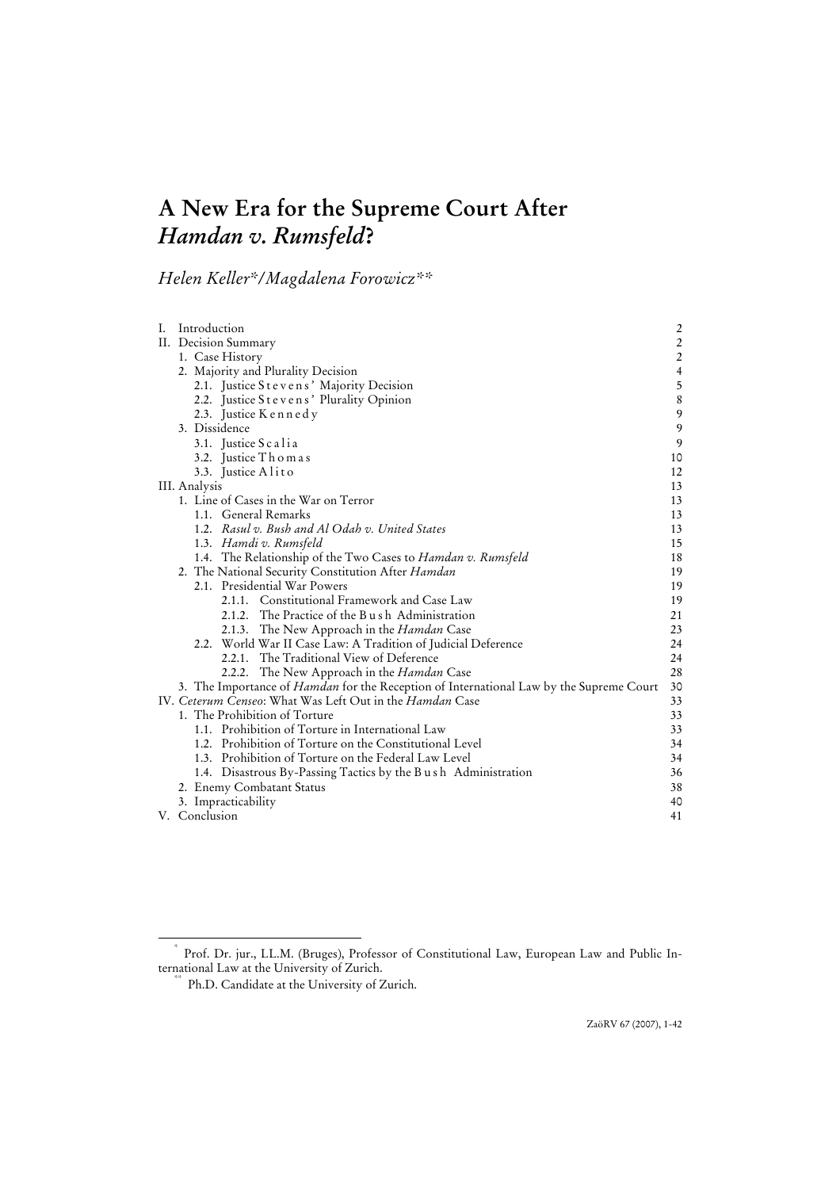# A New Era for the Supreme Court After *Hamdan v. Rumsfeld*?

*Helen Keller\*/Magdalena Forowicz\*\**

| | |
|---|---|
| I. Introduction | 2 |
| II. Decision Summary | 2 |
| 1. Case History | 2 |
| 2. Majority and Plurality Decision | 4 |
| 2.1. Justice Stevens' Majority Decision | 5 |
| 2.2. Justice Stevens' Plurality Opinion | 8 |
| 2.3. Justice Kennedy | 9 |
| 3. Dissidence | 9 |
| 3.1. Justice Scalia | 9 |
| 3.2. Justice Thomas | 10 |
| 3.3. Justice Alito | 12 |
| III. Analysis | 13 |
| 1. Line of Cases in the War on Terror | 13 |
| 1.1. General Remarks | 13 |
| 1.2. *Rasul v. Bush and Al Odah v. United States* | 13 |
| 1.3. *Hamdi v. Rumsfeld* | 15 |
| 1.4. The Relationship of the Two Cases to *Hamdan v. Rumsfeld* | 18 |
| 2. The National Security Constitution After *Hamdan* | 19 |
| 2.1. Presidential War Powers | 19 |
| 2.1.1. Constitutional Framework and Case Law | 19 |
| 2.1.2. The Practice of the Bush Administration | 21 |
| 2.1.3. The New Approach in the *Hamdan* Case | 23 |
| 2.2. World War II Case Law: A Tradition of Judicial Deference | 24 |
| 2.2.1. The Traditional View of Deference | 24 |
| 2.2.2. The New Approach in the *Hamdan* Case | 28 |
| 3. The Importance of *Hamdan* for the Reception of International Law by the Supreme Court | 30 |
| IV. *Ceterum Censeo*: What Was Left Out in the *Hamdan* Case | 33 |
| 1. The Prohibition of Torture | 33 |
| 1.1. Prohibition of Torture in International Law | 33 |
| 1.2. Prohibition of Torture on the Constitutional Level | 34 |
| 1.3. Prohibition of Torture on the Federal Law Level | 34 |
| 1.4. Disastrous By-Passing Tactics by the Bush Administration | 36 |
| 2. Enemy Combatant Status | 38 |
| 3. Impracticability | 40 |
| V. Conclusion | 41 |

\* Prof. Dr. jur., LL.M. (Bruges), Professor of Constitutional Law, European Law and Public International Law at the University of Zurich.

\*\* Ph.D. Candidate at the University of Zurich.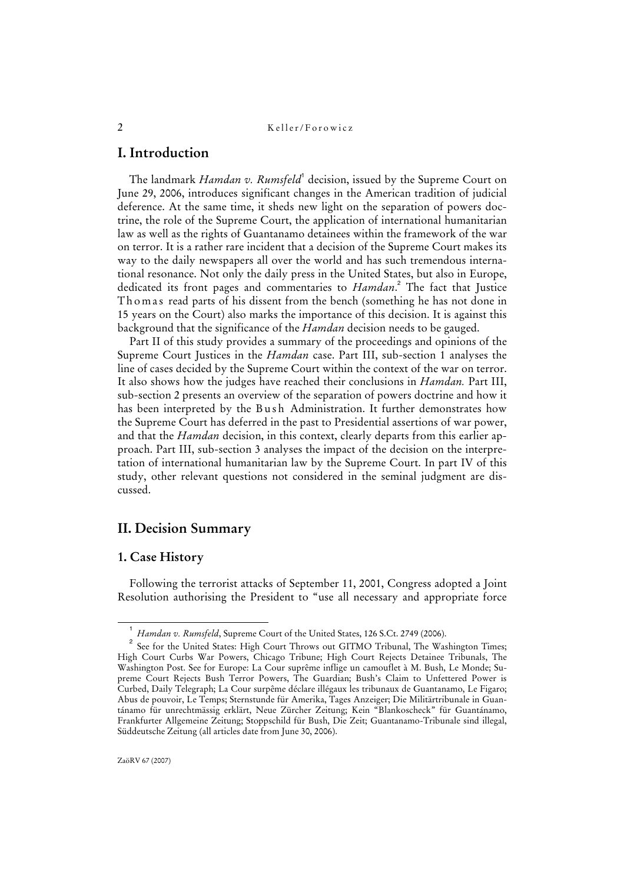# I. Introduction

The landmark *Hamdan v. Rumsfeld*[1] decision, issued by the Supreme Court on June 29, 2006, introduces significant changes in the American tradition of judicial deference. At the same time, it sheds new light on the separation of powers doctrine, the role of the Supreme Court, the application of international humanitarian law as well as the rights of Guantanamo detainees within the framework of the war on terror. It is a rather rare incident that a decision of the Supreme Court makes its way to the daily newspapers all over the world and has such tremendous international resonance. Not only the daily press in the United States, but also in Europe, dedicated its front pages and commentaries to *Hamdan*.[2] The fact that Justice Thomas read parts of his dissent from the bench (something he has not done in 15 years on the Court) also marks the importance of this decision. It is against this background that the significance of the *Hamdan* decision needs to be gauged.

Part II of this study provides a summary of the proceedings and opinions of the Supreme Court Justices in the *Hamdan* case. Part III, sub-section 1 analyses the line of cases decided by the Supreme Court within the context of the war on terror. It also shows how the judges have reached their conclusions in *Hamdan.* Part III, sub-section 2 presents an overview of the separation of powers doctrine and how it has been interpreted by the Bush Administration. It further demonstrates how the Supreme Court has deferred in the past to Presidential assertions of war power, and that the *Hamdan* decision, in this context, clearly departs from this earlier approach. Part III, sub-section 3 analyses the impact of the decision on the interpretation of international humanitarian law by the Supreme Court. In part IV of this study, other relevant questions not considered in the seminal judgment are discussed.

# II. Decision Summary

## 1. Case History

Following the terrorist attacks of September 11, 2001, Congress adopted a Joint Resolution authorising the President to "use all necessary and appropriate force

---

[1] *Hamdan v. Rumsfeld*, Supreme Court of the United States, 126 S.Ct. 2749 (2006).

[2] See for the United States: High Court Throws out GITMO Tribunal, The Washington Times; High Court Curbs War Powers, Chicago Tribune; High Court Rejects Detainee Tribunals, The Washington Post. See for Europe: La Cour suprême inflige un camouflet à M. Bush, Le Monde; Supreme Court Rejects Bush Terror Powers, The Guardian; Bush's Claim to Unfettered Power is Curbed, Daily Telegraph; La Cour surpême déclare illégaux les tribunaux de Guantanamo, Le Figaro; Abus de pouvoir, Le Temps; Sternstunde für Amerika, Tages Anzeiger; Die Militärtribunale in Guantánamo für unrechtmässig erklärt, Neue Zürcher Zeitung; Kein "Blankoscheck" für Guantánamo, Frankfurter Allgemeine Zeitung; Stoppschild für Bush, Die Zeit; Guantanamo-Tribunale sind illegal, Süddeutsche Zeitung (all articles date from June 30, 2006).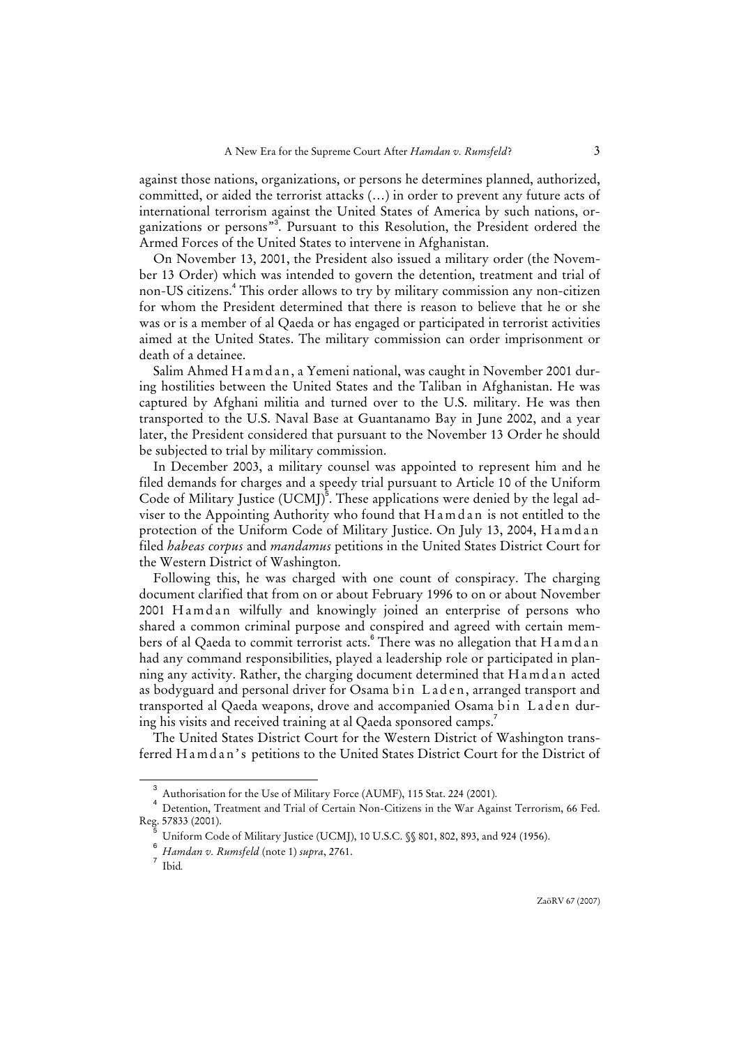against those nations, organizations, or persons he determines planned, authorized, committed, or aided the terrorist attacks (...) in order to prevent any future acts of international terrorism against the United States of America by such nations, organizations or persons"[3]. Pursuant to this Resolution, the President ordered the Armed Forces of the United States to intervene in Afghanistan.

On November 13, 2001, the President also issued a military order (the November 13 Order) which was intended to govern the detention, treatment and trial of non-US citizens.[4] This order allows to try by military commission any non-citizen for whom the President determined that there is reason to believe that he or she was or is a member of al Qaeda or has engaged or participated in terrorist activities aimed at the United States. The military commission can order imprisonment or death of a detainee.

Salim Ahmed Hamdan, a Yemeni national, was caught in November 2001 during hostilities between the United States and the Taliban in Afghanistan. He was captured by Afghani militia and turned over to the U.S. military. He was then transported to the U.S. Naval Base at Guantanamo Bay in June 2002, and a year later, the President considered that pursuant to the November 13 Order he should be subjected to trial by military commission.

In December 2003, a military counsel was appointed to represent him and he filed demands for charges and a speedy trial pursuant to Article 10 of the Uniform Code of Military Justice (UCMJ)[5]. These applications were denied by the legal adviser to the Appointing Authority who found that Hamdan is not entitled to the protection of the Uniform Code of Military Justice. On July 13, 2004, Hamdan filed *habeas corpus* and *mandamus* petitions in the United States District Court for the Western District of Washington.

Following this, he was charged with one count of conspiracy. The charging document clarified that from on or about February 1996 to on or about November 2001 Hamdan wilfully and knowingly joined an enterprise of persons who shared a common criminal purpose and conspired and agreed with certain members of al Qaeda to commit terrorist acts.[6] There was no allegation that Hamdan had any command responsibilities, played a leadership role or participated in planning any activity. Rather, the charging document determined that Hamdan acted as bodyguard and personal driver for Osama bin Laden, arranged transport and transported al Qaeda weapons, drove and accompanied Osama bin Laden during his visits and received training at al Qaeda sponsored camps.[7]

The United States District Court for the Western District of Washington transferred Hamdan's petitions to the United States District Court for the District of

---

[3] Authorisation for the Use of Military Force (AUMF), 115 Stat. 224 (2001).

[4] Detention, Treatment and Trial of Certain Non-Citizens in the War Against Terrorism, 66 Fed. Reg. 57833 (2001).

[5] Uniform Code of Military Justice (UCMJ), 10 U.S.C. §§ 801, 802, 893, and 924 (1956).

[6] *Hamdan v. Rumsfeld* (note 1) *supra*, 2761.

[7] Ibid.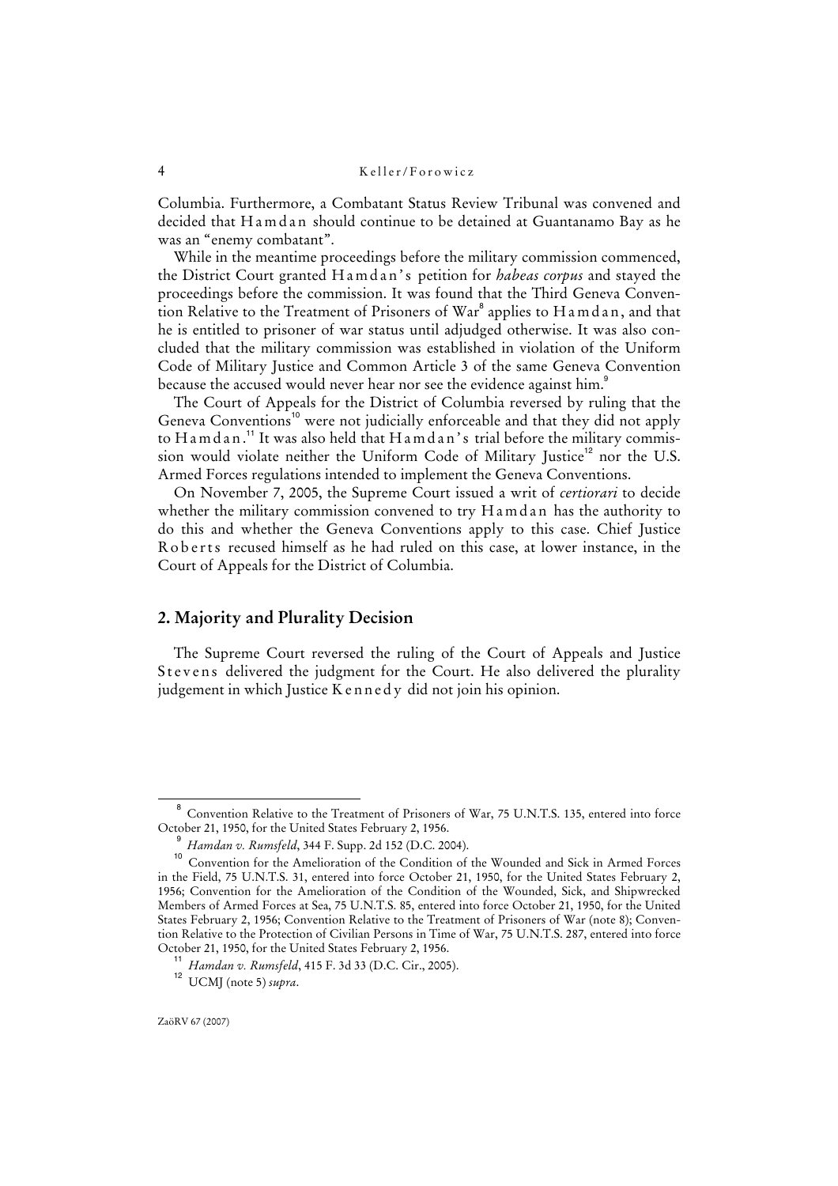Columbia. Furthermore, a Combatant Status Review Tribunal was convened and decided that Hamdan should continue to be detained at Guantanamo Bay as he was an "enemy combatant".

While in the meantime proceedings before the military commission commenced, the District Court granted Hamdan's petition for *habeas corpus* and stayed the proceedings before the commission. It was found that the Third Geneva Convention Relative to the Treatment of Prisoners of War[8] applies to Hamdan, and that he is entitled to prisoner of war status until adjudged otherwise. It was also concluded that the military commission was established in violation of the Uniform Code of Military Justice and Common Article 3 of the same Geneva Convention because the accused would never hear nor see the evidence against him.[9]

The Court of Appeals for the District of Columbia reversed by ruling that the Geneva Conventions[10] were not judicially enforceable and that they did not apply to Hamdan.[11] It was also held that Hamdan's trial before the military commission would violate neither the Uniform Code of Military Justice[12] nor the U.S. Armed Forces regulations intended to implement the Geneva Conventions.

On November 7, 2005, the Supreme Court issued a writ of *certiorari* to decide whether the military commission convened to try Hamdan has the authority to do this and whether the Geneva Conventions apply to this case. Chief Justice Roberts recused himself as he had ruled on this case, at lower instance, in the Court of Appeals for the District of Columbia.

## 2. Majority and Plurality Decision

The Supreme Court reversed the ruling of the Court of Appeals and Justice Stevens delivered the judgment for the Court. He also delivered the plurality judgement in which Justice Kennedy did not join his opinion.

---

[8] Convention Relative to the Treatment of Prisoners of War, 75 U.N.T.S. 135, entered into force October 21, 1950, for the United States February 2, 1956.

[9] *Hamdan v. Rumsfeld*, 344 F. Supp. 2d 152 (D.C. 2004).

[10] Convention for the Amelioration of the Condition of the Wounded and Sick in Armed Forces in the Field, 75 U.N.T.S. 31, entered into force October 21, 1950, for the United States February 2, 1956; Convention for the Amelioration of the Condition of the Wounded, Sick, and Shipwrecked Members of Armed Forces at Sea, 75 U.N.T.S. 85, entered into force October 21, 1950, for the United States February 2, 1956; Convention Relative to the Treatment of Prisoners of War (note 8); Convention Relative to the Protection of Civilian Persons in Time of War, 75 U.N.T.S. 287, entered into force October 21, 1950, for the United States February 2, 1956.

[11] *Hamdan v. Rumsfeld*, 415 F. 3d 33 (D.C. Cir., 2005).

[12] UCMJ (note 5) *supra*.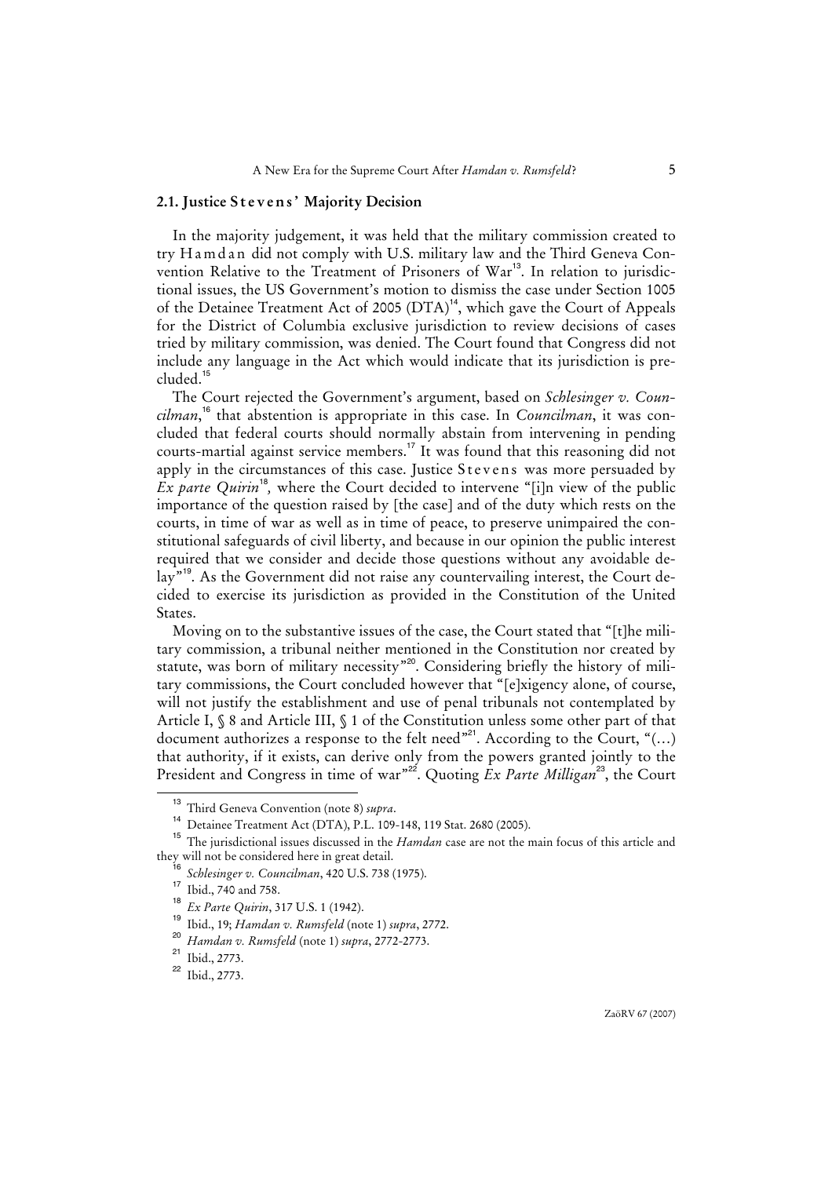### 2.1. Justice Stevens' Majority Decision

In the majority judgement, it was held that the military commission created to try Hamdan did not comply with U.S. military law and the Third Geneva Convention Relative to the Treatment of Prisoners of War[13]. In relation to jurisdictional issues, the US Government's motion to dismiss the case under Section 1005 of the Detainee Treatment Act of 2005 (DTA)[14], which gave the Court of Appeals for the District of Columbia exclusive jurisdiction to review decisions of cases tried by military commission, was denied. The Court found that Congress did not include any language in the Act which would indicate that its jurisdiction is precluded.[15]

The Court rejected the Government's argument, based on *Schlesinger v. Councilman*,[16] that abstention is appropriate in this case. In *Councilman*, it was concluded that federal courts should normally abstain from intervening in pending courts-martial against service members.[17] It was found that this reasoning did not apply in the circumstances of this case. Justice Stevens was more persuaded by *Ex parte Quirin*[18], where the Court decided to intervene "[i]n view of the public importance of the question raised by [the case] and of the duty which rests on the courts, in time of war as well as in time of peace, to preserve unimpaired the constitutional safeguards of civil liberty, and because in our opinion the public interest required that we consider and decide those questions without any avoidable delay"[19]. As the Government did not raise any countervailing interest, the Court decided to exercise its jurisdiction as provided in the Constitution of the United States.

Moving on to the substantive issues of the case, the Court stated that "[t]he military commission, a tribunal neither mentioned in the Constitution nor created by statute, was born of military necessity"[20]. Considering briefly the history of military commissions, the Court concluded however that "[e]xigency alone, of course, will not justify the establishment and use of penal tribunals not contemplated by Article I, § 8 and Article III, § 1 of the Constitution unless some other part of that document authorizes a response to the felt need"[21]. According to the Court, "(...) that authority, if it exists, can derive only from the powers granted jointly to the President and Congress in time of war"[22]. Quoting *Ex Parte Milligan*[23], the Court

---

[13] Third Geneva Convention (note 8) *supra*.

[14] Detainee Treatment Act (DTA), P.L. 109-148, 119 Stat. 2680 (2005).

[15] The jurisdictional issues discussed in the *Hamdan* case are not the main focus of this article and they will not be considered here in great detail.

[16] *Schlesinger v. Councilman*, 420 U.S. 738 (1975).

[17] Ibid., 740 and 758.

[18] *Ex Parte Quirin*, 317 U.S. 1 (1942).

[19] Ibid., 19; *Hamdan v. Rumsfeld* (note 1) *supra*, 2772.

[20] *Hamdan v. Rumsfeld* (note 1) *supra*, 2772-2773.

[21] Ibid., 2773.

[22] Ibid., 2773.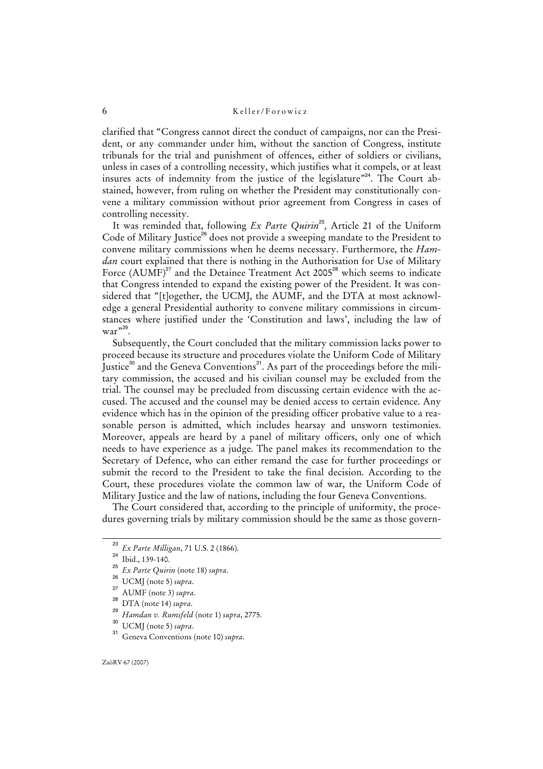clarified that "Congress cannot direct the conduct of campaigns, nor can the President, or any commander under him, without the sanction of Congress, institute tribunals for the trial and punishment of offences, either of soldiers or civilians, unless in cases of a controlling necessity, which justifies what it compels, or at least insures acts of indemnity from the justice of the legislature"[24]. The Court abstained, however, from ruling on whether the President may constitutionally convene a military commission without prior agreement from Congress in cases of controlling necessity.

It was reminded that, following *Ex Parte Quirin*[25], Article 21 of the Uniform Code of Military Justice[26] does not provide a sweeping mandate to the President to convene military commissions when he deems necessary. Furthermore, the *Hamdan* court explained that there is nothing in the Authorisation for Use of Military Force (AUMF)[27] and the Detainee Treatment Act 2005[28] which seems to indicate that Congress intended to expand the existing power of the President. It was considered that "[t]ogether, the UCMJ, the AUMF, and the DTA at most acknowledge a general Presidential authority to convene military commissions in circumstances where justified under the 'Constitution and laws', including the law of war"[29].

Subsequently, the Court concluded that the military commission lacks power to proceed because its structure and procedures violate the Uniform Code of Military Justice[30] and the Geneva Conventions[31]. As part of the proceedings before the military commission, the accused and his civilian counsel may be excluded from the trial. The counsel may be precluded from discussing certain evidence with the accused. The accused and the counsel may be denied access to certain evidence. Any evidence which has in the opinion of the presiding officer probative value to a reasonable person is admitted, which includes hearsay and unsworn testimonies. Moreover, appeals are heard by a panel of military officers, only one of which needs to have experience as a judge. The panel makes its recommendation to the Secretary of Defence, who can either remand the case for further proceedings or submit the record to the President to take the final decision. According to the Court, these procedures violate the common law of war, the Uniform Code of Military Justice and the law of nations, including the four Geneva Conventions.

The Court considered that, according to the principle of uniformity, the procedures governing trials by military commission should be the same as those govern-

---

[23] *Ex Parte Milligan*, 71 U.S. 2 (1866).

[24] Ibid., 139-140.

[25] *Ex Parte Quirin* (note 18) *supra*.

[26] UCMJ (note 5) *supra*.

[27] AUMF (note 3) *supra*.

[28] DTA (note 14) *supra*.

[29] *Hamdan v. Rumsfeld* (note 1) *supra*, 2775.

[30] UCMJ (note 5) *supra*.

[31] Geneva Conventions (note 10) *supra*.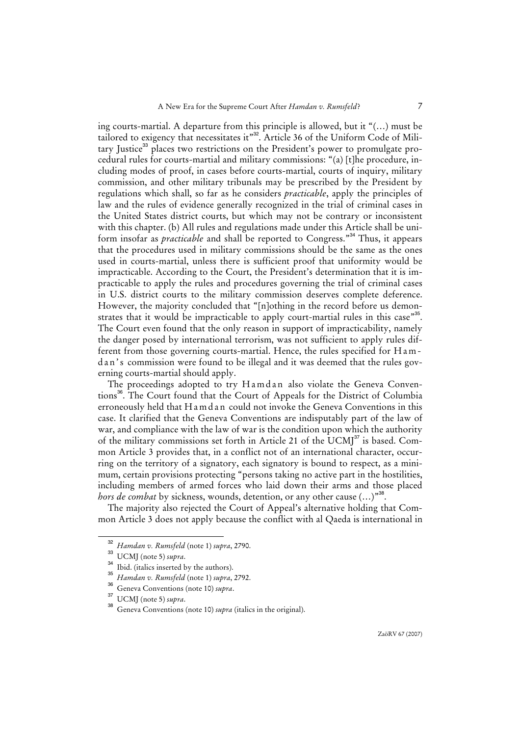ing courts-martial. A departure from this principle is allowed, but it "(...) must be tailored to exigency that necessitates it"[32]. Article 36 of the Uniform Code of Military Justice[33] places two restrictions on the President's power to promulgate procedural rules for courts-martial and military commissions: "(a) [t]he procedure, including modes of proof, in cases before courts-martial, courts of inquiry, military commission, and other military tribunals may be prescribed by the President by regulations which shall, so far as he considers *practicable*, apply the principles of law and the rules of evidence generally recognized in the trial of criminal cases in the United States district courts, but which may not be contrary or inconsistent with this chapter. (b) All rules and regulations made under this Article shall be uniform insofar as *practicable* and shall be reported to Congress."[34] Thus, it appears that the procedures used in military commissions should be the same as the ones used in courts-martial, unless there is sufficient proof that uniformity would be impracticable. According to the Court, the President's determination that it is impracticable to apply the rules and procedures governing the trial of criminal cases in U.S. district courts to the military commission deserves complete deference. However, the majority concluded that "[n]othing in the record before us demonstrates that it would be impracticable to apply court-martial rules in this case"[35]. The Court even found that the only reason in support of impracticability, namely the danger posed by international terrorism, was not sufficient to apply rules different from those governing courts-martial. Hence, the rules specified for Hamdan's commission were found to be illegal and it was deemed that the rules governing courts-martial should apply.

The proceedings adopted to try Hamdan also violate the Geneva Conventions[36]. The Court found that the Court of Appeals for the District of Columbia erroneously held that Hamdan could not invoke the Geneva Conventions in this case. It clarified that the Geneva Conventions are indisputably part of the law of war, and compliance with the law of war is the condition upon which the authority of the military commissions set forth in Article 21 of the UCMJ[37] is based. Common Article 3 provides that, in a conflict not of an international character, occurring on the territory of a signatory, each signatory is bound to respect, as a minimum, certain provisions protecting "persons taking no active part in the hostilities, including members of armed forces who laid down their arms and those placed *hors de combat* by sickness, wounds, detention, or any other cause (...)"[38].

The majority also rejected the Court of Appeal's alternative holding that Common Article 3 does not apply because the conflict with al Qaeda is international in

---

[32] *Hamdan v. Rumsfeld* (note 1) *supra*, 2790.

[33] UCMJ (note 5) *supra*.

[34] Ibid. (italics inserted by the authors).

[35] *Hamdan v. Rumsfeld* (note 1) *supra*, 2792.

[36] Geneva Conventions (note 10) *supra*.

[37] UCMJ (note 5) *supra*.

[38] Geneva Conventions (note 10) *supra* (italics in the original).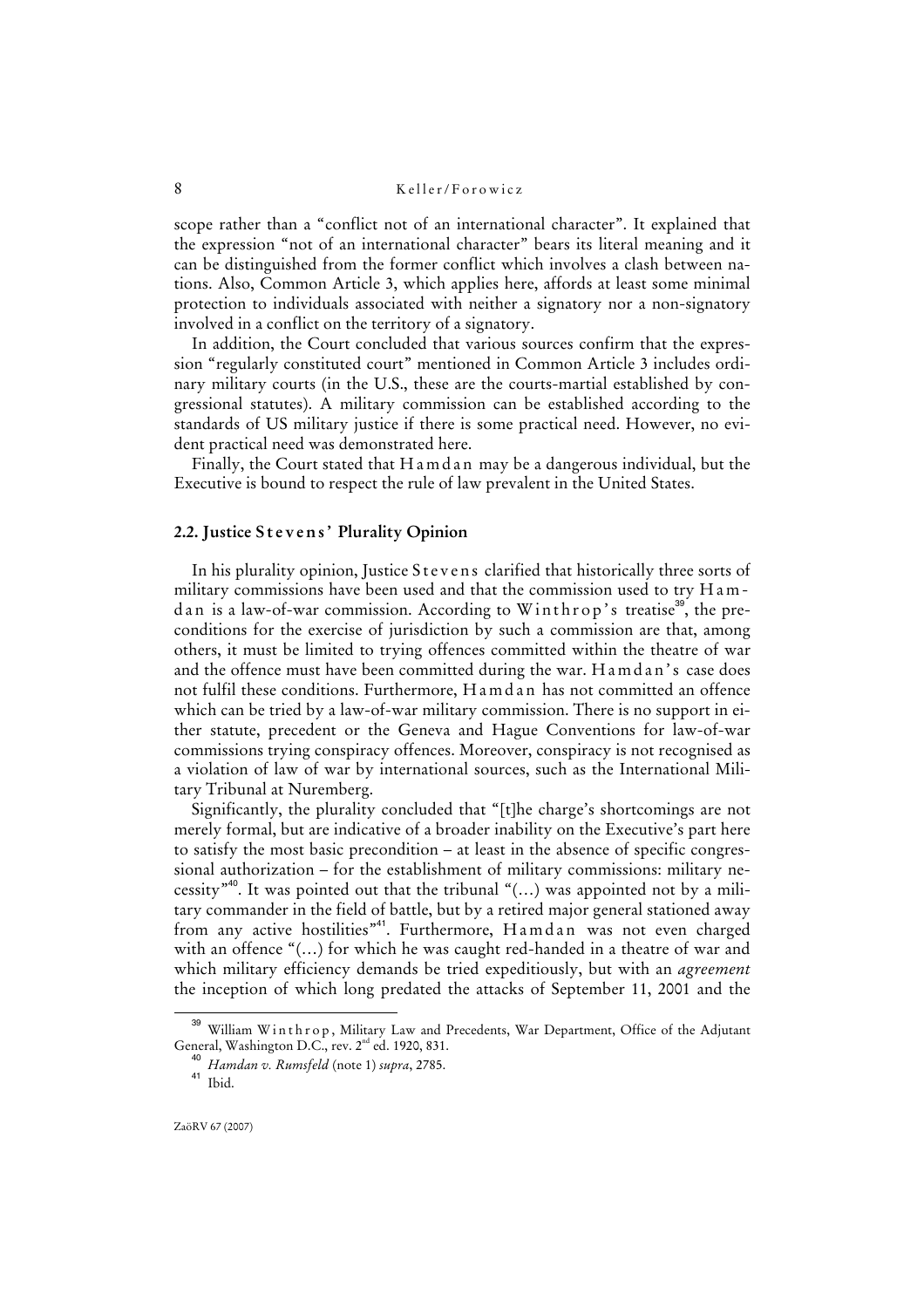scope rather than a "conflict not of an international character". It explained that the expression "not of an international character" bears its literal meaning and it can be distinguished from the former conflict which involves a clash between nations. Also, Common Article 3, which applies here, affords at least some minimal protection to individuals associated with neither a signatory nor a non-signatory involved in a conflict on the territory of a signatory.

In addition, the Court concluded that various sources confirm that the expression "regularly constituted court" mentioned in Common Article 3 includes ordinary military courts (in the U.S., these are the courts-martial established by congressional statutes). A military commission can be established according to the standards of US military justice if there is some practical need. However, no evident practical need was demonstrated here.

Finally, the Court stated that Hamdan may be a dangerous individual, but the Executive is bound to respect the rule of law prevalent in the United States.

### 2.2. Justice Stevens' Plurality Opinion

In his plurality opinion, Justice Stevens clarified that historically three sorts of military commissions have been used and that the commission used to try Hamdan is a law-of-war commission. According to Winthrop's treatise[39], the preconditions for the exercise of jurisdiction by such a commission are that, among others, it must be limited to trying offences committed within the theatre of war and the offence must have been committed during the war. Hamdan's case does not fulfil these conditions. Furthermore, Hamdan has not committed an offence which can be tried by a law-of-war military commission. There is no support in either statute, precedent or the Geneva and Hague Conventions for law-of-war commissions trying conspiracy offences. Moreover, conspiracy is not recognised as a violation of law of war by international sources, such as the International Military Tribunal at Nuremberg.

Significantly, the plurality concluded that "[t]he charge's shortcomings are not merely formal, but are indicative of a broader inability on the Executive's part here to satisfy the most basic precondition – at least in the absence of specific congressional authorization – for the establishment of military commissions: military necessity"[40]. It was pointed out that the tribunal "(...) was appointed not by a military commander in the field of battle, but by a retired major general stationed away from any active hostilities"[41]. Furthermore, Hamdan was not even charged with an offence "(...) for which he was caught red-handed in a theatre of war and which military efficiency demands be tried expeditiously, but with an *agreement* the inception of which long predated the attacks of September 11, 2001 and the

---

[39] William Winthrop, Military Law and Precedents, War Department, Office of the Adjutant General, Washington D.C., rev. 2nd ed. 1920, 831.

[40] *Hamdan v. Rumsfeld* (note 1) *supra*, 2785.

[41] Ibid.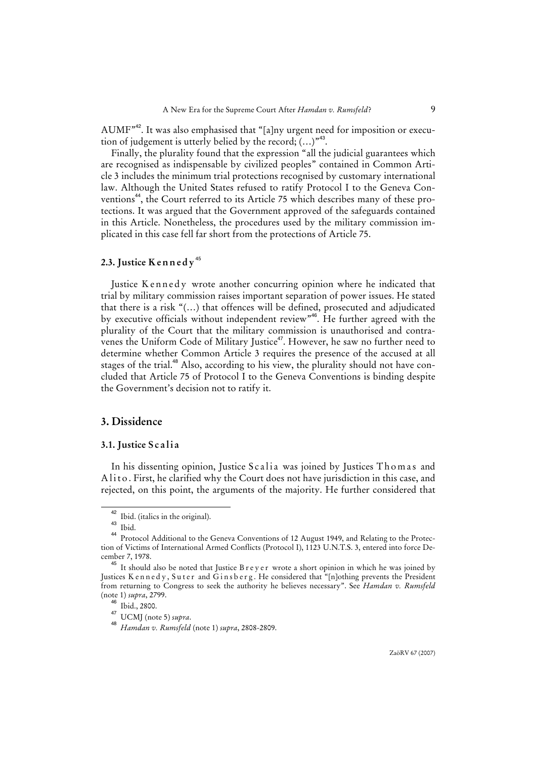AUMF"[42]. It was also emphasised that "[a]ny urgent need for imposition or execution of judgement is utterly belied by the record; (…)"[43].

Finally, the plurality found that the expression "all the judicial guarantees which are recognised as indispensable by civilized peoples" contained in Common Article 3 includes the minimum trial protections recognised by customary international law. Although the United States refused to ratify Protocol I to the Geneva Conventions[44], the Court referred to its Article 75 which describes many of these protections. It was argued that the Government approved of the safeguards contained in this Article. Nonetheless, the procedures used by the military commission implicated in this case fell far short from the protections of Article 75.

### 2.3. Justice Kennedy[45]

Justice Kennedy wrote another concurring opinion where he indicated that trial by military commission raises important separation of power issues. He stated that there is a risk "(…) that offences will be defined, prosecuted and adjudicated by executive officials without independent review"[46]. He further agreed with the plurality of the Court that the military commission is unauthorised and contravenes the Uniform Code of Military Justice[47]. However, he saw no further need to determine whether Common Article 3 requires the presence of the accused at all stages of the trial.[48] Also, according to his view, the plurality should not have concluded that Article 75 of Protocol I to the Geneva Conventions is binding despite the Government's decision not to ratify it.

## 3. Dissidence

### 3.1. Justice Scalia

In his dissenting opinion, Justice Scalia was joined by Justices Thomas and Alito. First, he clarified why the Court does not have jurisdiction in this case, and rejected, on this point, the arguments of the majority. He further considered that

---

[42] Ibid. (italics in the original).

[43] Ibid.

[44] Protocol Additional to the Geneva Conventions of 12 August 1949, and Relating to the Protection of Victims of International Armed Conflicts (Protocol I), 1123 U.N.T.S. 3, entered into force December 7, 1978.

[45] It should also be noted that Justice Breyer wrote a short opinion in which he was joined by Justices Kennedy, Suter and Ginsberg. He considered that "[n]othing prevents the President from returning to Congress to seek the authority he believes necessary". See *Hamdan v. Rumsfeld* (note 1) *supra*, 2799.

[46] Ibid., 2800.

[47] UCMJ (note 5) *supra*.

[48] *Hamdan v. Rumsfeld* (note 1) *supra*, 2808-2809.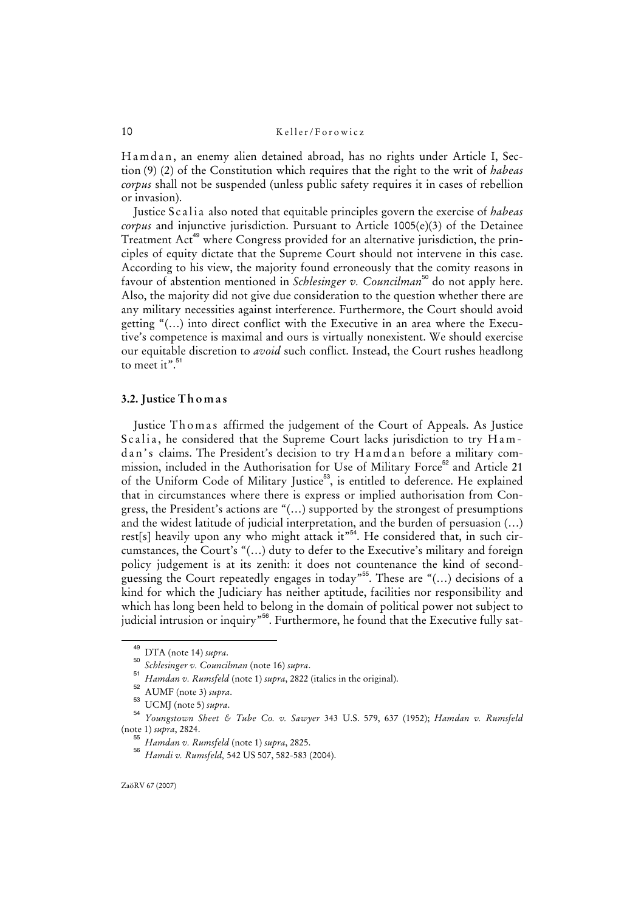Hamdan, an enemy alien detained abroad, has no rights under Article I, Section (9) (2) of the Constitution which requires that the right to the writ of *habeas corpus* shall not be suspended (unless public safety requires it in cases of rebellion or invasion).

Justice Scalia also noted that equitable principles govern the exercise of *habeas corpus* and injunctive jurisdiction. Pursuant to Article 1005(e)(3) of the Detainee Treatment Act[49] where Congress provided for an alternative jurisdiction, the principles of equity dictate that the Supreme Court should not intervene in this case. According to his view, the majority found erroneously that the comity reasons in favour of abstention mentioned in *Schlesinger v. Councilman*[50] do not apply here. Also, the majority did not give due consideration to the question whether there are any military necessities against interference. Furthermore, the Court should avoid getting "(…) into direct conflict with the Executive in an area where the Executive's competence is maximal and ours is virtually nonexistent. We should exercise our equitable discretion to *avoid* such conflict. Instead, the Court rushes headlong to meet it".[51]

### 3.2. Justice Thomas

Justice Thomas affirmed the judgement of the Court of Appeals. As Justice Scalia, he considered that the Supreme Court lacks jurisdiction to try Hamdan's claims. The President's decision to try Hamdan before a military commission, included in the Authorisation for Use of Military Force[52] and Article 21 of the Uniform Code of Military Justice[53], is entitled to deference. He explained that in circumstances where there is express or implied authorisation from Congress, the President's actions are "(…) supported by the strongest of presumptions and the widest latitude of judicial interpretation, and the burden of persuasion (…) rest[s] heavily upon any who might attack it"[54]. He considered that, in such circumstances, the Court's "(…) duty to defer to the Executive's military and foreign policy judgement is at its zenith: it does not countenance the kind of second-guessing the Court repeatedly engages in today"[55]. These are "(…) decisions of a kind for which the Judiciary has neither aptitude, facilities nor responsibility and which has long been held to belong in the domain of political power not subject to judicial intrusion or inquiry"[56]. Furthermore, he found that the Executive fully sat-

---

[49] DTA (note 14) *supra*.

[50] *Schlesinger v. Councilman* (note 16) *supra*.

[51] *Hamdan v. Rumsfeld* (note 1) *supra*, 2822 (italics in the original).

[52] AUMF (note 3) *supra*.

[53] UCMJ (note 5) *supra*.

[54] *Youngstown Sheet & Tube Co. v. Sawyer* 343 U.S. 579, 637 (1952); *Hamdan v. Rumsfeld* (note 1) *supra*, 2824.

[55] *Hamdan v. Rumsfeld* (note 1) *supra*, 2825.

[56] *Hamdi v. Rumsfeld,* 542 US 507, 582-583 (2004).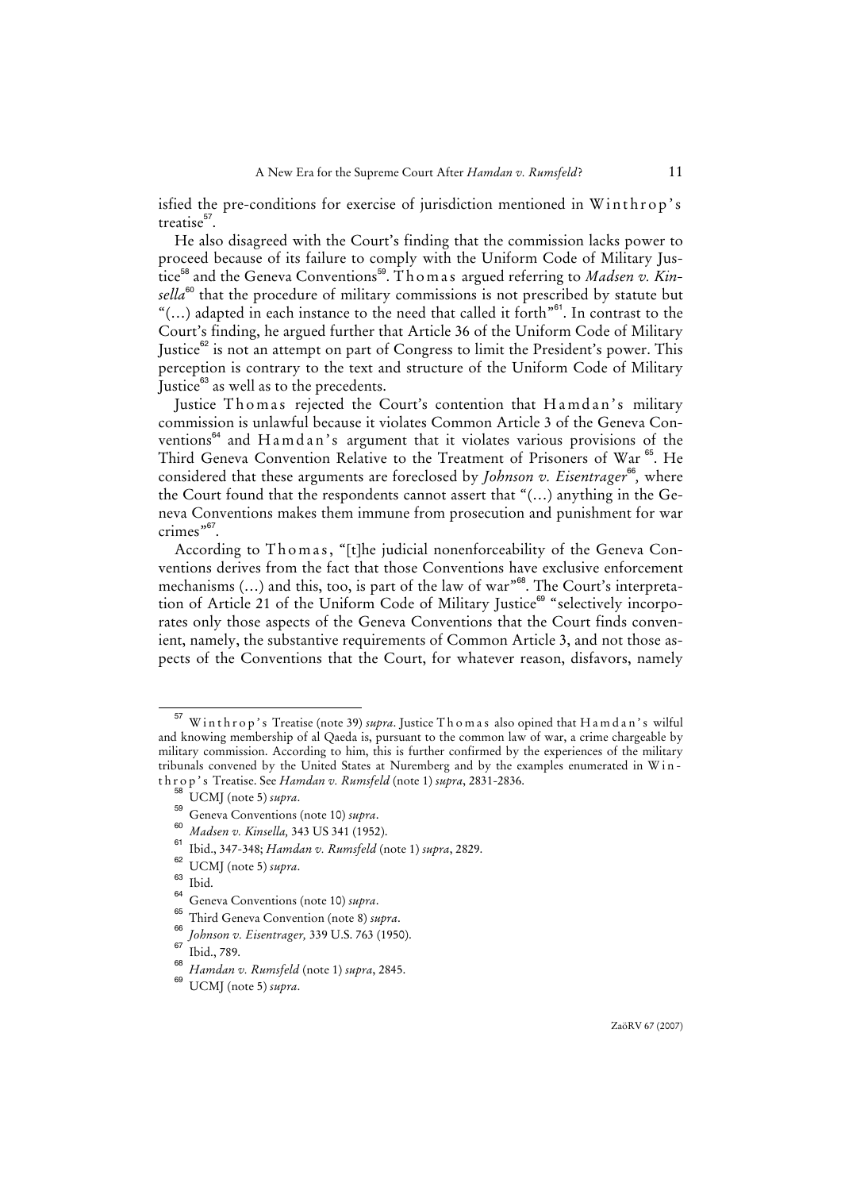isfied the pre-conditions for exercise of jurisdiction mentioned in Winthrop's treatise[57].

He also disagreed with the Court's finding that the commission lacks power to proceed because of its failure to comply with the Uniform Code of Military Justice[58] and the Geneva Conventions[59]. Thomas argued referring to *Madsen v. Kinsella*[60] that the procedure of military commissions is not prescribed by statute but "(…) adapted in each instance to the need that called it forth"[61]. In contrast to the Court's finding, he argued further that Article 36 of the Uniform Code of Military Justice[62] is not an attempt on part of Congress to limit the President's power. This perception is contrary to the text and structure of the Uniform Code of Military Justice[63] as well as to the precedents.

Justice Thomas rejected the Court's contention that Hamdan's military commission is unlawful because it violates Common Article 3 of the Geneva Conventions[64] and Hamdan's argument that it violates various provisions of the Third Geneva Convention Relative to the Treatment of Prisoners of War [65]. He considered that these arguments are foreclosed by *Johnson v. Eisentrager*[66], where the Court found that the respondents cannot assert that "(…) anything in the Geneva Conventions makes them immune from prosecution and punishment for war crimes"[67].

According to Thomas, "[t]he judicial nonenforceability of the Geneva Conventions derives from the fact that those Conventions have exclusive enforcement mechanisms (…) and this, too, is part of the law of war"[68]. The Court's interpretation of Article 21 of the Uniform Code of Military Justice[69] "selectively incorporates only those aspects of the Geneva Conventions that the Court finds convenient, namely, the substantive requirements of Common Article 3, and not those aspects of the Conventions that the Court, for whatever reason, disfavors, namely

---

[57] Winthrop's Treatise (note 39) *supra*. Justice Thomas also opined that Hamdan's wilful and knowing membership of al Qaeda is, pursuant to the common law of war, a crime chargeable by military commission. According to him, this is further confirmed by the experiences of the military tribunals convened by the United States at Nuremberg and by the examples enumerated in Winthrop's Treatise. See *Hamdan v. Rumsfeld* (note 1) *supra*, 2831-2836.

[58] UCMJ (note 5) *supra*.

[59] Geneva Conventions (note 10) *supra*.

[60] *Madsen v. Kinsella,* 343 US 341 (1952).

[61] Ibid., 347-348; *Hamdan v. Rumsfeld* (note 1) *supra*, 2829.

[62] UCMJ (note 5) *supra*.

[63] Ibid.

[64] Geneva Conventions (note 10) *supra*.

[65] Third Geneva Convention (note 8) *supra*.

[66] *Johnson v. Eisentrager,* 339 U.S. 763 (1950).

[67] Ibid., 789.

[68] *Hamdan v. Rumsfeld* (note 1) *supra*, 2845.

[69] UCMJ (note 5) *supra*.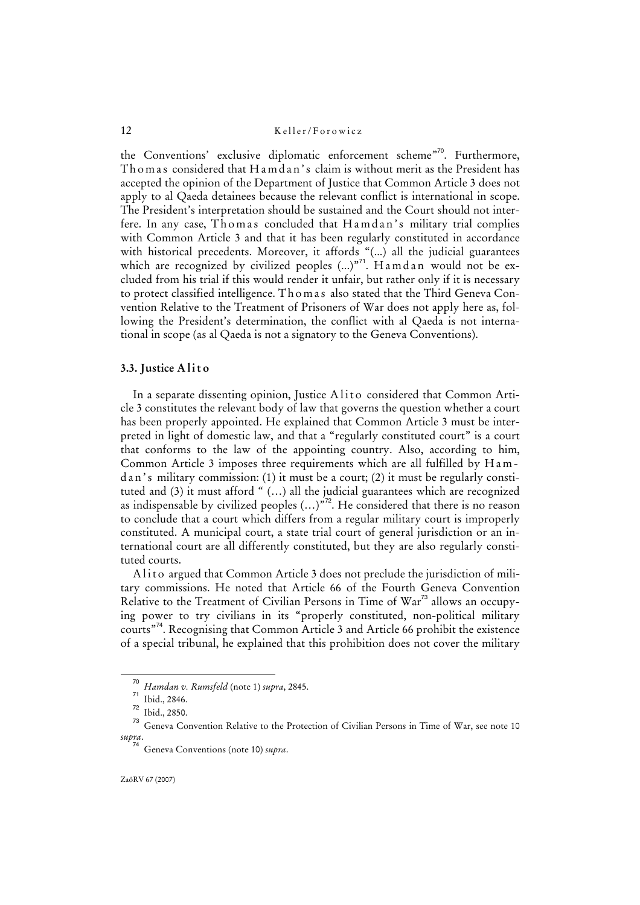the Conventions' exclusive diplomatic enforcement scheme"[70]. Furthermore, Thomas considered that Hamdan's claim is without merit as the President has accepted the opinion of the Department of Justice that Common Article 3 does not apply to al Qaeda detainees because the relevant conflict is international in scope. The President's interpretation should be sustained and the Court should not interfere. In any case, Thomas concluded that Hamdan's military trial complies with Common Article 3 and that it has been regularly constituted in accordance with historical precedents. Moreover, it affords "(...) all the judicial guarantees which are recognized by civilized peoples (...)"[71]. Hamdan would not be excluded from his trial if this would render it unfair, but rather only if it is necessary to protect classified intelligence. Thomas also stated that the Third Geneva Convention Relative to the Treatment of Prisoners of War does not apply here as, following the President's determination, the conflict with al Qaeda is not international in scope (as al Qaeda is not a signatory to the Geneva Conventions).

### 3.3. Justice Alito

In a separate dissenting opinion, Justice Alito considered that Common Article 3 constitutes the relevant body of law that governs the question whether a court has been properly appointed. He explained that Common Article 3 must be interpreted in light of domestic law, and that a "regularly constituted court" is a court that conforms to the law of the appointing country. Also, according to him, Common Article 3 imposes three requirements which are all fulfilled by Hamdan's military commission: (1) it must be a court; (2) it must be regularly constituted and (3) it must afford " (…) all the judicial guarantees which are recognized as indispensable by civilized peoples (…)"[72]. He considered that there is no reason to conclude that a court which differs from a regular military court is improperly constituted. A municipal court, a state trial court of general jurisdiction or an international court are all differently constituted, but they are also regularly constituted courts.

Alito argued that Common Article 3 does not preclude the jurisdiction of military commissions. He noted that Article 66 of the Fourth Geneva Convention Relative to the Treatment of Civilian Persons in Time of War[73] allows an occupying power to try civilians in its "properly constituted, non-political military courts"[74]. Recognising that Common Article 3 and Article 66 prohibit the existence of a special tribunal, he explained that this prohibition does not cover the military

---

[70] *Hamdan v. Rumsfeld* (note 1) *supra*, 2845.

[71] Ibid., 2846.

[72] Ibid., 2850.

[73] Geneva Convention Relative to the Protection of Civilian Persons in Time of War, see note 10 *supra*.

[74] Geneva Conventions (note 10) *supra*.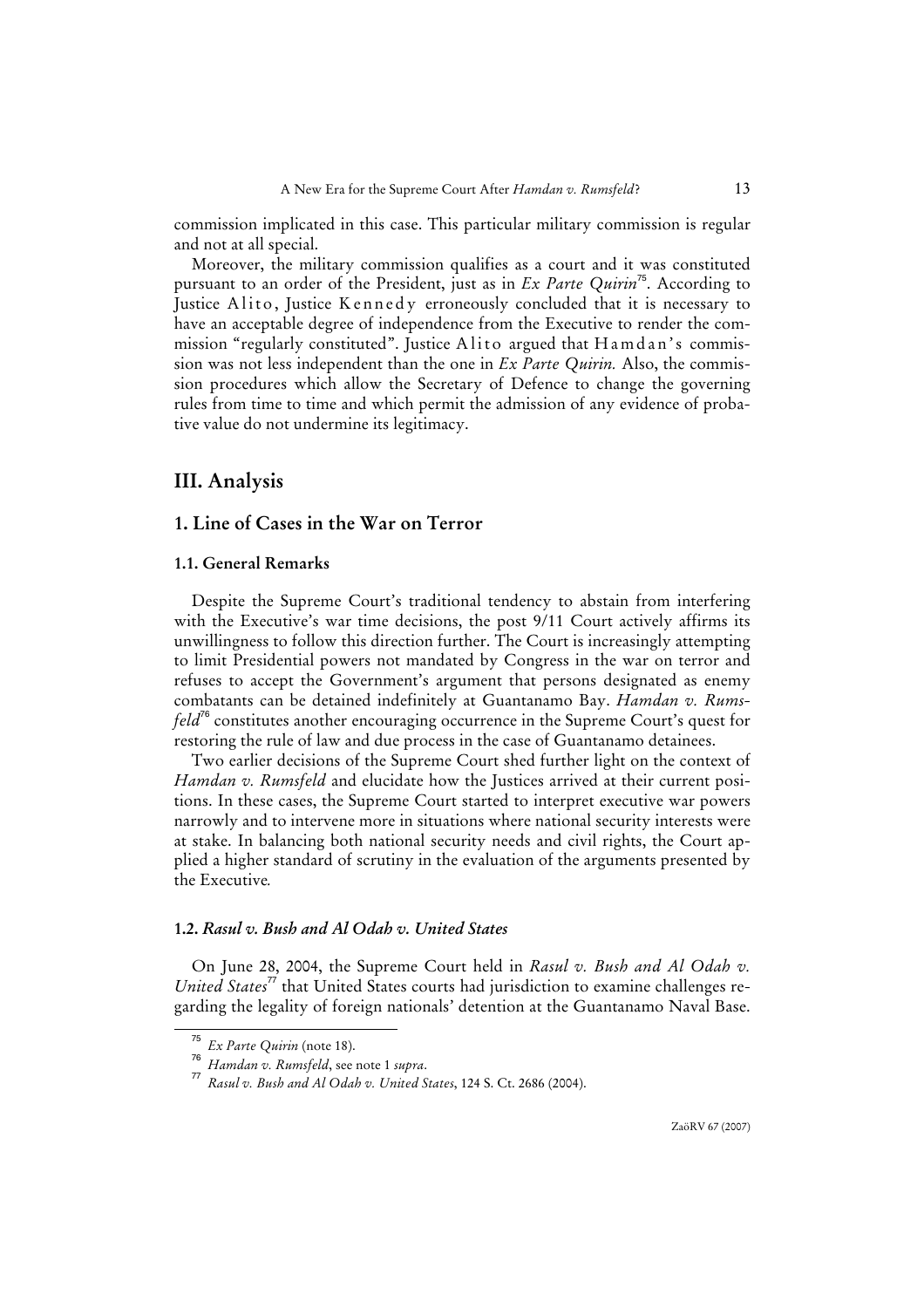commission implicated in this case. This particular military commission is regular and not at all special.

Moreover, the military commission qualifies as a court and it was constituted pursuant to an order of the President, just as in *Ex Parte Quirin*[75]. According to Justice Alito, Justice Kennedy erroneously concluded that it is necessary to have an acceptable degree of independence from the Executive to render the commission "regularly constituted". Justice Alito argued that Hamdan's commission was not less independent than the one in *Ex Parte Quirin.* Also, the commission procedures which allow the Secretary of Defence to change the governing rules from time to time and which permit the admission of any evidence of probative value do not undermine its legitimacy.

## III. Analysis

### 1. Line of Cases in the War on Terror

#### 1.1. General Remarks

Despite the Supreme Court's traditional tendency to abstain from interfering with the Executive's war time decisions, the post 9/11 Court actively affirms its unwillingness to follow this direction further. The Court is increasingly attempting to limit Presidential powers not mandated by Congress in the war on terror and refuses to accept the Government's argument that persons designated as enemy combatants can be detained indefinitely at Guantanamo Bay. *Hamdan v. Rumsfeld*[76] constitutes another encouraging occurrence in the Supreme Court's quest for restoring the rule of law and due process in the case of Guantanamo detainees.

Two earlier decisions of the Supreme Court shed further light on the context of *Hamdan v. Rumsfeld* and elucidate how the Justices arrived at their current positions. In these cases, the Supreme Court started to interpret executive war powers narrowly and to intervene more in situations where national security interests were at stake. In balancing both national security needs and civil rights, the Court applied a higher standard of scrutiny in the evaluation of the arguments presented by the Executive*.*

#### 1.2. *Rasul v. Bush and Al Odah v. United States*

On June 28, 2004, the Supreme Court held in *Rasul v. Bush and Al Odah v. United States*[77] that United States courts had jurisdiction to examine challenges regarding the legality of foreign nationals' detention at the Guantanamo Naval Base.

---

[75] *Ex Parte Quirin* (note 18).

[76] *Hamdan v. Rumsfeld*, see note 1 *supra*.

[77] *Rasul v. Bush and Al Odah v. United States*, 124 S. Ct. 2686 (2004).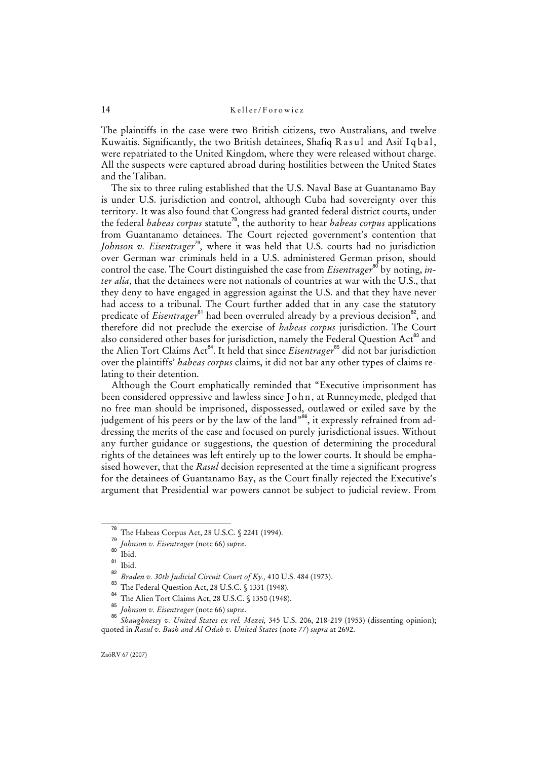The plaintiffs in the case were two British citizens, two Australians, and twelve Kuwaitis. Significantly, the two British detainees, Shafiq Rasul and Asif Iqbal, were repatriated to the United Kingdom, where they were released without charge. All the suspects were captured abroad during hostilities between the United States and the Taliban.

The six to three ruling established that the U.S. Naval Base at Guantanamo Bay is under U.S. jurisdiction and control, although Cuba had sovereignty over this territory. It was also found that Congress had granted federal district courts, under the federal *habeas corpus* statute[78], the authority to hear *habeas corpus* applications from Guantanamo detainees. The Court rejected government's contention that *Johnson v. Eisentrager*[79], where it was held that U.S. courts had no jurisdiction over German war criminals held in a U.S. administered German prison, should control the case. The Court distinguished the case from *Eisentrager*[80] by noting, *inter alia*, that the detainees were not nationals of countries at war with the U.S., that they deny to have engaged in aggression against the U.S. and that they have never had access to a tribunal. The Court further added that in any case the statutory predicate of *Eisentrager*[81] had been overruled already by a previous decision[82], and therefore did not preclude the exercise of *habeas corpus* jurisdiction. The Court also considered other bases for jurisdiction, namely the Federal Question Act[83] and the Alien Tort Claims Act[84]. It held that since *Eisentrager*[85] did not bar jurisdiction over the plaintiffs' *habeas corpus* claims, it did not bar any other types of claims relating to their detention.

Although the Court emphatically reminded that "Executive imprisonment has been considered oppressive and lawless since John, at Runneymede, pledged that no free man should be imprisoned, dispossessed, outlawed or exiled save by the judgement of his peers or by the law of the land"[86], it expressly refrained from addressing the merits of the case and focused on purely jurisdictional issues. Without any further guidance or suggestions, the question of determining the procedural rights of the detainees was left entirely up to the lower courts. It should be emphasised however, that the *Rasul* decision represented at the time a significant progress for the detainees of Guantanamo Bay, as the Court finally rejected the Executive's argument that Presidential war powers cannot be subject to judicial review. From

---

[78] The Habeas Corpus Act, 28 U.S.C. § 2241 (1994).

[79] *Johnson v. Eisentrager* (note 66) *supra*.

[80] Ibid.

[81] Ibid.

[82] *Braden v. 30th Judicial Circuit Court of Ky.*, 410 U.S. 484 (1973).

[83] The Federal Question Act, 28 U.S.C. § 1331 (1948).

[84] The Alien Tort Claims Act, 28 U.S.C. § 1350 (1948).

[85] *Johnson v. Eisentrager* (note 66) *supra*.

[86] *Shaughnessy v. United States ex rel. Mezei*, 345 U.S. 206, 218-219 (1953) (dissenting opinion); quoted in *Rasul v. Bush and Al Odah v. United States* (note 77) *supra* at 2692.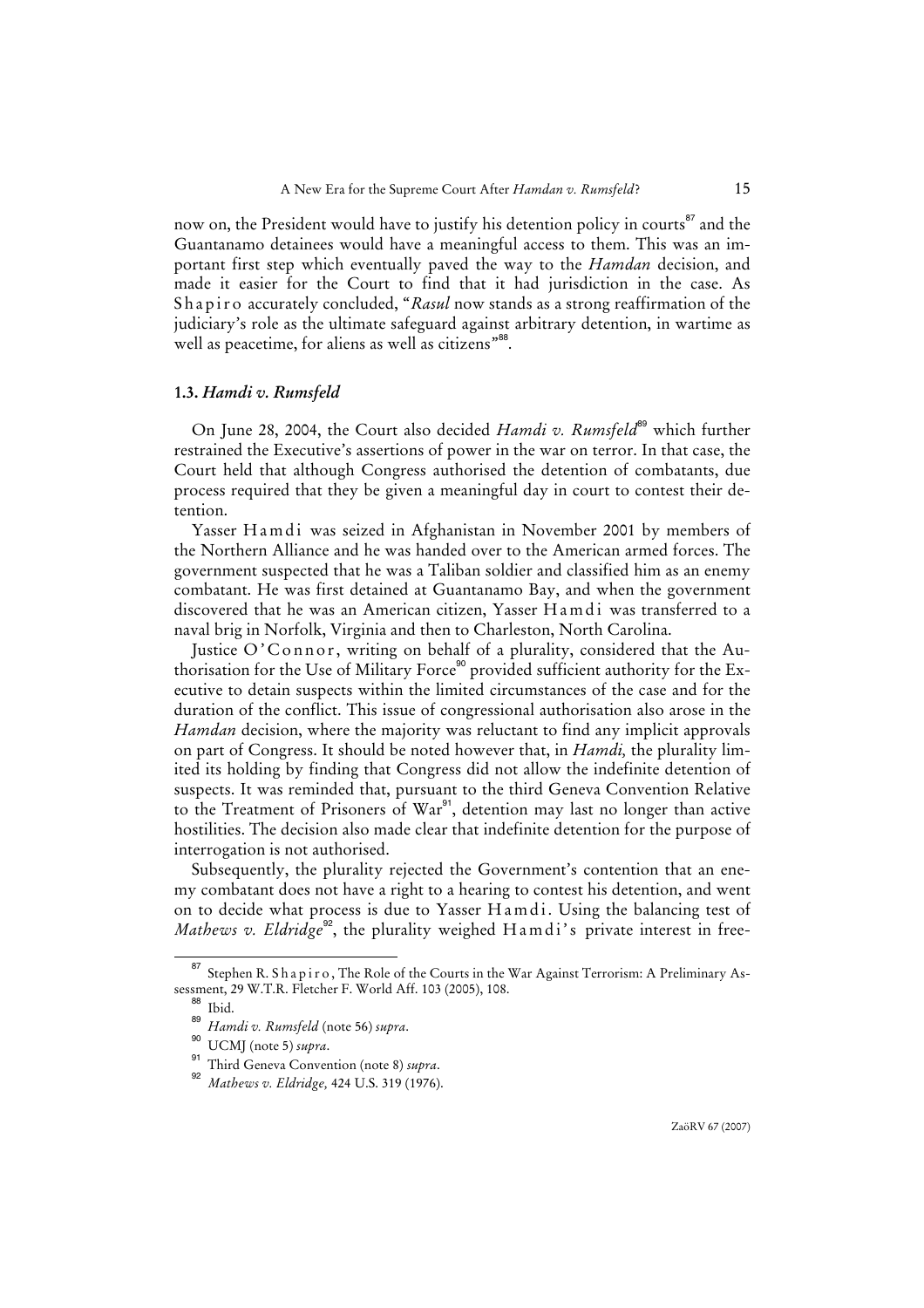now on, the President would have to justify his detention policy in courts[87] and the Guantanamo detainees would have a meaningful access to them. This was an important first step which eventually paved the way to the *Hamdan* decision, and made it easier for the Court to find that it had jurisdiction in the case. As Shapiro accurately concluded, "*Rasul* now stands as a strong reaffirmation of the judiciary's role as the ultimate safeguard against arbitrary detention, in wartime as well as peacetime, for aliens as well as citizens"[88].

### 1.3. *Hamdi v. Rumsfeld*

On June 28, 2004, the Court also decided *Hamdi v. Rumsfeld*[89] which further restrained the Executive's assertions of power in the war on terror. In that case, the Court held that although Congress authorised the detention of combatants, due process required that they be given a meaningful day in court to contest their detention.

Yasser Hamdi was seized in Afghanistan in November 2001 by members of the Northern Alliance and he was handed over to the American armed forces. The government suspected that he was a Taliban soldier and classified him as an enemy combatant. He was first detained at Guantanamo Bay, and when the government discovered that he was an American citizen, Yasser Hamdi was transferred to a naval brig in Norfolk, Virginia and then to Charleston, North Carolina.

Justice O'Connor, writing on behalf of a plurality, considered that the Authorisation for the Use of Military Force[90] provided sufficient authority for the Executive to detain suspects within the limited circumstances of the case and for the duration of the conflict. This issue of congressional authorisation also arose in the *Hamdan* decision, where the majority was reluctant to find any implicit approvals on part of Congress. It should be noted however that, in *Hamdi,* the plurality limited its holding by finding that Congress did not allow the indefinite detention of suspects. It was reminded that, pursuant to the third Geneva Convention Relative to the Treatment of Prisoners of War[91], detention may last no longer than active hostilities. The decision also made clear that indefinite detention for the purpose of interrogation is not authorised.

Subsequently, the plurality rejected the Government's contention that an enemy combatant does not have a right to a hearing to contest his detention, and went on to decide what process is due to Yasser Hamdi. Using the balancing test of *Mathews v. Eldridge*[92], the plurality weighed Hamdi's private interest in free-

---

[87] Stephen R. Shapiro, The Role of the Courts in the War Against Terrorism: A Preliminary Assessment, 29 W.T.R. Fletcher F. World Aff. 103 (2005), 108.

[88] Ibid.

[89] *Hamdi v. Rumsfeld* (note 56) *supra*.

[90] UCMJ (note 5) *supra*.

[91] Third Geneva Convention (note 8) *supra*.

[92] *Mathews v. Eldridge,* 424 U.S. 319 (1976).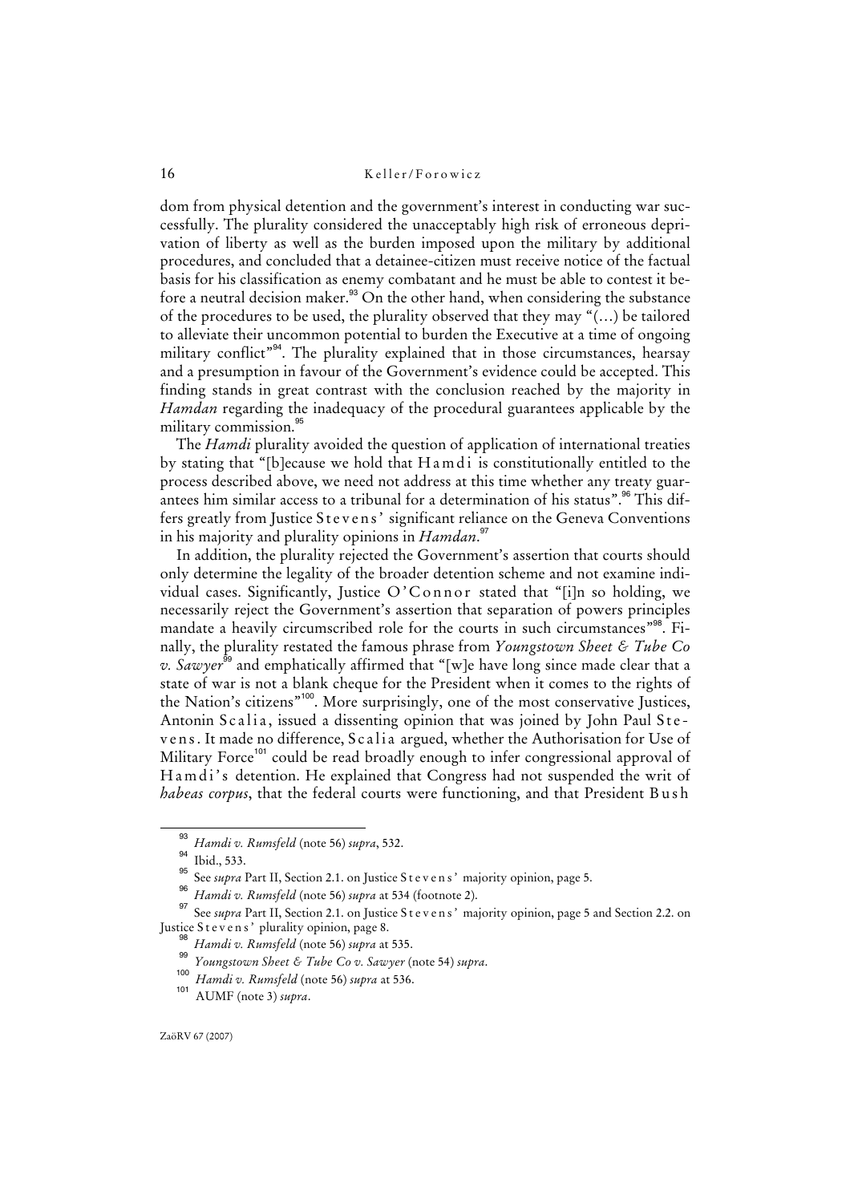dom from physical detention and the government's interest in conducting war successfully. The plurality considered the unacceptably high risk of erroneous deprivation of liberty as well as the burden imposed upon the military by additional procedures, and concluded that a detainee-citizen must receive notice of the factual basis for his classification as enemy combatant and he must be able to contest it before a neutral decision maker.[93] On the other hand, when considering the substance of the procedures to be used, the plurality observed that they may "(...) be tailored to alleviate their uncommon potential to burden the Executive at a time of ongoing military conflict"[94]. The plurality explained that in those circumstances, hearsay and a presumption in favour of the Government's evidence could be accepted. This finding stands in great contrast with the conclusion reached by the majority in *Hamdan* regarding the inadequacy of the procedural guarantees applicable by the military commission.[95]

The *Hamdi* plurality avoided the question of application of international treaties by stating that "[b]ecause we hold that Hamdi is constitutionally entitled to the process described above, we need not address at this time whether any treaty guarantees him similar access to a tribunal for a determination of his status".[96] This differs greatly from Justice Stevens' significant reliance on the Geneva Conventions in his majority and plurality opinions in *Hamdan*.[97]

In addition, the plurality rejected the Government's assertion that courts should only determine the legality of the broader detention scheme and not examine individual cases. Significantly, Justice O'Connor stated that "[i]n so holding, we necessarily reject the Government's assertion that separation of powers principles mandate a heavily circumscribed role for the courts in such circumstances"[98]. Finally, the plurality restated the famous phrase from *Youngstown Sheet & Tube Co v. Sawyer*[99] and emphatically affirmed that "[w]e have long since made clear that a state of war is not a blank cheque for the President when it comes to the rights of the Nation's citizens"[100]. More surprisingly, one of the most conservative Justices, Antonin Scalia, issued a dissenting opinion that was joined by John Paul Stevens. It made no difference, Scalia argued, whether the Authorisation for Use of Military Force[101] could be read broadly enough to infer congressional approval of Hamdi's detention. He explained that Congress had not suspended the writ of *habeas corpus*, that the federal courts were functioning, and that President Bush

---

[93] *Hamdi v. Rumsfeld* (note 56) *supra*, 532.

[94] Ibid., 533.

[95] See *supra* Part II, Section 2.1. on Justice Stevens' majority opinion, page 5.

[96] *Hamdi v. Rumsfeld* (note 56) *supra* at 534 (footnote 2).

[97] See *supra* Part II, Section 2.1. on Justice Stevens' majority opinion, page 5 and Section 2.2. on Justice Stevens' plurality opinion, page 8.

[98] *Hamdi v. Rumsfeld* (note 56) *supra* at 535.

[99] *Youngstown Sheet & Tube Co v. Sawyer* (note 54) *supra*.

[100] *Hamdi v. Rumsfeld* (note 56) *supra* at 536.

[101] AUMF (note 3) *supra*.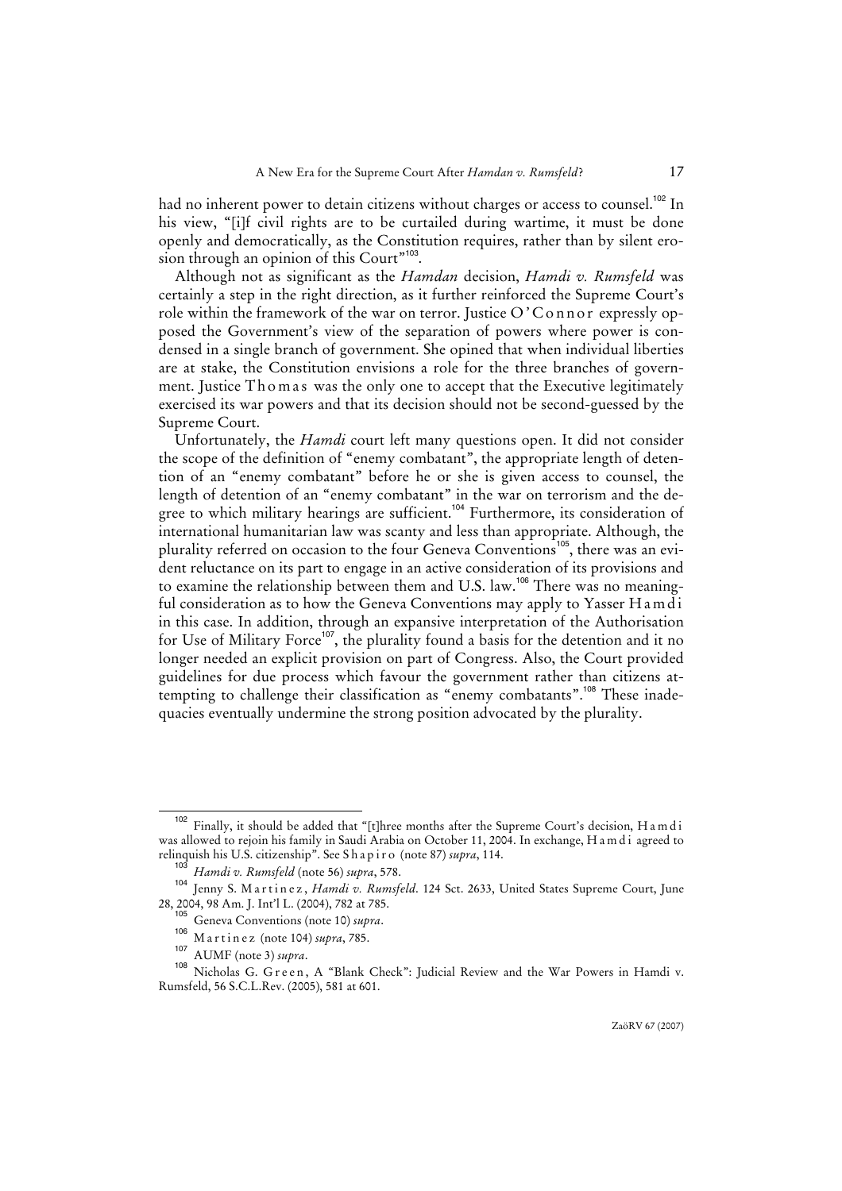had no inherent power to detain citizens without charges or access to counsel.[102] In his view, "[i]f civil rights are to be curtailed during wartime, it must be done openly and democratically, as the Constitution requires, rather than by silent erosion through an opinion of this Court"[103].

Although not as significant as the *Hamdan* decision, *Hamdi v. Rumsfeld* was certainly a step in the right direction, as it further reinforced the Supreme Court's role within the framework of the war on terror. Justice O'Connor expressly opposed the Government's view of the separation of powers where power is condensed in a single branch of government. She opined that when individual liberties are at stake, the Constitution envisions a role for the three branches of government. Justice Thomas was the only one to accept that the Executive legitimately exercised its war powers and that its decision should not be second-guessed by the Supreme Court.

Unfortunately, the *Hamdi* court left many questions open. It did not consider the scope of the definition of "enemy combatant", the appropriate length of detention of an "enemy combatant" before he or she is given access to counsel, the length of detention of an "enemy combatant" in the war on terrorism and the degree to which military hearings are sufficient.[104] Furthermore, its consideration of international humanitarian law was scanty and less than appropriate. Although, the plurality referred on occasion to the four Geneva Conventions[105], there was an evident reluctance on its part to engage in an active consideration of its provisions and to examine the relationship between them and U.S. law.[106] There was no meaningful consideration as to how the Geneva Conventions may apply to Yasser Hamdi in this case. In addition, through an expansive interpretation of the Authorisation for Use of Military Force[107], the plurality found a basis for the detention and it no longer needed an explicit provision on part of Congress. Also, the Court provided guidelines for due process which favour the government rather than citizens attempting to challenge their classification as "enemy combatants".[108] These inadequacies eventually undermine the strong position advocated by the plurality.

---

[102] Finally, it should be added that "[t]hree months after the Supreme Court's decision, Hamdi was allowed to rejoin his family in Saudi Arabia on October 11, 2004. In exchange, Hamdi agreed to relinquish his U.S. citizenship". See Shapiro (note 87) *supra*, 114.

[103] *Hamdi v. Rumsfeld* (note 56) *supra*, 578.

[104] Jenny S. Martinez, *Hamdi v. Rumsfeld*. 124 Sct. 2633, United States Supreme Court, June 28, 2004, 98 Am. J. Int'l L. (2004), 782 at 785.

[105] Geneva Conventions (note 10) *supra*.

[106] Martinez (note 104) *supra*, 785.

[107] AUMF (note 3) *supra*.

[108] Nicholas G. Green, A "Blank Check": Judicial Review and the War Powers in Hamdi v. Rumsfeld, 56 S.C.L.Rev. (2005), 581 at 601.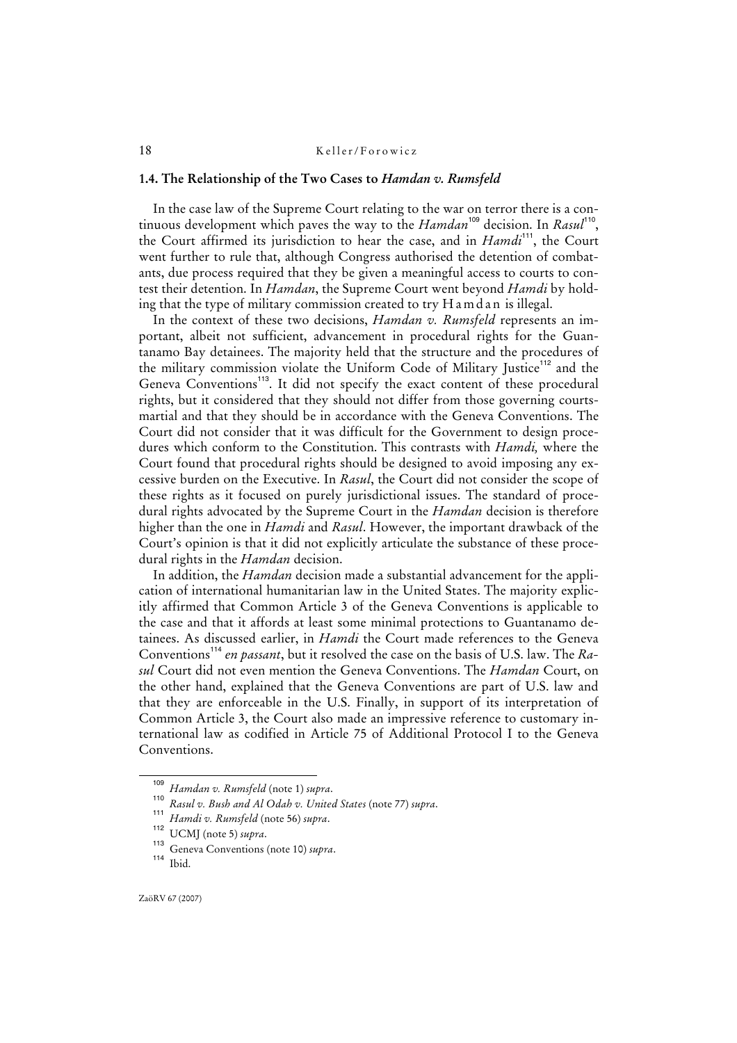### 1.4. The Relationship of the Two Cases to *Hamdan v. Rumsfeld*

In the case law of the Supreme Court relating to the war on terror there is a continuous development which paves the way to the *Hamdan*[109] decision. In *Rasul*[110], the Court affirmed its jurisdiction to hear the case, and in *Hamdi*[111], the Court went further to rule that, although Congress authorised the detention of combatants, due process required that they be given a meaningful access to courts to contest their detention. In *Hamdan*, the Supreme Court went beyond *Hamdi* by holding that the type of military commission created to try Hamdan is illegal.

In the context of these two decisions, *Hamdan v. Rumsfeld* represents an important, albeit not sufficient, advancement in procedural rights for the Guantanamo Bay detainees. The majority held that the structure and the procedures of the military commission violate the Uniform Code of Military Justice[112] and the Geneva Conventions[113]. It did not specify the exact content of these procedural rights, but it considered that they should not differ from those governing courts-martial and that they should be in accordance with the Geneva Conventions. The Court did not consider that it was difficult for the Government to design procedures which conform to the Constitution. This contrasts with *Hamdi,* where the Court found that procedural rights should be designed to avoid imposing any excessive burden on the Executive. In *Rasul*, the Court did not consider the scope of these rights as it focused on purely jurisdictional issues. The standard of procedural rights advocated by the Supreme Court in the *Hamdan* decision is therefore higher than the one in *Hamdi* and *Rasul*. However, the important drawback of the Court's opinion is that it did not explicitly articulate the substance of these procedural rights in the *Hamdan* decision.

In addition, the *Hamdan* decision made a substantial advancement for the application of international humanitarian law in the United States. The majority explicitly affirmed that Common Article 3 of the Geneva Conventions is applicable to the case and that it affords at least some minimal protections to Guantanamo detainees. As discussed earlier, in *Hamdi* the Court made references to the Geneva Conventions[114] *en passant*, but it resolved the case on the basis of U.S. law. The *Rasul* Court did not even mention the Geneva Conventions. The *Hamdan* Court, on the other hand, explained that the Geneva Conventions are part of U.S. law and that they are enforceable in the U.S. Finally, in support of its interpretation of Common Article 3, the Court also made an impressive reference to customary international law as codified in Article 75 of Additional Protocol I to the Geneva Conventions.

---

[109] *Hamdan v. Rumsfeld* (note 1) *supra*.

[110] *Rasul v. Bush and Al Odah v. United States* (note 77) *supra*.

[111] *Hamdi v. Rumsfeld* (note 56) *supra*.

[112] UCMJ (note 5) *supra*.

[113] Geneva Conventions (note 10) *supra*.

[114] Ibid.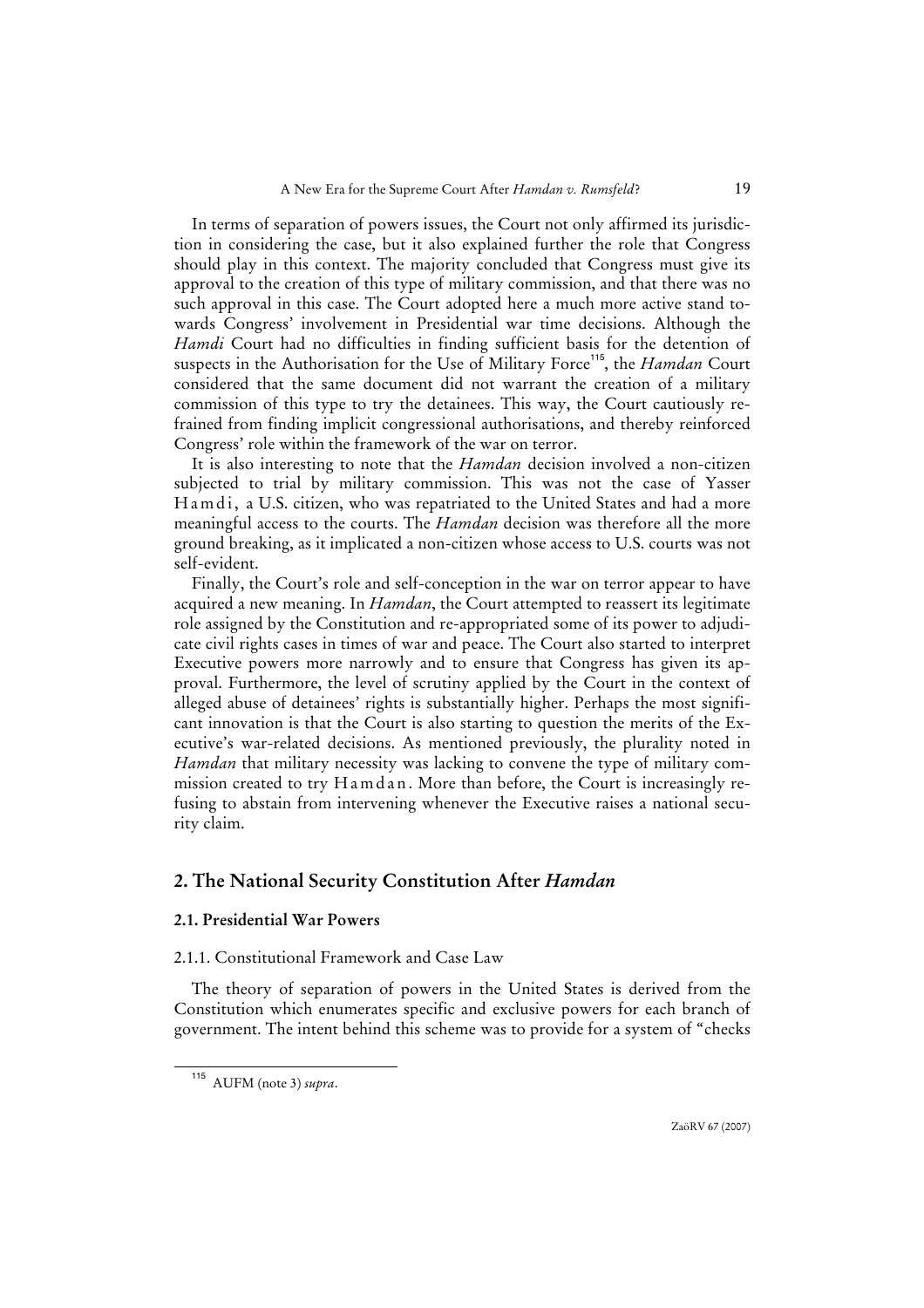In terms of separation of powers issues, the Court not only affirmed its jurisdiction in considering the case, but it also explained further the role that Congress should play in this context. The majority concluded that Congress must give its approval to the creation of this type of military commission, and that there was no such approval in this case. The Court adopted here a much more active stand towards Congress' involvement in Presidential war time decisions. Although the *Hamdi* Court had no difficulties in finding sufficient basis for the detention of suspects in the Authorisation for the Use of Military Force[115], the *Hamdan* Court considered that the same document did not warrant the creation of a military commission of this type to try the detainees. This way, the Court cautiously refrained from finding implicit congressional authorisations, and thereby reinforced Congress' role within the framework of the war on terror.

It is also interesting to note that the *Hamdan* decision involved a non-citizen subjected to trial by military commission. This was not the case of Yasser Hamdi, a U.S. citizen, who was repatriated to the United States and had a more meaningful access to the courts. The *Hamdan* decision was therefore all the more ground breaking, as it implicated a non-citizen whose access to U.S. courts was not self-evident.

Finally, the Court's role and self-conception in the war on terror appear to have acquired a new meaning. In *Hamdan*, the Court attempted to reassert its legitimate role assigned by the Constitution and re-appropriated some of its power to adjudicate civil rights cases in times of war and peace. The Court also started to interpret Executive powers more narrowly and to ensure that Congress has given its approval. Furthermore, the level of scrutiny applied by the Court in the context of alleged abuse of detainees' rights is substantially higher. Perhaps the most significant innovation is that the Court is also starting to question the merits of the Executive's war-related decisions. As mentioned previously, the plurality noted in *Hamdan* that military necessity was lacking to convene the type of military commission created to try Hamdan. More than before, the Court is increasingly refusing to abstain from intervening whenever the Executive raises a national security claim.

## 2. The National Security Constitution After *Hamdan*

### 2.1. Presidential War Powers

#### 2.1.1. Constitutional Framework and Case Law

The theory of separation of powers in the United States is derived from the Constitution which enumerates specific and exclusive powers for each branch of government. The intent behind this scheme was to provide for a system of "checks

---

[115] AUFM (note 3) *supra*.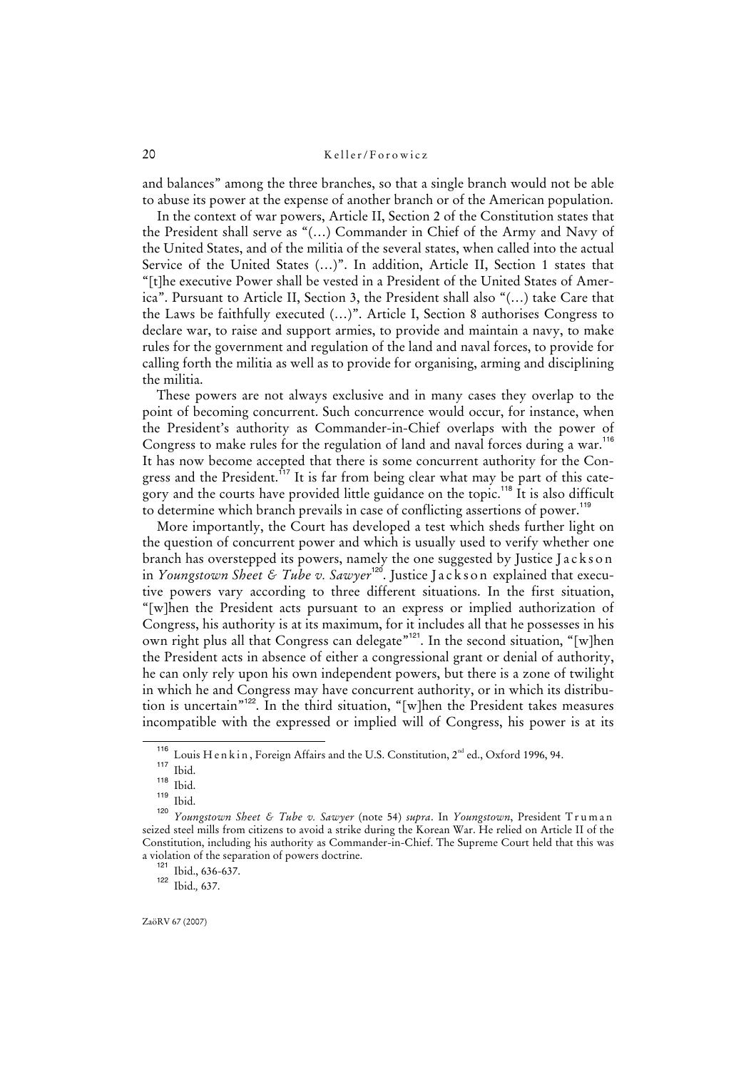and balances" among the three branches, so that a single branch would not be able to abuse its power at the expense of another branch or of the American population.

In the context of war powers, Article II, Section 2 of the Constitution states that the President shall serve as "(...) Commander in Chief of the Army and Navy of the United States, and of the militia of the several states, when called into the actual Service of the United States (...)". In addition, Article II, Section 1 states that "[t]he executive Power shall be vested in a President of the United States of America". Pursuant to Article II, Section 3, the President shall also "(...) take Care that the Laws be faithfully executed (...)". Article I, Section 8 authorises Congress to declare war, to raise and support armies, to provide and maintain a navy, to make rules for the government and regulation of the land and naval forces, to provide for calling forth the militia as well as to provide for organising, arming and disciplining the militia.

These powers are not always exclusive and in many cases they overlap to the point of becoming concurrent. Such concurrence would occur, for instance, when the President's authority as Commander-in-Chief overlaps with the power of Congress to make rules for the regulation of land and naval forces during a war.[116] It has now become accepted that there is some concurrent authority for the Congress and the President.[117] It is far from being clear what may be part of this category and the courts have provided little guidance on the topic.[118] It is also difficult to determine which branch prevails in case of conflicting assertions of power.[119]

More importantly, the Court has developed a test which sheds further light on the question of concurrent power and which is usually used to verify whether one branch has overstepped its powers, namely the one suggested by Justice Jackson in *Youngstown Sheet & Tube v. Sawyer*[120]. Justice Jackson explained that executive powers vary according to three different situations. In the first situation, "[w]hen the President acts pursuant to an express or implied authorization of Congress, his authority is at its maximum, for it includes all that he possesses in his own right plus all that Congress can delegate"[121]. In the second situation, "[w]hen the President acts in absence of either a congressional grant or denial of authority, he can only rely upon his own independent powers, but there is a zone of twilight in which he and Congress may have concurrent authority, or in which its distribution is uncertain"[122]. In the third situation, "[w]hen the President takes measures incompatible with the expressed or implied will of Congress, his power is at its

---

[116] Louis Henkin, Foreign Affairs and the U.S. Constitution, 2nd ed., Oxford 1996, 94.

[117] Ibid.

[118] Ibid.

[119] Ibid.

[120] *Youngstown Sheet & Tube v. Sawyer* (note 54) *supra*. In *Youngstown*, President Truman seized steel mills from citizens to avoid a strike during the Korean War. He relied on Article II of the Constitution, including his authority as Commander-in-Chief. The Supreme Court held that this was a violation of the separation of powers doctrine.

[121] Ibid., 636-637.

[122] Ibid., 637.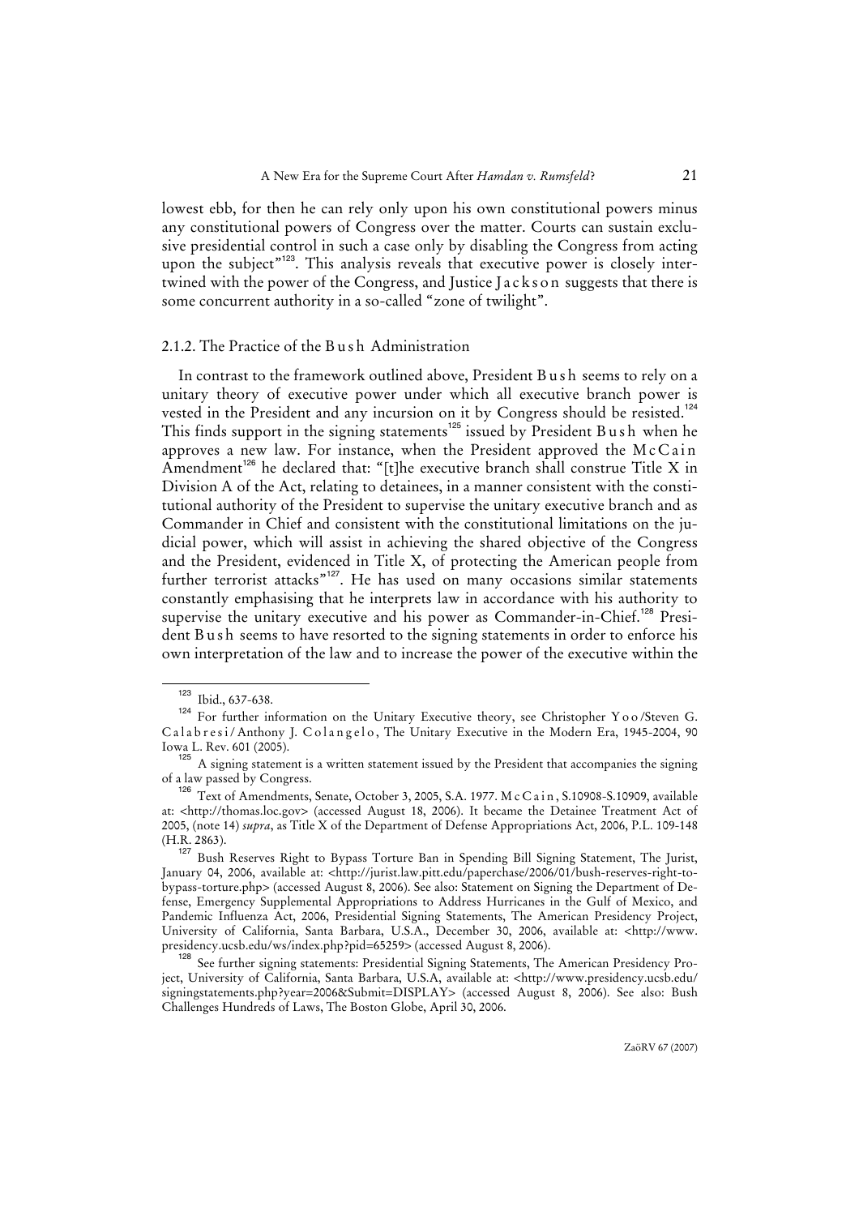lowest ebb, for then he can rely only upon his own constitutional powers minus any constitutional powers of Congress over the matter. Courts can sustain exclusive presidential control in such a case only by disabling the Congress from acting upon the subject"[123]. This analysis reveals that executive power is closely intertwined with the power of the Congress, and Justice Jackson suggests that there is some concurrent authority in a so-called "zone of twilight".

### 2.1.2. The Practice of the Bush Administration

In contrast to the framework outlined above, President Bush seems to rely on a unitary theory of executive power under which all executive branch power is vested in the President and any incursion on it by Congress should be resisted.[124] This finds support in the signing statements[125] issued by President Bush when he approves a new law. For instance, when the President approved the McCain Amendment[126] he declared that: "[t]he executive branch shall construe Title X in Division A of the Act, relating to detainees, in a manner consistent with the constitutional authority of the President to supervise the unitary executive branch and as Commander in Chief and consistent with the constitutional limitations on the judicial power, which will assist in achieving the shared objective of the Congress and the President, evidenced in Title X, of protecting the American people from further terrorist attacks"[127]. He has used on many occasions similar statements constantly emphasising that he interprets law in accordance with his authority to supervise the unitary executive and his power as Commander-in-Chief.[128] President Bush seems to have resorted to the signing statements in order to enforce his own interpretation of the law and to increase the power of the executive within the

---

[123] Ibid., 637-638.

[124] For further information on the Unitary Executive theory, see Christopher Yoo/Steven G. Calabresi/Anthony J. Colangelo, The Unitary Executive in the Modern Era, 1945-2004, 90 Iowa L. Rev. 601 (2005).

[125] A signing statement is a written statement issued by the President that accompanies the signing of a law passed by Congress.

[126] Text of Amendments, Senate, October 3, 2005, S.A. 1977. McCain, S.10908-S.10909, available at: <http://thomas.loc.gov> (accessed August 18, 2006). It became the Detainee Treatment Act of 2005, (note 14) *supra*, as Title X of the Department of Defense Appropriations Act, 2006, P.L. 109-148 (H.R. 2863).

[127] Bush Reserves Right to Bypass Torture Ban in Spending Bill Signing Statement, The Jurist, January 04, 2006, available at: <http://jurist.law.pitt.edu/paperchase/2006/01/bush-reserves-right-to-bypass-torture.php> (accessed August 8, 2006). See also: Statement on Signing the Department of Defense, Emergency Supplemental Appropriations to Address Hurricanes in the Gulf of Mexico, and Pandemic Influenza Act, 2006, Presidential Signing Statements, The American Presidency Project, University of California, Santa Barbara, U.S.A., December 30, 2006, available at: <http://www.presidency.ucsb.edu/ws/index.php?pid=65259> (accessed August 8, 2006).

[128] See further signing statements: Presidential Signing Statements, The American Presidency Project, University of California, Santa Barbara, U.S.A, available at: <http://www.presidency.ucsb.edu/signingstatements.php?year=2006&Submit=DISPLAY> (accessed August 8, 2006). See also: Bush Challenges Hundreds of Laws, The Boston Globe, April 30, 2006.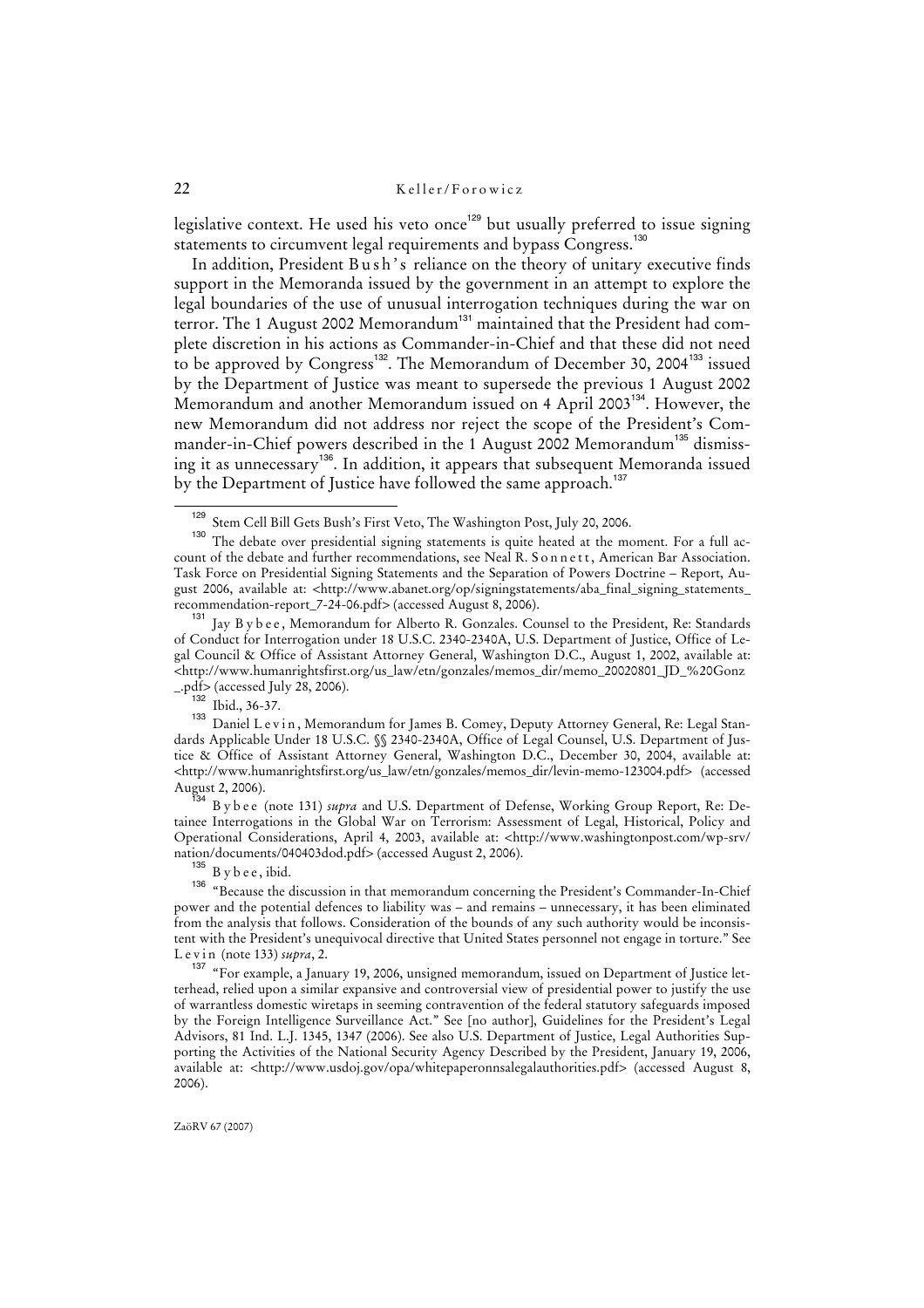legislative context. He used his veto once[129] but usually preferred to issue signing statements to circumvent legal requirements and bypass Congress.[130]

In addition, President Bush's reliance on the theory of unitary executive finds support in the Memoranda issued by the government in an attempt to explore the legal boundaries of the use of unusual interrogation techniques during the war on terror. The 1 August 2002 Memorandum[131] maintained that the President had complete discretion in his actions as Commander-in-Chief and that these did not need to be approved by Congress[132]. The Memorandum of December 30, 2004[133] issued by the Department of Justice was meant to supersede the previous 1 August 2002 Memorandum and another Memorandum issued on 4 April 2003[134]. However, the new Memorandum did not address nor reject the scope of the President's Commander-in-Chief powers described in the 1 August 2002 Memorandum[135] dismissing it as unnecessary[136]. In addition, it appears that subsequent Memoranda issued by the Department of Justice have followed the same approach.[137]

---

[129] Stem Cell Bill Gets Bush's First Veto, The Washington Post, July 20, 2006.

[130] The debate over presidential signing statements is quite heated at the moment. For a full account of the debate and further recommendations, see Neal R. Sonnett, American Bar Association. Task Force on Presidential Signing Statements and the Separation of Powers Doctrine – Report, August 2006, available at: <http://www.abanet.org/op/signingstatements/aba_final_signing_statements_recommendation-report_7-24-06.pdf> (accessed August 8, 2006).

[131] Jay Bybee, Memorandum for Alberto R. Gonzales. Counsel to the President, Re: Standards of Conduct for Interrogation under 18 U.S.C. 2340-2340A, U.S. Department of Justice, Office of Legal Council & Office of Assistant Attorney General, Washington D.C., August 1, 2002, available at: <http://www.humanrightsfirst.org/us_law/etn/gonzales/memos_dir/memo_20020801_JD_%20Gonz_.pdf> (accessed July 28, 2006).

[132] Ibid., 36-37.

[133] Daniel Levin, Memorandum for James B. Comey, Deputy Attorney General, Re: Legal Standards Applicable Under 18 U.S.C. §§ 2340-2340A, Office of Legal Counsel, U.S. Department of Justice & Office of Assistant Attorney General, Washington D.C., December 30, 2004, available at: <http://www.humanrightsfirst.org/us_law/etn/gonzales/memos_dir/levin-memo-123004.pdf> (accessed August 2, 2006).

[134] Bybee (note 131) *supra* and U.S. Department of Defense, Working Group Report, Re: Detainee Interrogations in the Global War on Terrorism: Assessment of Legal, Historical, Policy and Operational Considerations, April 4, 2003, available at: <http://www.washingtonpost.com/wp-srv/nation/documents/040403dod.pdf> (accessed August 2, 2006).

[135] Bybee, ibid.

[136] "Because the discussion in that memorandum concerning the President's Commander-In-Chief power and the potential defences to liability was – and remains – unnecessary, it has been eliminated from the analysis that follows. Consideration of the bounds of any such authority would be inconsistent with the President's unequivocal directive that United States personnel not engage in torture." See Levin (note 133) *supra*, 2.

[137] "For example, a January 19, 2006, unsigned memorandum, issued on Department of Justice letterhead, relied upon a similar expansive and controversial view of presidential power to justify the use of warrantless domestic wiretaps in seeming contravention of the federal statutory safeguards imposed by the Foreign Intelligence Surveillance Act." See [no author], Guidelines for the President's Legal Advisors, 81 Ind. L.J. 1345, 1347 (2006). See also U.S. Department of Justice, Legal Authorities Supporting the Activities of the National Security Agency Described by the President, January 19, 2006, available at: <http://www.usdoj.gov/opa/whitepaperonnsalegalauthorities.pdf> (accessed August 8, 2006).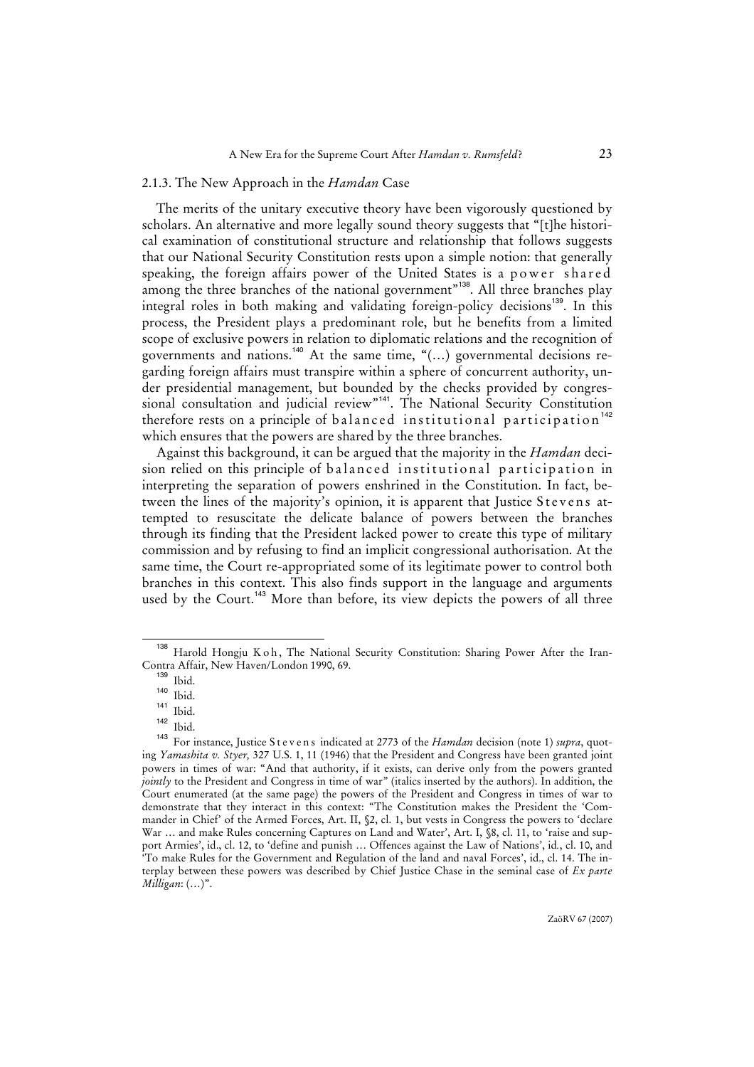### 2.1.3. The New Approach in the *Hamdan* Case

The merits of the unitary executive theory have been vigorously questioned by scholars. An alternative and more legally sound theory suggests that "[t]he historical examination of constitutional structure and relationship that follows suggests that our National Security Constitution rests upon a simple notion: that generally speaking, the foreign affairs power of the United States is a power shared among the three branches of the national government"[138]. All three branches play integral roles in both making and validating foreign-policy decisions[139]. In this process, the President plays a predominant role, but he benefits from a limited scope of exclusive powers in relation to diplomatic relations and the recognition of governments and nations.[140] At the same time, "(...) governmental decisions regarding foreign affairs must transpire within a sphere of concurrent authority, under presidential management, but bounded by the checks provided by congressional consultation and judicial review"[141]. The National Security Constitution therefore rests on a principle of balanced institutional participation[142] which ensures that the powers are shared by the three branches.

Against this background, it can be argued that the majority in the *Hamdan* decision relied on this principle of balanced institutional participation in interpreting the separation of powers enshrined in the Constitution. In fact, between the lines of the majority's opinion, it is apparent that Justice Stevens attempted to resuscitate the delicate balance of powers between the branches through its finding that the President lacked power to create this type of military commission and by refusing to find an implicit congressional authorisation. At the same time, the Court re-appropriated some of its legitimate power to control both branches in this context. This also finds support in the language and arguments used by the Court.[143] More than before, its view depicts the powers of all three

---

[138] Harold Hongju Koh, The National Security Constitution: Sharing Power After the Iran-Contra Affair, New Haven/London 1990, 69.

[139] Ibid.

[140] Ibid.

[141] Ibid.

[142] Ibid.

[143] For instance, Justice Stevens indicated at 2773 of the *Hamdan* decision (note 1) *supra*, quoting *Yamashita v. Styer,* 327 U.S. 1, 11 (1946) that the President and Congress have been granted joint powers in times of war: "And that authority, if it exists, can derive only from the powers granted *jointly* to the President and Congress in time of war" (italics inserted by the authors). In addition, the Court enumerated (at the same page) the powers of the President and Congress in times of war to demonstrate that they interact in this context: "The Constitution makes the President the 'Commander in Chief' of the Armed Forces, Art. II, §2, cl. 1, but vests in Congress the powers to 'declare War ... and make Rules concerning Captures on Land and Water', Art. I, §8, cl. 11, to 'raise and support Armies', id., cl. 12, to 'define and punish ... Offences against the Law of Nations', id., cl. 10, and 'To make Rules for the Government and Regulation of the land and naval Forces', id., cl. 14. The interplay between these powers was described by Chief Justice Chase in the seminal case of *Ex parte Milligan*: (...)".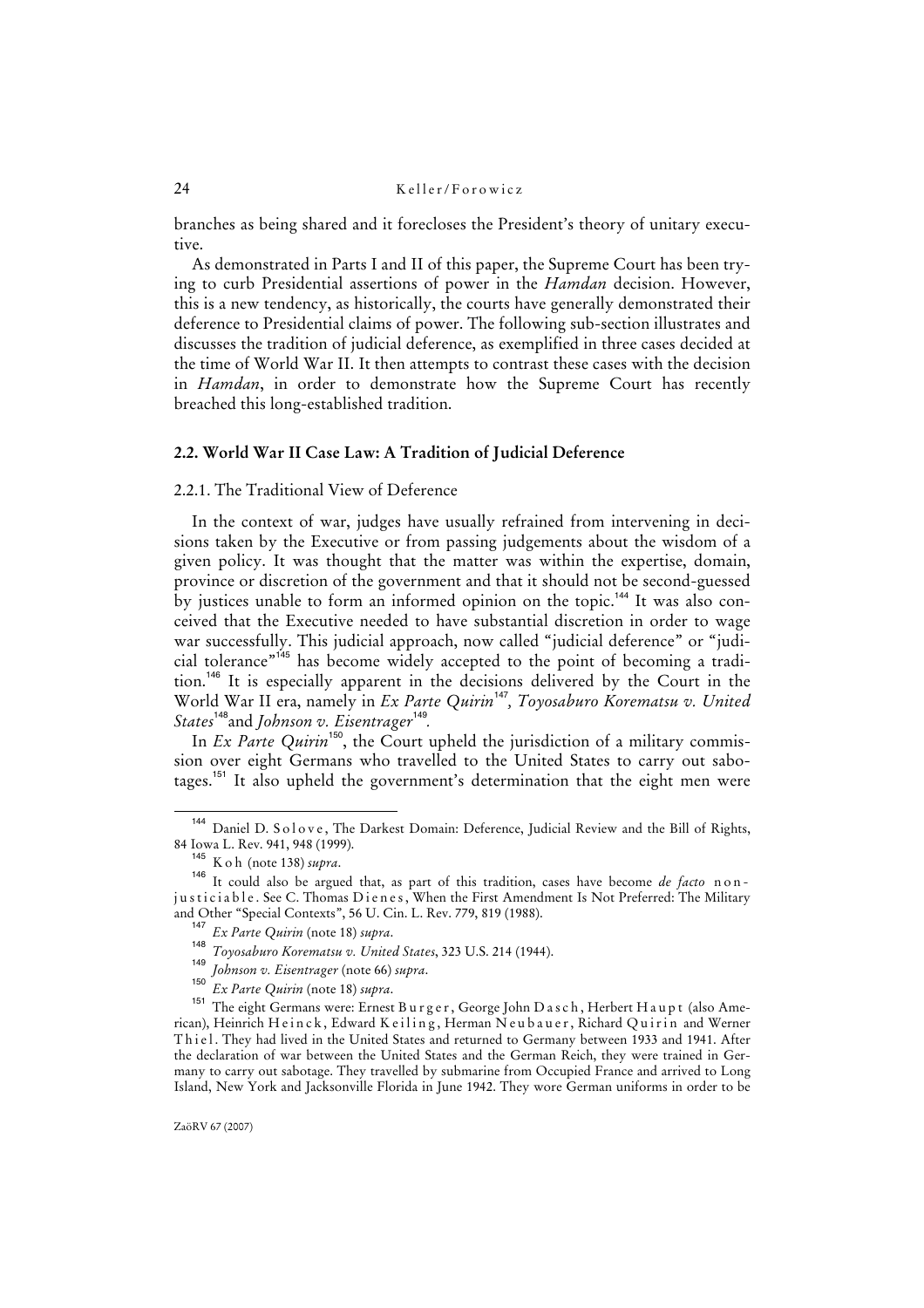branches as being shared and it forecloses the President's theory of unitary executive.

As demonstrated in Parts I and II of this paper, the Supreme Court has been trying to curb Presidential assertions of power in the *Hamdan* decision. However, this is a new tendency, as historically, the courts have generally demonstrated their deference to Presidential claims of power. The following sub-section illustrates and discusses the tradition of judicial deference, as exemplified in three cases decided at the time of World War II. It then attempts to contrast these cases with the decision in *Hamdan*, in order to demonstrate how the Supreme Court has recently breached this long-established tradition.

### 2.2. World War II Case Law: A Tradition of Judicial Deference

#### 2.2.1. The Traditional View of Deference

In the context of war, judges have usually refrained from intervening in decisions taken by the Executive or from passing judgements about the wisdom of a given policy. It was thought that the matter was within the expertise, domain, province or discretion of the government and that it should not be second-guessed by justices unable to form an informed opinion on the topic.[144] It was also conceived that the Executive needed to have substantial discretion in order to wage war successfully. This judicial approach, now called "judicial deference" or "judicial tolerance"[145] has become widely accepted to the point of becoming a tradition.[146] It is especially apparent in the decisions delivered by the Court in the World War II era, namely in *Ex Parte Quirin*[147], *Toyosaburo Korematsu v. United States*[148] and *Johnson v. Eisentrager*[149].

In *Ex Parte Quirin*[150], the Court upheld the jurisdiction of a military commission over eight Germans who travelled to the United States to carry out sabotages.[151] It also upheld the government's determination that the eight men were

---

[144] Daniel D. Solove, The Darkest Domain: Deference, Judicial Review and the Bill of Rights, 84 Iowa L. Rev. 941, 948 (1999).

[145] Koh (note 138) *supra*.

[146] It could also be argued that, as part of this tradition, cases have become *de facto* non-justiciable. See C. Thomas Dienes, When the First Amendment Is Not Preferred: The Military and Other "Special Contexts", 56 U. Cin. L. Rev. 779, 819 (1988).

[147] *Ex Parte Quirin* (note 18) *supra*.

[148] *Toyosaburo Korematsu v. United States*, 323 U.S. 214 (1944).

[149] *Johnson v. Eisentrager* (note 66) *supra*.

[150] *Ex Parte Quirin* (note 18) *supra*.

[151] The eight Germans were: Ernest Burger, George John Dasch, Herbert Haupt (also American), Heinrich Heinck, Edward Keiling, Herman Neubauer, Richard Quirin and Werner Thiel. They had lived in the United States and returned to Germany between 1933 and 1941. After the declaration of war between the United States and the German Reich, they were trained in Germany to carry out sabotage. They travelled by submarine from Occupied France and arrived to Long Island, New York and Jacksonville Florida in June 1942. They wore German uniforms in order to be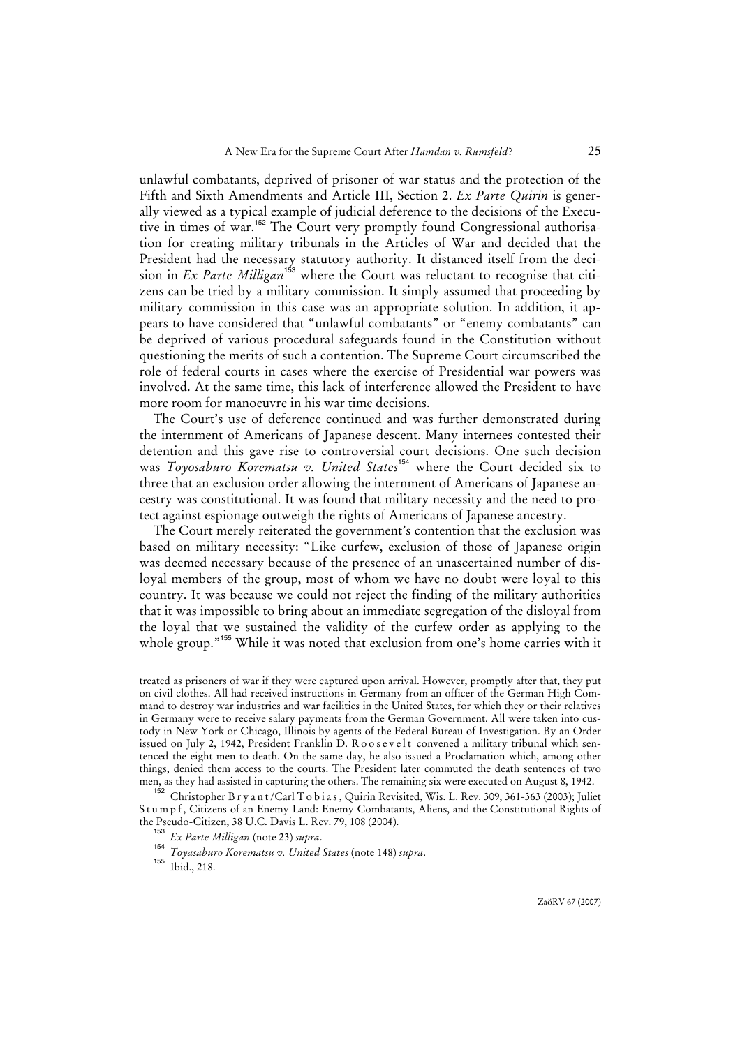unlawful combatants, deprived of prisoner of war status and the protection of the Fifth and Sixth Amendments and Article III, Section 2. *Ex Parte Quirin* is generally viewed as a typical example of judicial deference to the decisions of the Executive in times of war.[152] The Court very promptly found Congressional authorisation for creating military tribunals in the Articles of War and decided that the President had the necessary statutory authority. It distanced itself from the decision in *Ex Parte Milligan*[153] where the Court was reluctant to recognise that citizens can be tried by a military commission. It simply assumed that proceeding by military commission in this case was an appropriate solution. In addition, it appears to have considered that "unlawful combatants" or "enemy combatants" can be deprived of various procedural safeguards found in the Constitution without questioning the merits of such a contention. The Supreme Court circumscribed the role of federal courts in cases where the exercise of Presidential war powers was involved. At the same time, this lack of interference allowed the President to have more room for manoeuvre in his war time decisions.

The Court's use of deference continued and was further demonstrated during the internment of Americans of Japanese descent. Many internees contested their detention and this gave rise to controversial court decisions. One such decision was *Toyosaburo Korematsu v. United States*[154] where the Court decided six to three that an exclusion order allowing the internment of Americans of Japanese ancestry was constitutional. It was found that military necessity and the need to protect against espionage outweigh the rights of Americans of Japanese ancestry.

The Court merely reiterated the government's contention that the exclusion was based on military necessity: "Like curfew, exclusion of those of Japanese origin was deemed necessary because of the presence of an unascertained number of disloyal members of the group, most of whom we have no doubt were loyal to this country. It was because we could not reject the finding of the military authorities that it was impossible to bring about an immediate segregation of the disloyal from the loyal that we sustained the validity of the curfew order as applying to the whole group."[155] While it was noted that exclusion from one's home carries with it

---

treated as prisoners of war if they were captured upon arrival. However, promptly after that, they put on civil clothes. All had received instructions in Germany from an officer of the German High Command to destroy war industries and war facilities in the United States, for which they or their relatives in Germany were to receive salary payments from the German Government. All were taken into custody in New York or Chicago, Illinois by agents of the Federal Bureau of Investigation. By an Order issued on July 2, 1942, President Franklin D. Roosevelt convened a military tribunal which sentenced the eight men to death. On the same day, he also issued a Proclamation which, among other things, denied them access to the courts. The President later commuted the death sentences of two men, as they had assisted in capturing the others. The remaining six were executed on August 8, 1942.

[152] Christopher Bryant/Carl Tobias, Quirin Revisited, Wis. L. Rev. 309, 361-363 (2003); Juliet Stumpf, Citizens of an Enemy Land: Enemy Combatants, Aliens, and the Constitutional Rights of the Pseudo-Citizen, 38 U.C. Davis L. Rev. 79, 108 (2004).

[153] *Ex Parte Milligan* (note 23) *supra*.

[154] *Toyasaburo Korematsu v. United States* (note 148) *supra*.

[155] Ibid., 218.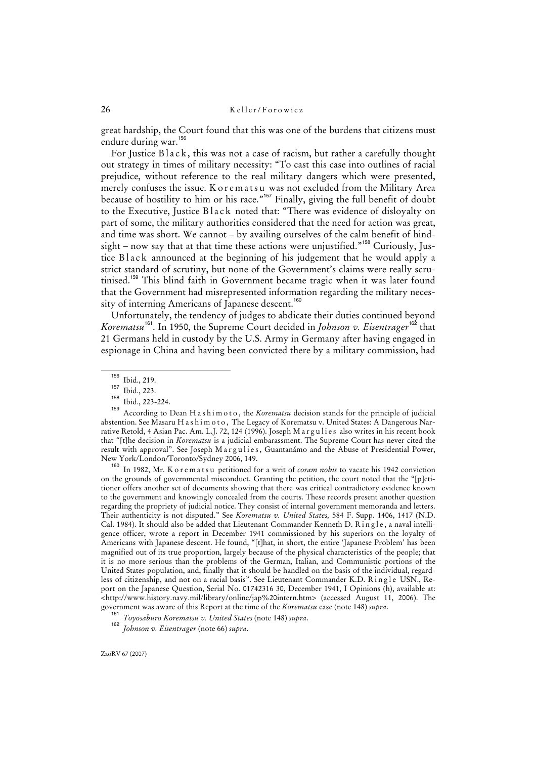great hardship, the Court found that this was one of the burdens that citizens must endure during war.[156]

For Justice Black, this was not a case of racism, but rather a carefully thought out strategy in times of military necessity: "To cast this case into outlines of racial prejudice, without reference to the real military dangers which were presented, merely confuses the issue. Korematsu was not excluded from the Military Area because of hostility to him or his race."[157] Finally, giving the full benefit of doubt to the Executive, Justice Black noted that: "There was evidence of disloyalty on part of some, the military authorities considered that the need for action was great, and time was short. We cannot – by availing ourselves of the calm benefit of hindsight – now say that at that time these actions were unjustified."[158] Curiously, Justice Black announced at the beginning of his judgement that he would apply a strict standard of scrutiny, but none of the Government's claims were really scrutinised.[159] This blind faith in Government became tragic when it was later found that the Government had misrepresented information regarding the military necessity of interning Americans of Japanese descent.[160]

Unfortunately, the tendency of judges to abdicate their duties continued beyond *Korematsu*[161]. In 1950, the Supreme Court decided in *Johnson v. Eisentrager*[162] that 21 Germans held in custody by the U.S. Army in Germany after having engaged in espionage in China and having been convicted there by a military commission, had

---

[156] Ibid., 219.

[157] Ibid., 223.

[158] Ibid., 223-224.

[159] According to Dean Hashimoto, the *Korematsu* decision stands for the principle of judicial abstention. See Masaru Hashimoto, The Legacy of Korematsu v. United States: A Dangerous Narrative Retold, 4 Asian Pac. Am. L.J. 72, 124 (1996). Joseph Margulies also writes in his recent book that "[t]he decision in *Korematsu* is a judicial embarassment. The Supreme Court has never cited the result with approval". See Joseph Margulies, Guantanámo and the Abuse of Presidential Power, New York/London/Toronto/Sydney 2006, 149.

[160] In 1982, Mr. Korematsu petitioned for a writ of *coram nobis* to vacate his 1942 conviction on the grounds of governmental misconduct. Granting the petition, the court noted that the "[p]etitioner offers another set of documents showing that there was critical contradictory evidence known to the government and knowingly concealed from the courts. These records present another question regarding the propriety of judicial notice. They consist of internal government memoranda and letters. Their authenticity is not disputed." See *Korematsu v. United States,* 584 F. Supp. 1406, 1417 (N.D. Cal. 1984). It should also be added that Lieutenant Commander Kenneth D. Ringle, a naval intelligence officer, wrote a report in December 1941 commissioned by his superiors on the loyalty of Americans with Japanese descent. He found, "[t]hat, in short, the entire 'Japanese Problem' has been magnified out of its true proportion, largely because of the physical characteristics of the people; that it is no more serious than the problems of the German, Italian, and Communistic portions of the United States population, and, finally that it should be handled on the basis of the individual, regardless of citizenship, and not on a racial basis". See Lieutenant Commander K.D. Ringle USN., Report on the Japanese Question, Serial No. 01742316 30, December 1941, I Opinions (h), available at: <http://www.history.navy.mil/library/online/jap%20intern.htm> (accessed August 11, 2006). The government was aware of this Report at the time of the *Korematsu* case (note 148) *supra*.

[161] *Toyosaburo Korematsu v. United States* (note 148) *supra*.

[162] *Johnson v. Eisentrager* (note 66) *supra*.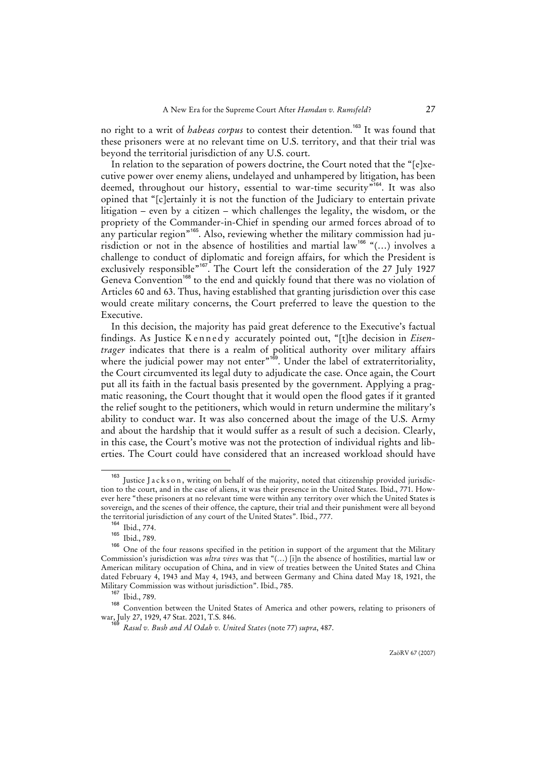no right to a writ of *habeas corpus* to contest their detention.[163] It was found that these prisoners were at no relevant time on U.S. territory, and that their trial was beyond the territorial jurisdiction of any U.S. court.

In relation to the separation of powers doctrine, the Court noted that the "[e]xecutive power over enemy aliens, undelayed and unhampered by litigation, has been deemed, throughout our history, essential to war-time security"[164]. It was also opined that "[c]ertainly it is not the function of the Judiciary to entertain private litigation – even by a citizen – which challenges the legality, the wisdom, or the propriety of the Commander-in-Chief in spending our armed forces abroad of to any particular region"[165]. Also, reviewing whether the military commission had jurisdiction or not in the absence of hostilities and martial law[166] "(…) involves a challenge to conduct of diplomatic and foreign affairs, for which the President is exclusively responsible"[167]. The Court left the consideration of the 27 July 1927 Geneva Convention[168] to the end and quickly found that there was no violation of Articles 60 and 63. Thus, having established that granting jurisdiction over this case would create military concerns, the Court preferred to leave the question to the Executive.

In this decision, the majority has paid great deference to the Executive's factual findings. As Justice Kennedy accurately pointed out, "[t]he decision in *Eisentrager* indicates that there is a realm of political authority over military affairs where the judicial power may not enter"[169]. Under the label of extraterritoriality, the Court circumvented its legal duty to adjudicate the case. Once again, the Court put all its faith in the factual basis presented by the government. Applying a pragmatic reasoning, the Court thought that it would open the flood gates if it granted the relief sought to the petitioners, which would in return undermine the military's ability to conduct war. It was also concerned about the image of the U.S. Army and about the hardship that it would suffer as a result of such a decision. Clearly, in this case, the Court's motive was not the protection of individual rights and liberties. The Court could have considered that an increased workload should have

---

[163] Justice Jackson, writing on behalf of the majority, noted that citizenship provided jurisdiction to the court, and in the case of aliens, it was their presence in the United States. Ibid., 771. However here "these prisoners at no relevant time were within any territory over which the United States is sovereign, and the scenes of their offence, the capture, their trial and their punishment were all beyond the territorial jurisdiction of any court of the United States". Ibid., 777.

[164] Ibid., 774.

[165] Ibid., 789.

[166] One of the four reasons specified in the petition in support of the argument that the Military Commission's jurisdiction was *ultra vires* was that "(…) [i]n the absence of hostilities, martial law or American military occupation of China, and in view of treaties between the United States and China dated February 4, 1943 and May 4, 1943, and between Germany and China dated May 18, 1921, the Military Commission was without jurisdiction". Ibid., 785.

[167] Ibid., 789.

[168] Convention between the United States of America and other powers, relating to prisoners of war, July 27, 1929, 47 Stat. 2021, T.S. 846.

[169] *Rasul v. Bush and Al Odah v. United States* (note 77) *supra*, 487.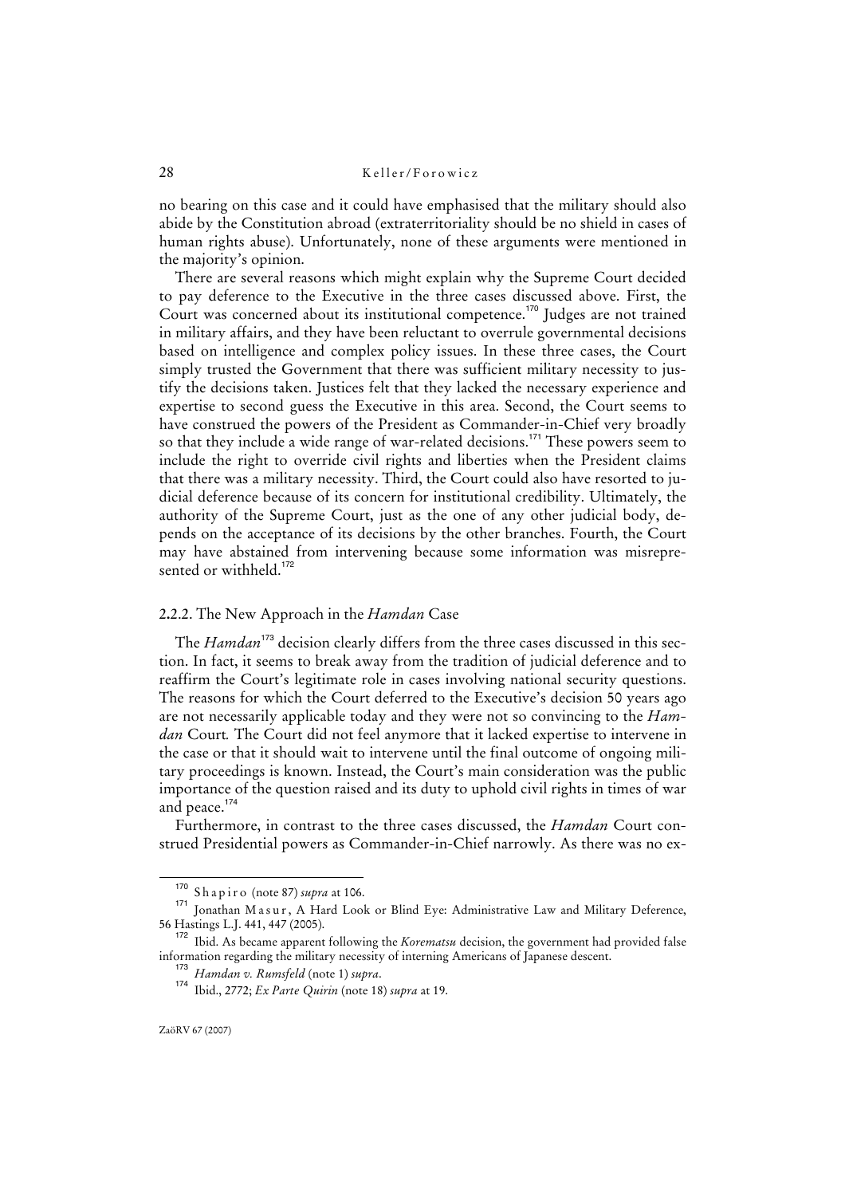no bearing on this case and it could have emphasised that the military should also abide by the Constitution abroad (extraterritoriality should be no shield in cases of human rights abuse). Unfortunately, none of these arguments were mentioned in the majority's opinion.

There are several reasons which might explain why the Supreme Court decided to pay deference to the Executive in the three cases discussed above. First, the Court was concerned about its institutional competence.[170] Judges are not trained in military affairs, and they have been reluctant to overrule governmental decisions based on intelligence and complex policy issues. In these three cases, the Court simply trusted the Government that there was sufficient military necessity to justify the decisions taken. Justices felt that they lacked the necessary experience and expertise to second guess the Executive in this area. Second, the Court seems to have construed the powers of the President as Commander-in-Chief very broadly so that they include a wide range of war-related decisions.[171] These powers seem to include the right to override civil rights and liberties when the President claims that there was a military necessity. Third, the Court could also have resorted to judicial deference because of its concern for institutional credibility. Ultimately, the authority of the Supreme Court, just as the one of any other judicial body, depends on the acceptance of its decisions by the other branches. Fourth, the Court may have abstained from intervening because some information was misrepresented or withheld.[172]

### 2.2.2. The New Approach in the *Hamdan* Case

The *Hamdan*[173] decision clearly differs from the three cases discussed in this section. In fact, it seems to break away from the tradition of judicial deference and to reaffirm the Court's legitimate role in cases involving national security questions. The reasons for which the Court deferred to the Executive's decision 50 years ago are not necessarily applicable today and they were not so convincing to the *Hamdan* Court*.* The Court did not feel anymore that it lacked expertise to intervene in the case or that it should wait to intervene until the final outcome of ongoing military proceedings is known. Instead, the Court's main consideration was the public importance of the question raised and its duty to uphold civil rights in times of war and peace.[174]

Furthermore, in contrast to the three cases discussed, the *Hamdan* Court construed Presidential powers as Commander-in-Chief narrowly. As there was no ex-

---

[170] Shapiro (note 87) *supra* at 106.

[171] Jonathan Masur, A Hard Look or Blind Eye: Administrative Law and Military Deference, 56 Hastings L.J. 441, 447 (2005).

[172] Ibid. As became apparent following the *Korematsu* decision, the government had provided false information regarding the military necessity of interning Americans of Japanese descent.

[173] *Hamdan v. Rumsfeld* (note 1) *supra*.

[174] Ibid., 2772; *Ex Parte Quirin* (note 18) *supra* at 19.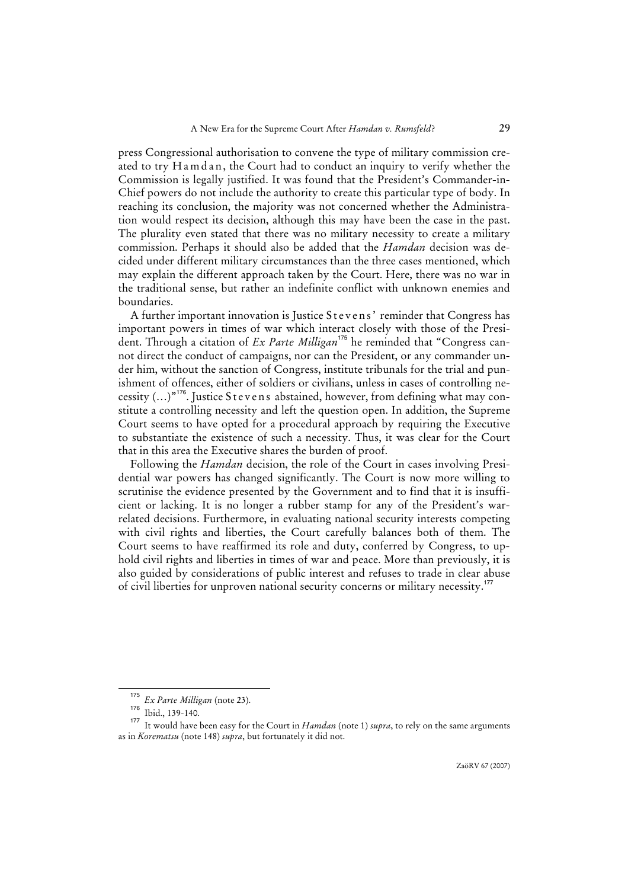press Congressional authorisation to convene the type of military commission created to try Hamdan, the Court had to conduct an inquiry to verify whether the Commission is legally justified. It was found that the President's Commander-in-Chief powers do not include the authority to create this particular type of body. In reaching its conclusion, the majority was not concerned whether the Administration would respect its decision, although this may have been the case in the past. The plurality even stated that there was no military necessity to create a military commission. Perhaps it should also be added that the *Hamdan* decision was decided under different military circumstances than the three cases mentioned, which may explain the different approach taken by the Court. Here, there was no war in the traditional sense, but rather an indefinite conflict with unknown enemies and boundaries.

A further important innovation is Justice Stevens' reminder that Congress has important powers in times of war which interact closely with those of the President. Through a citation of *Ex Parte Milligan*[175] he reminded that "Congress cannot direct the conduct of campaigns, nor can the President, or any commander under him, without the sanction of Congress, institute tribunals for the trial and punishment of offences, either of soldiers or civilians, unless in cases of controlling necessity (...)"[176]. Justice Stevens abstained, however, from defining what may constitute a controlling necessity and left the question open. In addition, the Supreme Court seems to have opted for a procedural approach by requiring the Executive to substantiate the existence of such a necessity. Thus, it was clear for the Court that in this area the Executive shares the burden of proof.

Following the *Hamdan* decision, the role of the Court in cases involving Presidential war powers has changed significantly. The Court is now more willing to scrutinise the evidence presented by the Government and to find that it is insufficient or lacking. It is no longer a rubber stamp for any of the President's war-related decisions. Furthermore, in evaluating national security interests competing with civil rights and liberties, the Court carefully balances both of them. The Court seems to have reaffirmed its role and duty, conferred by Congress, to uphold civil rights and liberties in times of war and peace. More than previously, it is also guided by considerations of public interest and refuses to trade in clear abuse of civil liberties for unproven national security concerns or military necessity.[177]

---

[175] *Ex Parte Milligan* (note 23).

[176] Ibid., 139-140.

[177] It would have been easy for the Court in *Hamdan* (note 1) *supra*, to rely on the same arguments as in *Korematsu* (note 148) *supra*, but fortunately it did not.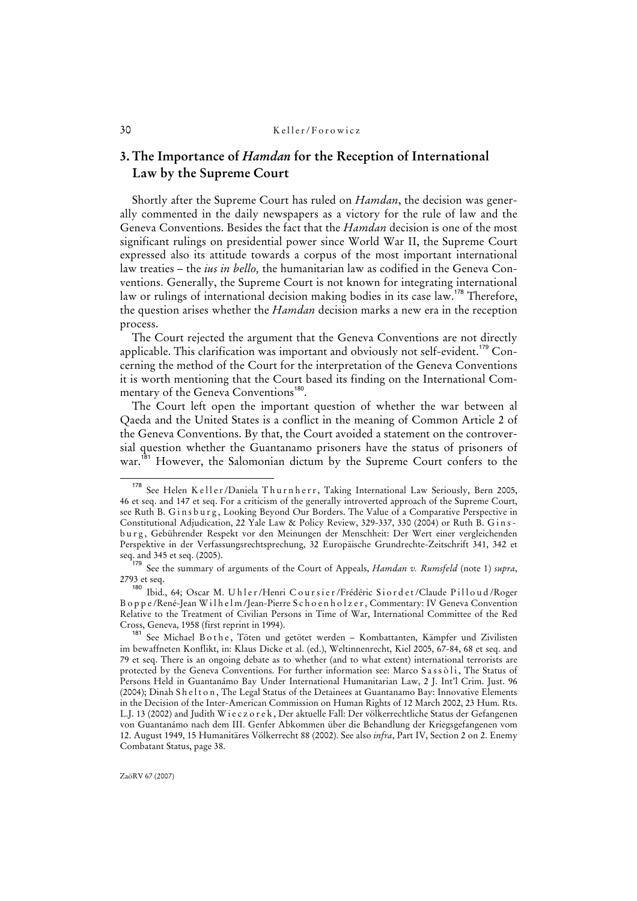## 3. The Importance of *Hamdan* for the Reception of International Law by the Supreme Court

Shortly after the Supreme Court has ruled on *Hamdan*, the decision was generally commented in the daily newspapers as a victory for the rule of law and the Geneva Conventions. Besides the fact that the *Hamdan* decision is one of the most significant rulings on presidential power since World War II, the Supreme Court expressed also its attitude towards a corpus of the most important international law treaties – the *ius in bello,* the humanitarian law as codified in the Geneva Conventions. Generally, the Supreme Court is not known for integrating international law or rulings of international decision making bodies in its case law.[178] Therefore, the question arises whether the *Hamdan* decision marks a new era in the reception process.

The Court rejected the argument that the Geneva Conventions are not directly applicable. This clarification was important and obviously not self-evident.[179] Concerning the method of the Court for the interpretation of the Geneva Conventions it is worth mentioning that the Court based its finding on the International Commentary of the Geneva Conventions[180].

The Court left open the important question of whether the war between al Qaeda and the United States is a conflict in the meaning of Common Article 2 of the Geneva Conventions. By that, the Court avoided a statement on the controversial question whether the Guantanamo prisoners have the status of prisoners of war.[181] However, the Salomonian dictum by the Supreme Court confers to the

---

[178] See Helen Keller/Daniela Thurnherr, Taking International Law Seriously, Bern 2005, 46 et seq. and 147 et seq. For a criticism of the generally introverted approach of the Supreme Court, see Ruth B. Ginsburg, Looking Beyond Our Borders. The Value of a Comparative Perspective in Constitutional Adjudication, 22 Yale Law & Policy Review, 329-337, 330 (2004) or Ruth B. Ginsburg, Gebührender Respekt vor den Meinungen der Menschheit: Der Wert einer vergleichenden Perspektive in der Verfassungsrechtsprechung, 32 Europäische Grundrechte-Zeitschrift 341, 342 et seq. and 345 et seq. (2005).

[179] See the summary of arguments of the Court of Appeals, *Hamdan v. Rumsfeld* (note 1) *supra*, 2793 et seq.

[180] Ibid., 64; Oscar M. Uhler/Henri Coursier/Frédéric Siordet/Claude Pilloud/Roger Boppe/René-Jean Wilhelm/Jean-Pierre Schoenholzer, Commentary: IV Geneva Convention Relative to the Treatment of Civilian Persons in Time of War, International Committee of the Red Cross, Geneva, 1958 (first reprint in 1994).

[181] See Michael Bothe, Töten und getötet werden – Kombattanten, Kämpfer und Zivilisten im bewaffneten Konflikt, in: Klaus Dicke et al. (ed.), Weltinnenrecht, Kiel 2005, 67-84, 68 et seq. and 79 et seq. There is an ongoing debate as to whether (and to what extent) international terrorists are protected by the Geneva Conventions. For further information see: Marco Sassòli, The Status of Persons Held in Guantanámo Bay Under International Humanitarian Law, 2 J. Int'l Crim. Just. 96 (2004); Dinah Shelton, The Legal Status of the Detainees at Guantanamo Bay: Innovative Elements in the Decision of the Inter-American Commission on Human Rights of 12 March 2002, 23 Hum. Rts. L.J. 13 (2002) and Judith Wieczorek, Der aktuelle Fall: Der völkerrechtliche Status der Gefangenen von Guantanámo nach dem III. Genfer Abkommen über die Behandlung der Kriegsgefangenen vom 12. August 1949, 15 Humanitäres Völkerrecht 88 (2002). See also *infra*, Part IV, Section 2 on 2. Enemy Combatant Status, page 38.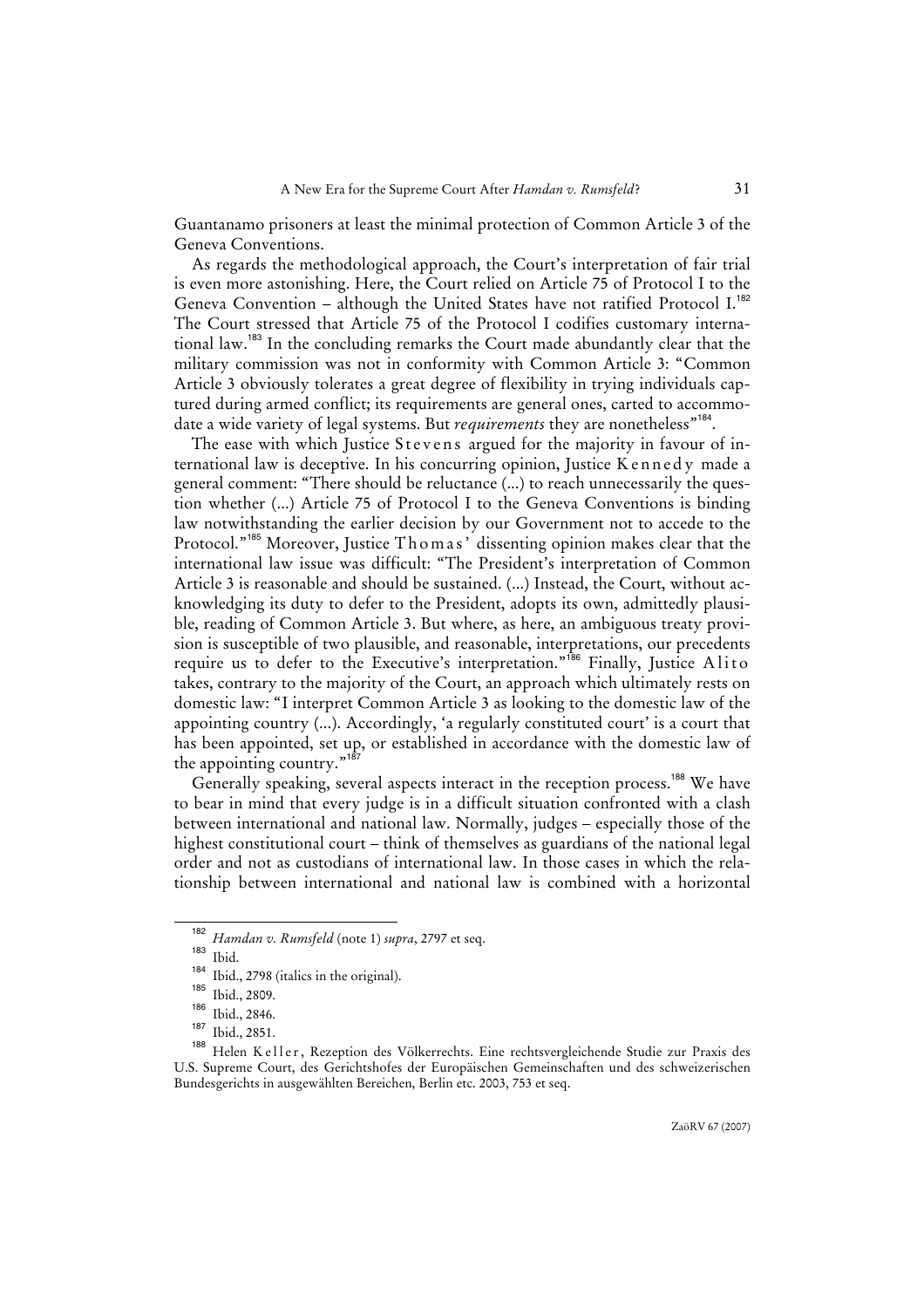Guantanamo prisoners at least the minimal protection of Common Article 3 of the Geneva Conventions.

As regards the methodological approach, the Court's interpretation of fair trial is even more astonishing. Here, the Court relied on Article 75 of Protocol I to the Geneva Convention – although the United States have not ratified Protocol I.[182] The Court stressed that Article 75 of the Protocol I codifies customary international law.[183] In the concluding remarks the Court made abundantly clear that the military commission was not in conformity with Common Article 3: "Common Article 3 obviously tolerates a great degree of flexibility in trying individuals captured during armed conflict; its requirements are general ones, carted to accommodate a wide variety of legal systems. But *requirements* they are nonetheless"[184].

The ease with which Justice Stevens argued for the majority in favour of international law is deceptive. In his concurring opinion, Justice Kennedy made a general comment: "There should be reluctance (...) to reach unnecessarily the question whether (...) Article 75 of Protocol I to the Geneva Conventions is binding law notwithstanding the earlier decision by our Government not to accede to the Protocol."[185] Moreover, Justice Thomas' dissenting opinion makes clear that the international law issue was difficult: "The President's interpretation of Common Article 3 is reasonable and should be sustained. (...) Instead, the Court, without acknowledging its duty to defer to the President, adopts its own, admittedly plausible, reading of Common Article 3. But where, as here, an ambiguous treaty provision is susceptible of two plausible, and reasonable, interpretations, our precedents require us to defer to the Executive's interpretation."[186] Finally, Justice Alito takes, contrary to the majority of the Court, an approach which ultimately rests on domestic law: "I interpret Common Article 3 as looking to the domestic law of the appointing country (...). Accordingly, 'a regularly constituted court' is a court that has been appointed, set up, or established in accordance with the domestic law of the appointing country."[187]

Generally speaking, several aspects interact in the reception process.[188] We have to bear in mind that every judge is in a difficult situation confronted with a clash between international and national law. Normally, judges – especially those of the highest constitutional court – think of themselves as guardians of the national legal order and not as custodians of international law. In those cases in which the relationship between international and national law is combined with a horizontal

---

[182] *Hamdan v. Rumsfeld* (note 1) *supra*, 2797 et seq.

[183] Ibid.

[184] Ibid., 2798 (italics in the original).

[185] Ibid., 2809.

[186] Ibid., 2846.

[187] Ibid., 2851.

[188] Helen Keller, Rezeption des Völkerrechts. Eine rechtsvergleichende Studie zur Praxis des U.S. Supreme Court, des Gerichtshofes der Europäischen Gemeinschaften und des schweizerischen Bundesgerichts in ausgewählten Bereichen, Berlin etc. 2003, 753 et seq.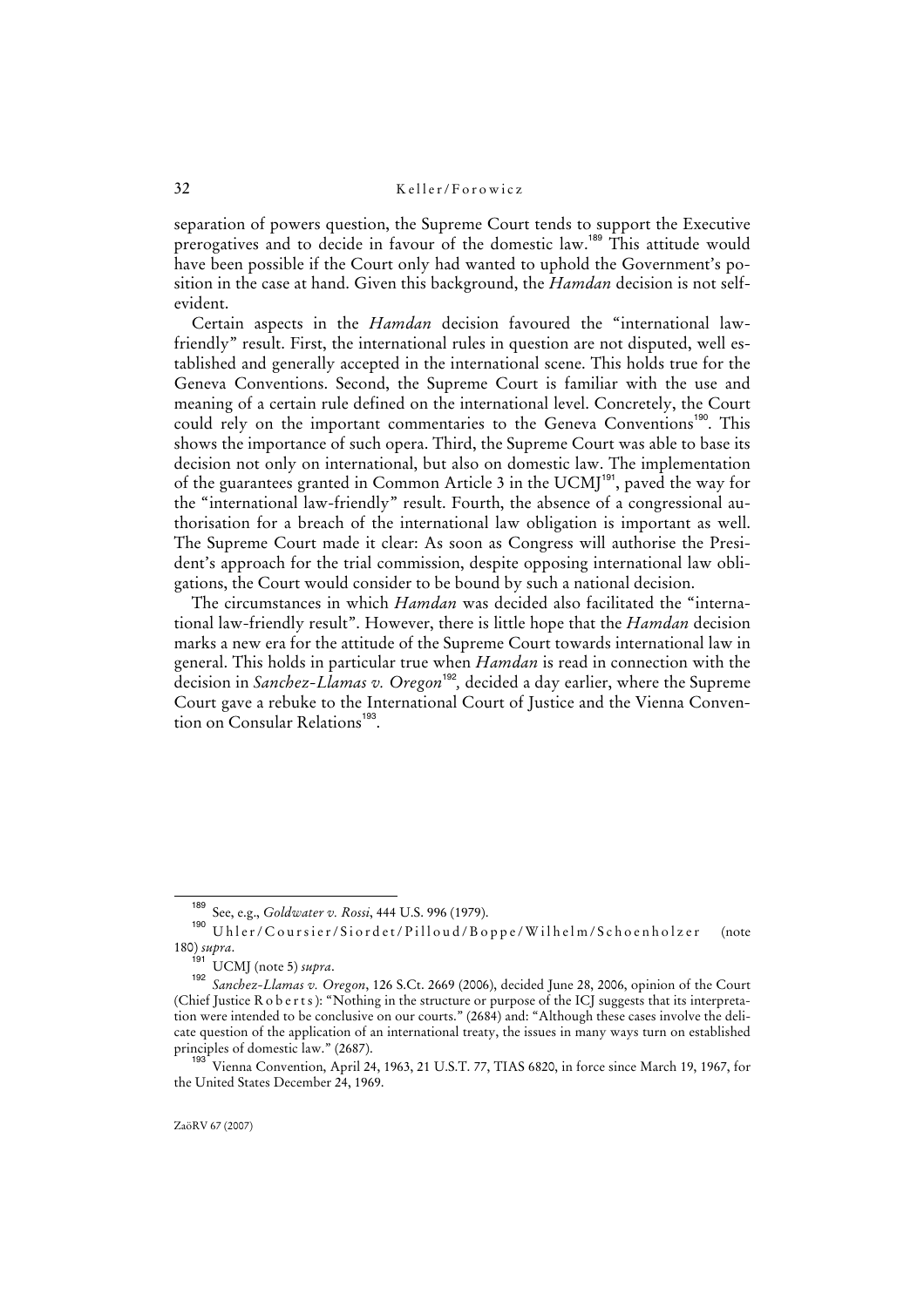separation of powers question, the Supreme Court tends to support the Executive prerogatives and to decide in favour of the domestic law.[189] This attitude would have been possible if the Court only had wanted to uphold the Government's position in the case at hand. Given this background, the *Hamdan* decision is not self-evident.

Certain aspects in the *Hamdan* decision favoured the "international law-friendly" result. First, the international rules in question are not disputed, well established and generally accepted in the international scene. This holds true for the Geneva Conventions. Second, the Supreme Court is familiar with the use and meaning of a certain rule defined on the international level. Concretely, the Court could rely on the important commentaries to the Geneva Conventions[190]. This shows the importance of such opera. Third, the Supreme Court was able to base its decision not only on international, but also on domestic law. The implementation of the guarantees granted in Common Article 3 in the UCMJ[191], paved the way for the "international law-friendly" result. Fourth, the absence of a congressional authorisation for a breach of the international law obligation is important as well. The Supreme Court made it clear: As soon as Congress will authorise the President's approach for the trial commission, despite opposing international law obligations, the Court would consider to be bound by such a national decision.

The circumstances in which *Hamdan* was decided also facilitated the "international law-friendly result". However, there is little hope that the *Hamdan* decision marks a new era for the attitude of the Supreme Court towards international law in general. This holds in particular true when *Hamdan* is read in connection with the decision in *Sanchez-Llamas v. Oregon*[192], decided a day earlier, where the Supreme Court gave a rebuke to the International Court of Justice and the Vienna Convention on Consular Relations[193].

---

[189] See, e.g., *Goldwater v. Rossi*, 444 U.S. 996 (1979).

[190] Uhler/Coursier/Siordet/Pilloud/Boppe/Wilhelm/Schoenholzer (note 180) *supra*.

[191] UCMJ (note 5) *supra*.

[192] *Sanchez-Llamas v. Oregon*, 126 S.Ct. 2669 (2006), decided June 28, 2006, opinion of the Court (Chief Justice Roberts): "Nothing in the structure or purpose of the ICJ suggests that its interpretation were intended to be conclusive on our courts." (2684) and: "Although these cases involve the delicate question of the application of an international treaty, the issues in many ways turn on established principles of domestic law." (2687).

[193] Vienna Convention, April 24, 1963, 21 U.S.T. 77, TIAS 6820, in force since March 19, 1967, for the United States December 24, 1969.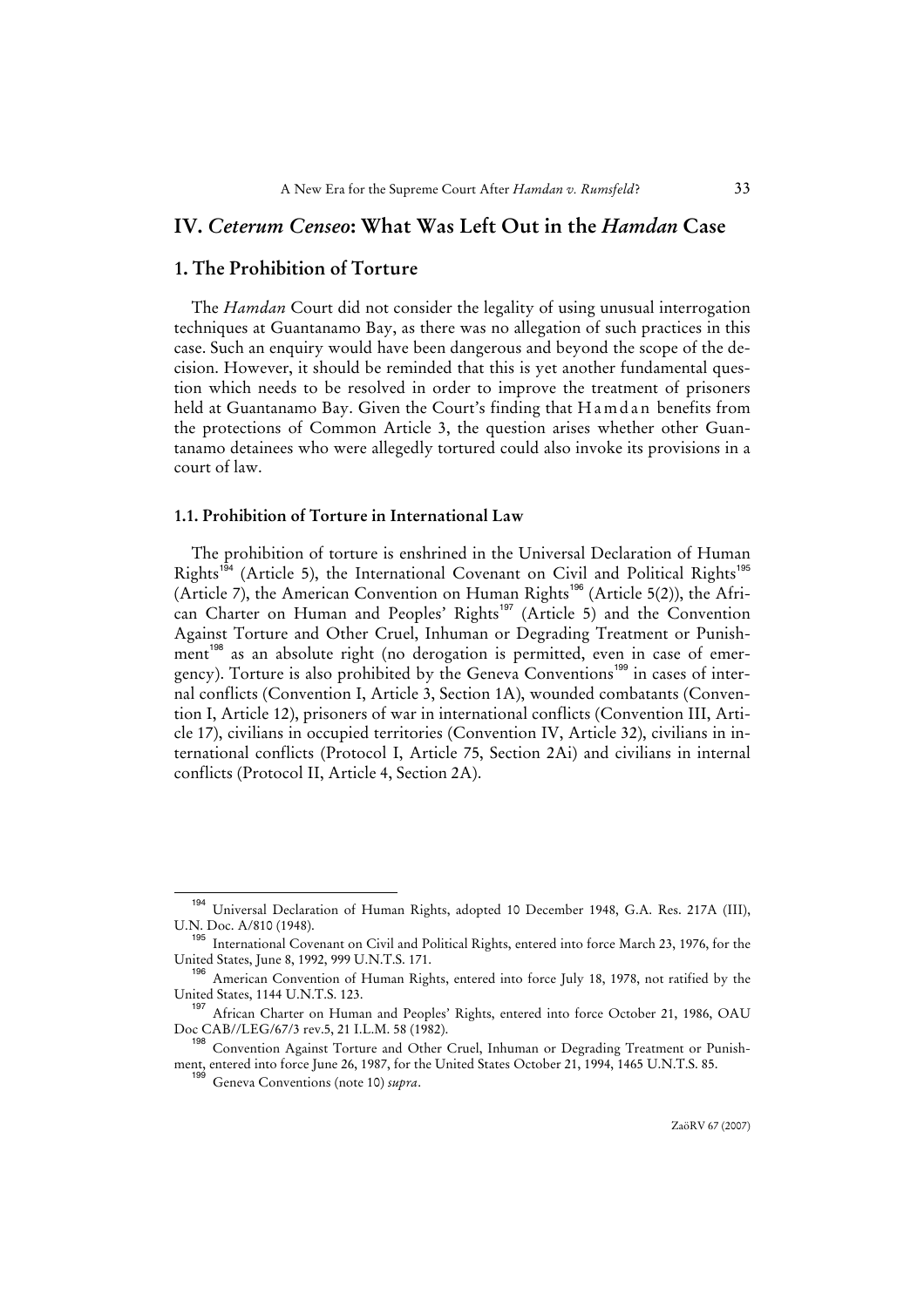## IV. *Ceterum Censeo*: What Was Left Out in the *Hamdan* Case

### 1. The Prohibition of Torture

The *Hamdan* Court did not consider the legality of using unusual interrogation techniques at Guantanamo Bay, as there was no allegation of such practices in this case. Such an enquiry would have been dangerous and beyond the scope of the decision. However, it should be reminded that this is yet another fundamental question which needs to be resolved in order to improve the treatment of prisoners held at Guantanamo Bay. Given the Court's finding that Hamdan benefits from the protections of Common Article 3, the question arises whether other Guantanamo detainees who were allegedly tortured could also invoke its provisions in a court of law.

#### 1.1. Prohibition of Torture in International Law

The prohibition of torture is enshrined in the Universal Declaration of Human Rights[194] (Article 5), the International Covenant on Civil and Political Rights[195] (Article 7), the American Convention on Human Rights[196] (Article 5(2)), the African Charter on Human and Peoples' Rights[197] (Article 5) and the Convention Against Torture and Other Cruel, Inhuman or Degrading Treatment or Punishment[198] as an absolute right (no derogation is permitted, even in case of emergency). Torture is also prohibited by the Geneva Conventions[199] in cases of internal conflicts (Convention I, Article 3, Section 1A), wounded combatants (Convention I, Article 12), prisoners of war in international conflicts (Convention III, Article 17), civilians in occupied territories (Convention IV, Article 32), civilians in international conflicts (Protocol I, Article 75, Section 2Ai) and civilians in internal conflicts (Protocol II, Article 4, Section 2A).

---

[194] Universal Declaration of Human Rights, adopted 10 December 1948, G.A. Res. 217A (III), U.N. Doc. A/810 (1948).

[195] International Covenant on Civil and Political Rights, entered into force March 23, 1976, for the United States, June 8, 1992, 999 U.N.T.S. 171.

[196] American Convention of Human Rights, entered into force July 18, 1978, not ratified by the United States, 1144 U.N.T.S. 123.

[197] African Charter on Human and Peoples' Rights, entered into force October 21, 1986, OAU Doc CAB//LEG/67/3 rev.5, 21 I.L.M. 58 (1982).

[198] Convention Against Torture and Other Cruel, Inhuman or Degrading Treatment or Punishment, entered into force June 26, 1987, for the United States October 21, 1994, 1465 U.N.T.S. 85.

[199] Geneva Conventions (note 10) *supra*.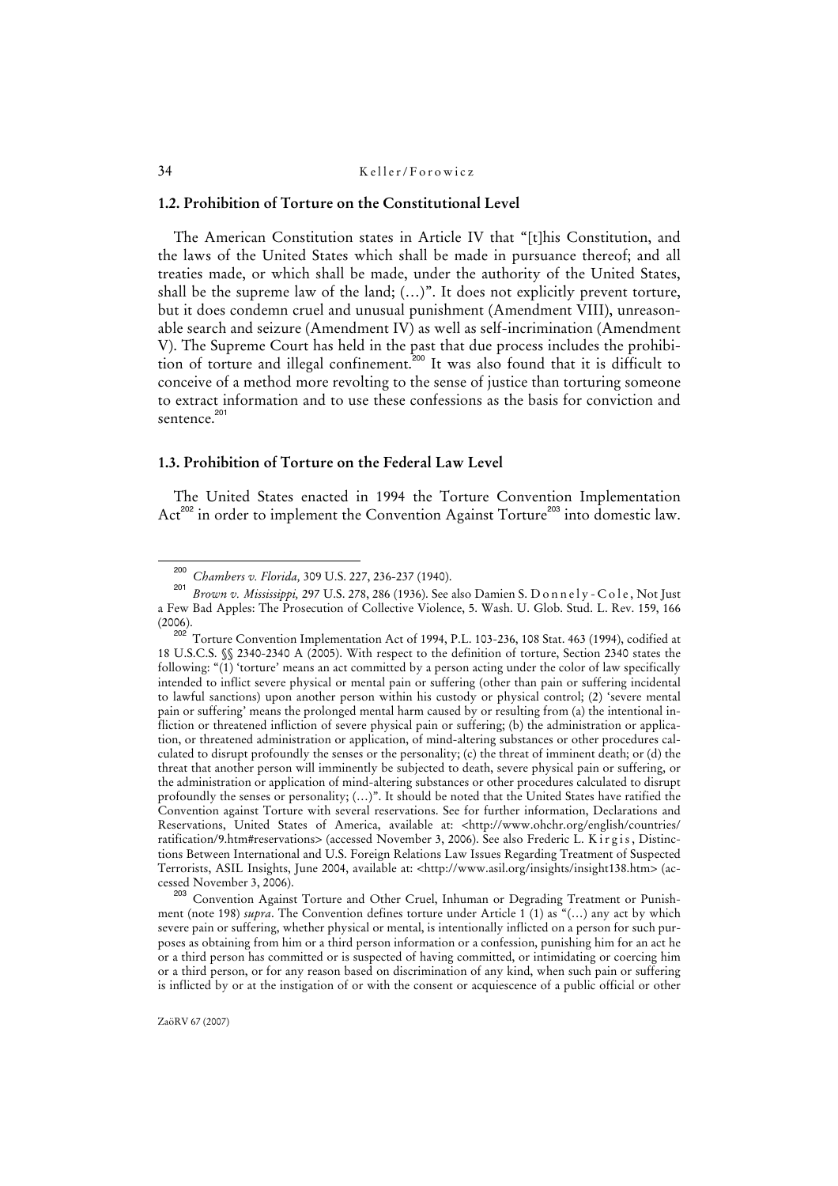### 1.2. Prohibition of Torture on the Constitutional Level

The American Constitution states in Article IV that "[t]his Constitution, and the laws of the United States which shall be made in pursuance thereof; and all treaties made, or which shall be made, under the authority of the United States, shall be the supreme law of the land; (…)". It does not explicitly prevent torture, but it does condemn cruel and unusual punishment (Amendment VIII), unreasonable search and seizure (Amendment IV) as well as self-incrimination (Amendment V). The Supreme Court has held in the past that due process includes the prohibition of torture and illegal confinement.[200] It was also found that it is difficult to conceive of a method more revolting to the sense of justice than torturing someone to extract information and to use these confessions as the basis for conviction and sentence.[201]

### 1.3. Prohibition of Torture on the Federal Law Level

The United States enacted in 1994 the Torture Convention Implementation Act[202] in order to implement the Convention Against Torture[203] into domestic law.

---

[200] *Chambers v. Florida,* 309 U.S. 227, 236-237 (1940).

[201] *Brown v. Mississippi,* 297 U.S. 278, 286 (1936). See also Damien S. Donnely-Cole, Not Just a Few Bad Apples: The Prosecution of Collective Violence, 5. Wash. U. Glob. Stud. L. Rev. 159, 166 (2006).

[202] Torture Convention Implementation Act of 1994, P.L. 103-236, 108 Stat. 463 (1994), codified at 18 U.S.C.S. §§ 2340-2340 A (2005). With respect to the definition of torture, Section 2340 states the following: "(1) 'torture' means an act committed by a person acting under the color of law specifically intended to inflict severe physical or mental pain or suffering (other than pain or suffering incidental to lawful sanctions) upon another person within his custody or physical control; (2) 'severe mental pain or suffering' means the prolonged mental harm caused by or resulting from (a) the intentional infliction or threatened infliction of severe physical pain or suffering; (b) the administration or application, or threatened administration or application, of mind-altering substances or other procedures calculated to disrupt profoundly the senses or the personality; (c) the threat of imminent death; or (d) the threat that another person will imminently be subjected to death, severe physical pain or suffering, or the administration or application of mind-altering substances or other procedures calculated to disrupt profoundly the senses or personality; (…)". It should be noted that the United States have ratified the Convention against Torture with several reservations. See for further information, Declarations and Reservations, United States of America, available at: <http://www.ohchr.org/english/countries/ratification/9.htm#reservations> (accessed November 3, 2006). See also Frederic L. Kirgis, Distinctions Between International and U.S. Foreign Relations Law Issues Regarding Treatment of Suspected Terrorists, ASIL Insights, June 2004, available at: <http://www.asil.org/insights/insight138.htm> (accessed November 3, 2006).

[203] Convention Against Torture and Other Cruel, Inhuman or Degrading Treatment or Punishment (note 198) *supra*. The Convention defines torture under Article 1 (1) as "(…) any act by which severe pain or suffering, whether physical or mental, is intentionally inflicted on a person for such purposes as obtaining from him or a third person information or a confession, punishing him for an act he or a third person has committed or is suspected of having committed, or intimidating or coercing him or a third person, or for any reason based on discrimination of any kind, when such pain or suffering is inflicted by or at the instigation of or with the consent or acquiescence of a public official or other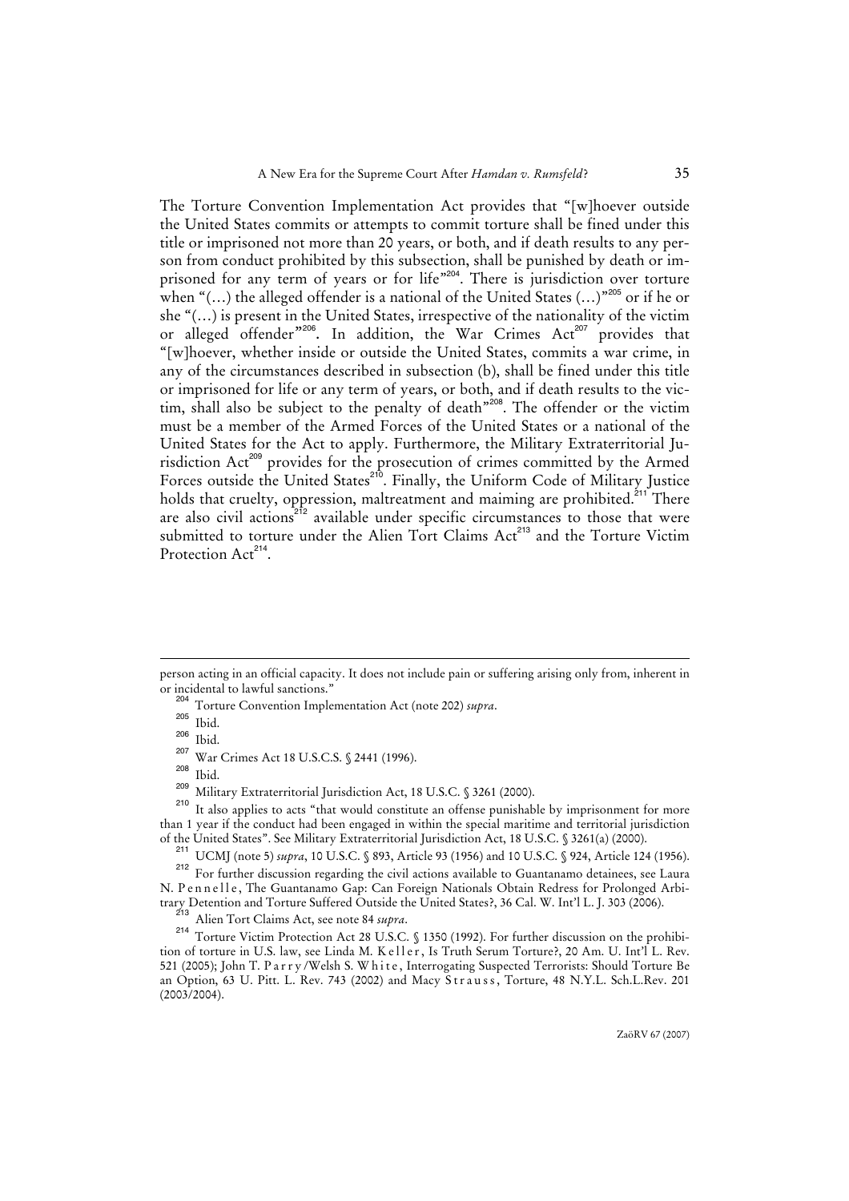The Torture Convention Implementation Act provides that "[w]hoever outside the United States commits or attempts to commit torture shall be fined under this title or imprisoned not more than 20 years, or both, and if death results to any person from conduct prohibited by this subsection, shall be punished by death or imprisoned for any term of years or for life"[204]. There is jurisdiction over torture when "(…) the alleged offender is a national of the United States (…)"[205] or if he or she "(…) is present in the United States, irrespective of the nationality of the victim or alleged offender"[206]. In addition, the War Crimes Act[207] provides that "[w]hoever, whether inside or outside the United States, commits a war crime, in any of the circumstances described in subsection (b), shall be fined under this title or imprisoned for life or any term of years, or both, and if death results to the victim, shall also be subject to the penalty of death"[208]. The offender or the victim must be a member of the Armed Forces of the United States or a national of the United States for the Act to apply. Furthermore, the Military Extraterritorial Jurisdiction Act[209] provides for the prosecution of crimes committed by the Armed Forces outside the United States[210]. Finally, the Uniform Code of Military Justice holds that cruelty, oppression, maltreatment and maiming are prohibited.[211] There are also civil actions[212] available under specific circumstances to those that were submitted to torture under the Alien Tort Claims Act[213] and the Torture Victim Protection Act[214].

---

person acting in an official capacity. It does not include pain or suffering arising only from, inherent in or incidental to lawful sanctions."

[204] Torture Convention Implementation Act (note 202) *supra*.

[205] Ibid.

[206] Ibid.

[207] War Crimes Act 18 U.S.C.S. § 2441 (1996).

[208] Ibid.

[209] Military Extraterritorial Jurisdiction Act, 18 U.S.C. § 3261 (2000).

[210] It also applies to acts "that would constitute an offense punishable by imprisonment for more than 1 year if the conduct had been engaged in within the special maritime and territorial jurisdiction of the United States". See Military Extraterritorial Jurisdiction Act, 18 U.S.C. § 3261(a) (2000).

[211] UCMJ (note 5) *supra*, 10 U.S.C. § 893, Article 93 (1956) and 10 U.S.C. § 924, Article 124 (1956).

[212] For further discussion regarding the civil actions available to Guantanamo detainees, see Laura N. Pennelle, The Guantanamo Gap: Can Foreign Nationals Obtain Redress for Prolonged Arbitrary Detention and Torture Suffered Outside the United States?, 36 Cal. W. Int'l L. J. 303 (2006).

[213] Alien Tort Claims Act, see note 84 *supra*.

[214] Torture Victim Protection Act 28 U.S.C. § 1350 (1992). For further discussion on the prohibition of torture in U.S. law, see Linda M. Keller, Is Truth Serum Torture?, 20 Am. U. Int'l L. Rev. 521 (2005); John T. Parry/Welsh S. White, Interrogating Suspected Terrorists: Should Torture Be an Option, 63 U. Pitt. L. Rev. 743 (2002) and Macy Strauss, Torture, 48 N.Y.L. Sch.L.Rev. 201 (2003/2004).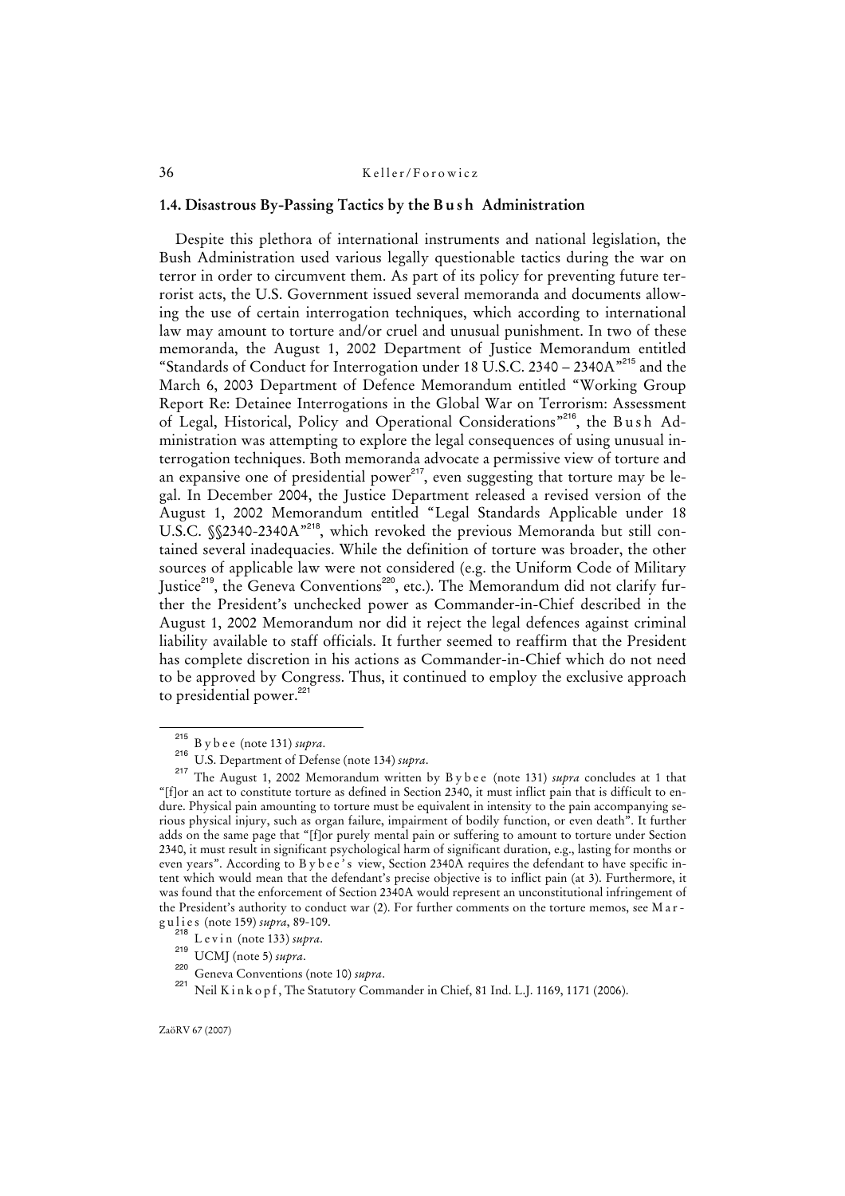### 1.4. Disastrous By-Passing Tactics by the Bush Administration

Despite this plethora of international instruments and national legislation, the Bush Administration used various legally questionable tactics during the war on terror in order to circumvent them. As part of its policy for preventing future terrorist acts, the U.S. Government issued several memoranda and documents allowing the use of certain interrogation techniques, which according to international law may amount to torture and/or cruel and unusual punishment. In two of these memoranda, the August 1, 2002 Department of Justice Memorandum entitled "Standards of Conduct for Interrogation under 18 U.S.C. 2340 – 2340A"[215] and the March 6, 2003 Department of Defence Memorandum entitled "Working Group Report Re: Detainee Interrogations in the Global War on Terrorism: Assessment of Legal, Historical, Policy and Operational Considerations"[216], the Bush Administration was attempting to explore the legal consequences of using unusual interrogation techniques. Both memoranda advocate a permissive view of torture and an expansive one of presidential power[217], even suggesting that torture may be legal. In December 2004, the Justice Department released a revised version of the August 1, 2002 Memorandum entitled "Legal Standards Applicable under 18 U.S.C. §§2340-2340A"[218], which revoked the previous Memoranda but still contained several inadequacies. While the definition of torture was broader, the other sources of applicable law were not considered (e.g. the Uniform Code of Military Justice[219], the Geneva Conventions[220], etc.). The Memorandum did not clarify further the President's unchecked power as Commander-in-Chief described in the August 1, 2002 Memorandum nor did it reject the legal defences against criminal liability available to staff officials. It further seemed to reaffirm that the President has complete discretion in his actions as Commander-in-Chief which do not need to be approved by Congress. Thus, it continued to employ the exclusive approach to presidential power.[221]

---

[215] Bybee (note 131) *supra*.

[216] U.S. Department of Defense (note 134) *supra*.

[217] The August 1, 2002 Memorandum written by Bybee (note 131) *supra* concludes at 1 that "[f]or an act to constitute torture as defined in Section 2340, it must inflict pain that is difficult to endure. Physical pain amounting to torture must be equivalent in intensity to the pain accompanying serious physical injury, such as organ failure, impairment of bodily function, or even death". It further adds on the same page that "[f]or purely mental pain or suffering to amount to torture under Section 2340, it must result in significant psychological harm of significant duration, e.g., lasting for months or even years". According to Bybee's view, Section 2340A requires the defendant to have specific intent which would mean that the defendant's precise objective is to inflict pain (at 3). Furthermore, it was found that the enforcement of Section 2340A would represent an unconstitutional infringement of the President's authority to conduct war (2). For further comments on the torture memos, see Margulies (note 159) *supra*, 89-109.

[218] Levin (note 133) *supra*.

[219] UCMJ (note 5) *supra*.

[220] Geneva Conventions (note 10) *supra*.

[221] Neil Kinkopf, The Statutory Commander in Chief, 81 Ind. L.J. 1169, 1171 (2006).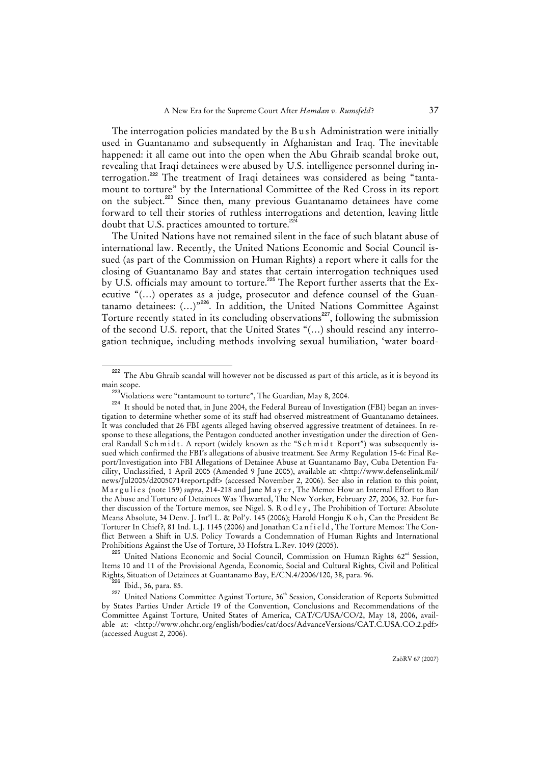The interrogation policies mandated by the Bush Administration were initially used in Guantanamo and subsequently in Afghanistan and Iraq. The inevitable happened: it all came out into the open when the Abu Ghraib scandal broke out, revealing that Iraqi detainees were abused by U.S. intelligence personnel during interrogation.[222] The treatment of Iraqi detainees was considered as being "tantamount to torture" by the International Committee of the Red Cross in its report on the subject.[223] Since then, many previous Guantanamo detainees have come forward to tell their stories of ruthless interrogations and detention, leaving little doubt that U.S. practices amounted to torture.[224]

The United Nations have not remained silent in the face of such blatant abuse of international law. Recently, the United Nations Economic and Social Council issued (as part of the Commission on Human Rights) a report where it calls for the closing of Guantanamo Bay and states that certain interrogation techniques used by U.S. officials may amount to torture.[225] The Report further asserts that the Executive "(...) operates as a judge, prosecutor and defence counsel of the Guantanamo detainees: (...)"[226]. In addition, the United Nations Committee Against Torture recently stated in its concluding observations[227], following the submission of the second U.S. report, that the United States "(...) should rescind any interrogation technique, including methods involving sexual humiliation, 'water board-

---

[222] The Abu Ghraib scandal will however not be discussed as part of this article, as it is beyond its main scope.

[223] Violations were "tantamount to torture", The Guardian, May 8, 2004.

[224] It should be noted that, in June 2004, the Federal Bureau of Investigation (FBI) began an investigation to determine whether some of its staff had observed mistreatment of Guantanamo detainees. It was concluded that 26 FBI agents alleged having observed aggressive treatment of detainees. In response to these allegations, the Pentagon conducted another investigation under the direction of General Randall Schmidt. A report (widely known as the "Schmidt Report") was subsequently issued which confirmed the FBI's allegations of abusive treatment. See Army Regulation 15-6: Final Report/Investigation into FBI Allegations of Detainee Abuse at Guantanamo Bay, Cuba Detention Facility, Unclassified, 1 April 2005 (Amended 9 June 2005), available at: <http://www.defenselink.mil/news/Jul2005/d20050714report.pdf> (accessed November 2, 2006). See also in relation to this point, Margulies (note 159) *supra*, 214-218 and Jane Mayer, The Memo: How an Internal Effort to Ban the Abuse and Torture of Detainees Was Thwarted, The New Yorker, February 27, 2006, 32. For further discussion of the Torture memos, see Nigel. S. Rodley, The Prohibition of Torture: Absolute Means Absolute, 34 Denv. J. Int'l L. & Pol'y. 145 (2006); Harold Hongju Koh, Can the President Be Torturer In Chief?, 81 Ind. L.J. 1145 (2006) and Jonathan Canfield, The Torture Memos: The Conflict Between a Shift in U.S. Policy Towards a Condemnation of Human Rights and International Prohibitions Against the Use of Torture, 33 Hofstra L.Rev. 1049 (2005).

[225] United Nations Economic and Social Council, Commission on Human Rights 62nd Session, Items 10 and 11 of the Provisional Agenda, Economic, Social and Cultural Rights, Civil and Political Rights, Situation of Detainees at Guantanamo Bay, E/CN.4/2006/120, 38, para. 96.

[226] Ibid., 36, para. 85.

[227] United Nations Committee Against Torture, 36th Session, Consideration of Reports Submitted by States Parties Under Article 19 of the Convention, Conclusions and Recommendations of the Committee Against Torture, United States of America, CAT/C/USA/CO/2, May 18, 2006, available at: <http://www.ohchr.org/english/bodies/cat/docs/AdvanceVersions/CAT.C.USA.CO.2.pdf> (accessed August 2, 2006).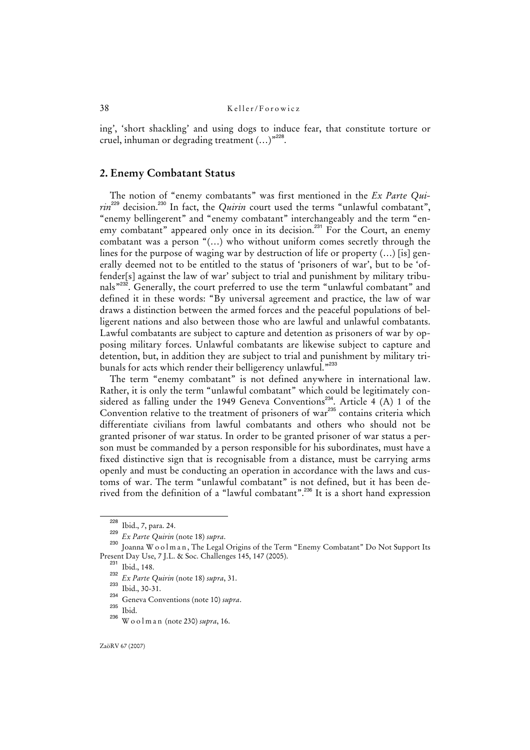ing', 'short shackling' and using dogs to induce fear, that constitute torture or cruel, inhuman or degrading treatment (…)"[228].

## 2. Enemy Combatant Status

The notion of "enemy combatants" was first mentioned in the *Ex Parte Quirin*[229] decision.[230] In fact, the *Quirin* court used the terms "unlawful combatant", "enemy bellingerent" and "enemy combatant" interchangeably and the term "enemy combatant" appeared only once in its decision.[231] For the Court, an enemy combatant was a person "(…) who without uniform comes secretly through the lines for the purpose of waging war by destruction of life or property (…) [is] generally deemed not to be entitled to the status of 'prisoners of war', but to be 'offender[s] against the law of war' subject to trial and punishment by military tribunals"[232]. Generally, the court preferred to use the term "unlawful combatant" and defined it in these words: "By universal agreement and practice, the law of war draws a distinction between the armed forces and the peaceful populations of belligerent nations and also between those who are lawful and unlawful combatants. Lawful combatants are subject to capture and detention as prisoners of war by opposing military forces. Unlawful combatants are likewise subject to capture and detention, but, in addition they are subject to trial and punishment by military tribunals for acts which render their belligerency unlawful."[233]

The term "enemy combatant" is not defined anywhere in international law. Rather, it is only the term "unlawful combatant" which could be legitimately considered as falling under the 1949 Geneva Conventions[234]. Article 4 (A) 1 of the Convention relative to the treatment of prisoners of war[235] contains criteria which differentiate civilians from lawful combatants and others who should not be granted prisoner of war status. In order to be granted prisoner of war status a person must be commanded by a person responsible for his subordinates, must have a fixed distinctive sign that is recognisable from a distance, must be carrying arms openly and must be conducting an operation in accordance with the laws and customs of war. The term "unlawful combatant" is not defined, but it has been derived from the definition of a "lawful combatant".[236] It is a short hand expression

---

[228] Ibid., 7, para. 24.

[229] *Ex Parte Quirin* (note 18) *supra*.

[230] Joanna Woolman, The Legal Origins of the Term "Enemy Combatant" Do Not Support Its Present Day Use, 7 J.L. & Soc. Challenges 145, 147 (2005).

[231] Ibid., 148.

[232] *Ex Parte Quirin* (note 18) *supra*, 31.

[233] Ibid., 30-31.

[234] Geneva Conventions (note 10) *supra*.

[235] Ibid.

[236] Woolman (note 230) *supra*, 16.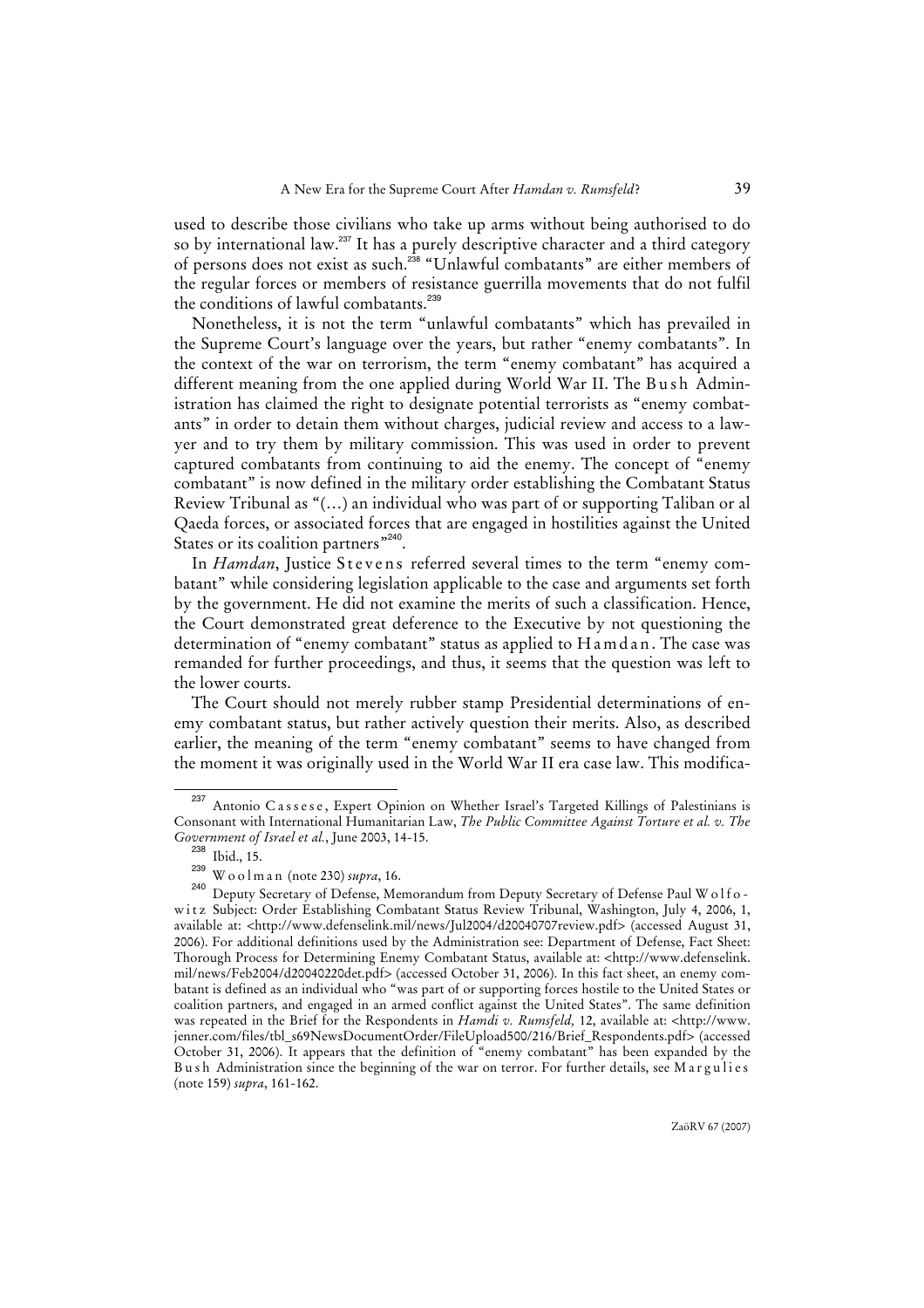used to describe those civilians who take up arms without being authorised to do so by international law.[237] It has a purely descriptive character and a third category of persons does not exist as such.[238] "Unlawful combatants" are either members of the regular forces or members of resistance guerrilla movements that do not fulfil the conditions of lawful combatants.[239]

Nonetheless, it is not the term "unlawful combatants" which has prevailed in the Supreme Court's language over the years, but rather "enemy combatants". In the context of the war on terrorism, the term "enemy combatant" has acquired a different meaning from the one applied during World War II. The Bush Administration has claimed the right to designate potential terrorists as "enemy combatants" in order to detain them without charges, judicial review and access to a lawyer and to try them by military commission. This was used in order to prevent captured combatants from continuing to aid the enemy. The concept of "enemy combatant" is now defined in the military order establishing the Combatant Status Review Tribunal as "(...) an individual who was part of or supporting Taliban or al Qaeda forces, or associated forces that are engaged in hostilities against the United States or its coalition partners"[240].

In *Hamdan*, Justice Stevens referred several times to the term "enemy combatant" while considering legislation applicable to the case and arguments set forth by the government. He did not examine the merits of such a classification. Hence, the Court demonstrated great deference to the Executive by not questioning the determination of "enemy combatant" status as applied to Hamdan. The case was remanded for further proceedings, and thus, it seems that the question was left to the lower courts.

The Court should not merely rubber stamp Presidential determinations of enemy combatant status, but rather actively question their merits. Also, as described earlier, the meaning of the term "enemy combatant" seems to have changed from the moment it was originally used in the World War II era case law. This modifica-

---

[237] Antonio Cassese, Expert Opinion on Whether Israel's Targeted Killings of Palestinians is Consonant with International Humanitarian Law, *The Public Committee Against Torture et al. v. The Government of Israel et al.*, June 2003, 14-15.

[238] Ibid., 15.

[239] Woolman (note 230) *supra*, 16.

[240] Deputy Secretary of Defense, Memorandum from Deputy Secretary of Defense Paul Wolfowitz Subject: Order Establishing Combatant Status Review Tribunal, Washington, July 4, 2006, 1, available at: <http://www.defenselink.mil/news/Jul2004/d20040707review.pdf> (accessed August 31, 2006). For additional definitions used by the Administration see: Department of Defense, Fact Sheet: Thorough Process for Determining Enemy Combatant Status, available at: <http://www.defenselink.mil/news/Feb2004/d20040220det.pdf> (accessed October 31, 2006). In this fact sheet, an enemy combatant is defined as an individual who "was part of or supporting forces hostile to the United States or coalition partners, and engaged in an armed conflict against the United States". The same definition was repeated in the Brief for the Respondents in *Hamdi v. Rumsfeld*, 12, available at: <http://www.jenner.com/files/tbl_s69NewsDocumentOrder/FileUpload500/216/Brief_Respondents.pdf> (accessed October 31, 2006). It appears that the definition of "enemy combatant" has been expanded by the Bush Administration since the beginning of the war on terror. For further details, see Margulies (note 159) *supra*, 161-162.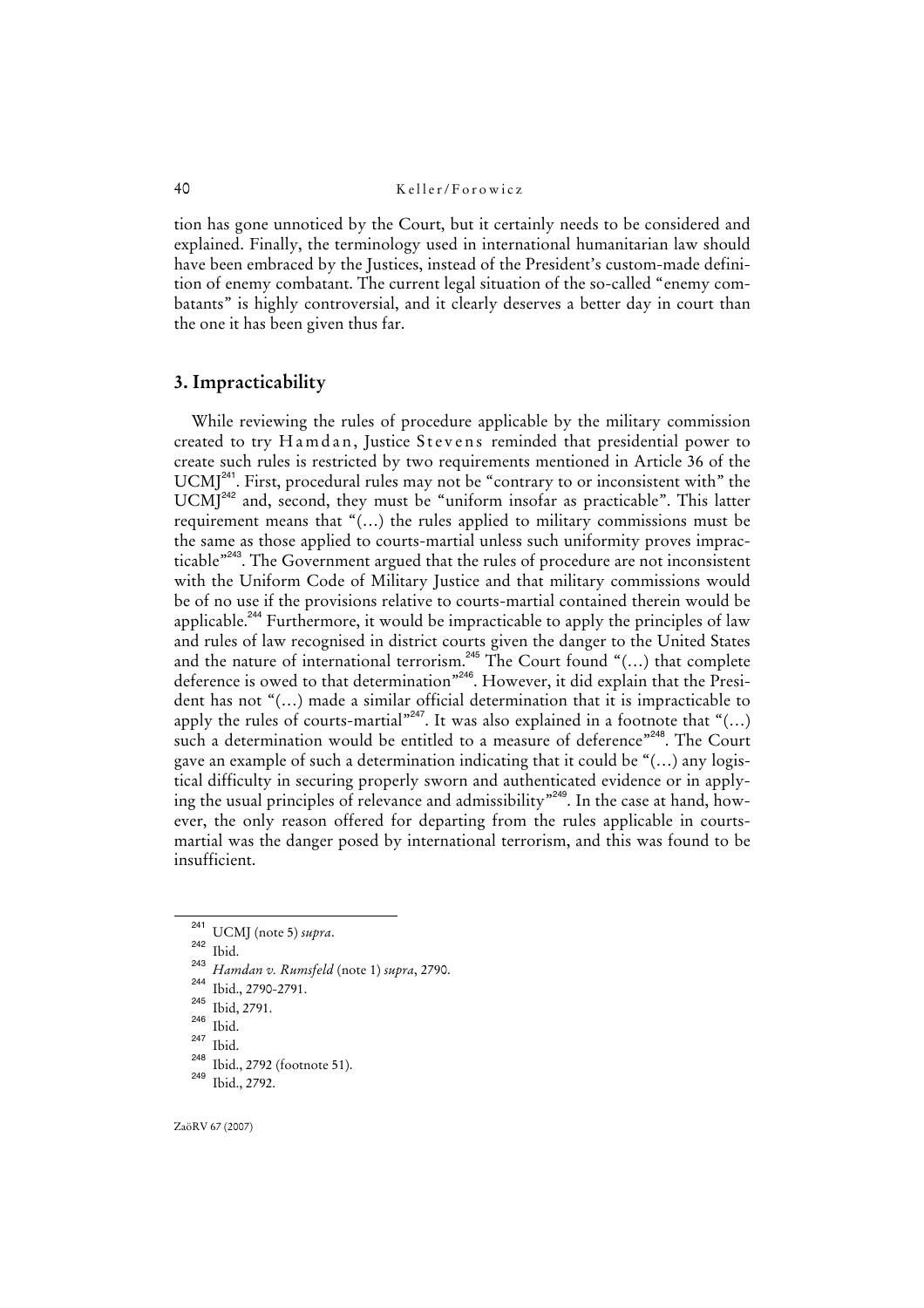tion has gone unnoticed by the Court, but it certainly needs to be considered and explained. Finally, the terminology used in international humanitarian law should have been embraced by the Justices, instead of the President's custom-made definition of enemy combatant. The current legal situation of the so-called "enemy combatants" is highly controversial, and it clearly deserves a better day in court than the one it has been given thus far.

## 3. Impracticability

While reviewing the rules of procedure applicable by the military commission created to try Hamdan, Justice Stevens reminded that presidential power to create such rules is restricted by two requirements mentioned in Article 36 of the UCMJ[241]. First, procedural rules may not be "contrary to or inconsistent with" the UCMJ[242] and, second, they must be "uniform insofar as practicable". This latter requirement means that "(...) the rules applied to military commissions must be the same as those applied to courts-martial unless such uniformity proves impracticable"[243]. The Government argued that the rules of procedure are not inconsistent with the Uniform Code of Military Justice and that military commissions would be of no use if the provisions relative to courts-martial contained therein would be applicable.[244] Furthermore, it would be impracticable to apply the principles of law and rules of law recognised in district courts given the danger to the United States and the nature of international terrorism.[245] The Court found "(...) that complete deference is owed to that determination"[246]. However, it did explain that the President has not "(...) made a similar official determination that it is impracticable to apply the rules of courts-martial"[247]. It was also explained in a footnote that "(...) such a determination would be entitled to a measure of deference"[248]. The Court gave an example of such a determination indicating that it could be "(...) any logistical difficulty in securing properly sworn and authenticated evidence or in applying the usual principles of relevance and admissibility"[249]. In the case at hand, however, the only reason offered for departing from the rules applicable in courts-martial was the danger posed by international terrorism, and this was found to be insufficient.

---

[241] UCMJ (note 5) *supra*.

[242] Ibid.

[243] *Hamdan v. Rumsfeld* (note 1) *supra*, 2790.

[244] Ibid., 2790-2791.

[245] Ibid, 2791.

[246] Ibid.

[247] Ibid.

[248] Ibid., 2792 (footnote 51).

[249] Ibid., 2792.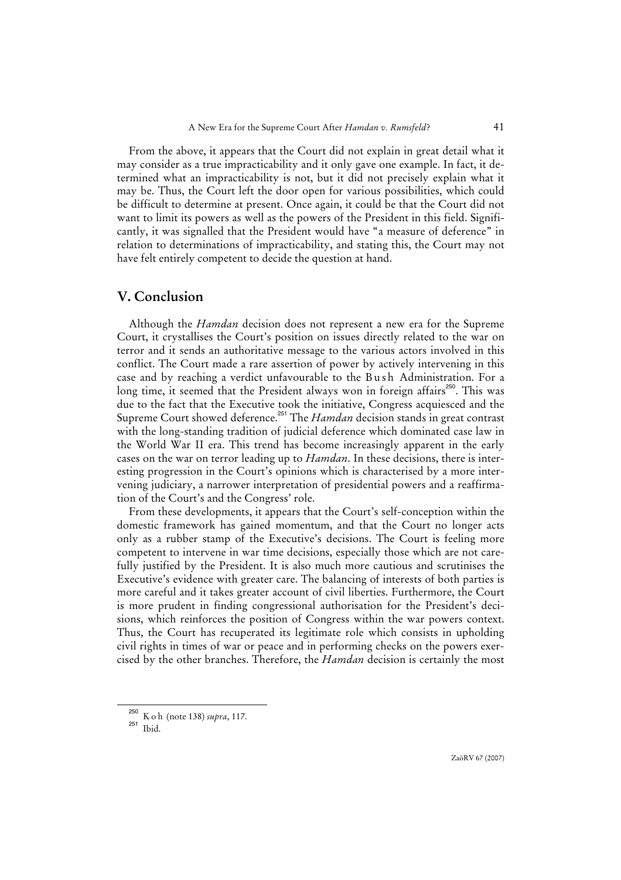From the above, it appears that the Court did not explain in great detail what it may consider as a true impracticability and it only gave one example. In fact, it determined what an impracticability is not, but it did not precisely explain what it may be. Thus, the Court left the door open for various possibilities, which could be difficult to determine at present. Once again, it could be that the Court did not want to limit its powers as well as the powers of the President in this field. Significantly, it was signalled that the President would have "a measure of deference" in relation to determinations of impracticability, and stating this, the Court may not have felt entirely competent to decide the question at hand.

## V. Conclusion

Although the *Hamdan* decision does not represent a new era for the Supreme Court, it crystallises the Court's position on issues directly related to the war on terror and it sends an authoritative message to the various actors involved in this conflict. The Court made a rare assertion of power by actively intervening in this case and by reaching a verdict unfavourable to the Bush Administration. For a long time, it seemed that the President always won in foreign affairs[250]. This was due to the fact that the Executive took the initiative, Congress acquiesced and the Supreme Court showed deference.[251] The *Hamdan* decision stands in great contrast with the long-standing tradition of judicial deference which dominated case law in the World War II era. This trend has become increasingly apparent in the early cases on the war on terror leading up to *Hamdan*. In these decisions, there is interesting progression in the Court's opinions which is characterised by a more intervening judiciary, a narrower interpretation of presidential powers and a reaffirmation of the Court's and the Congress' role.

From these developments, it appears that the Court's self-conception within the domestic framework has gained momentum, and that the Court no longer acts only as a rubber stamp of the Executive's decisions. The Court is feeling more competent to intervene in war time decisions, especially those which are not carefully justified by the President. It is also much more cautious and scrutinises the Executive's evidence with greater care. The balancing of interests of both parties is more careful and it takes greater account of civil liberties. Furthermore, the Court is more prudent in finding congressional authorisation for the President's decisions, which reinforces the position of Congress within the war powers context. Thus, the Court has recuperated its legitimate role which consists in upholding civil rights in times of war or peace and in performing checks on the powers exercised by the other branches. Therefore, the *Hamdan* decision is certainly the most

---

[250] Koh (note 138) *supra*, 117.

[251] Ibid.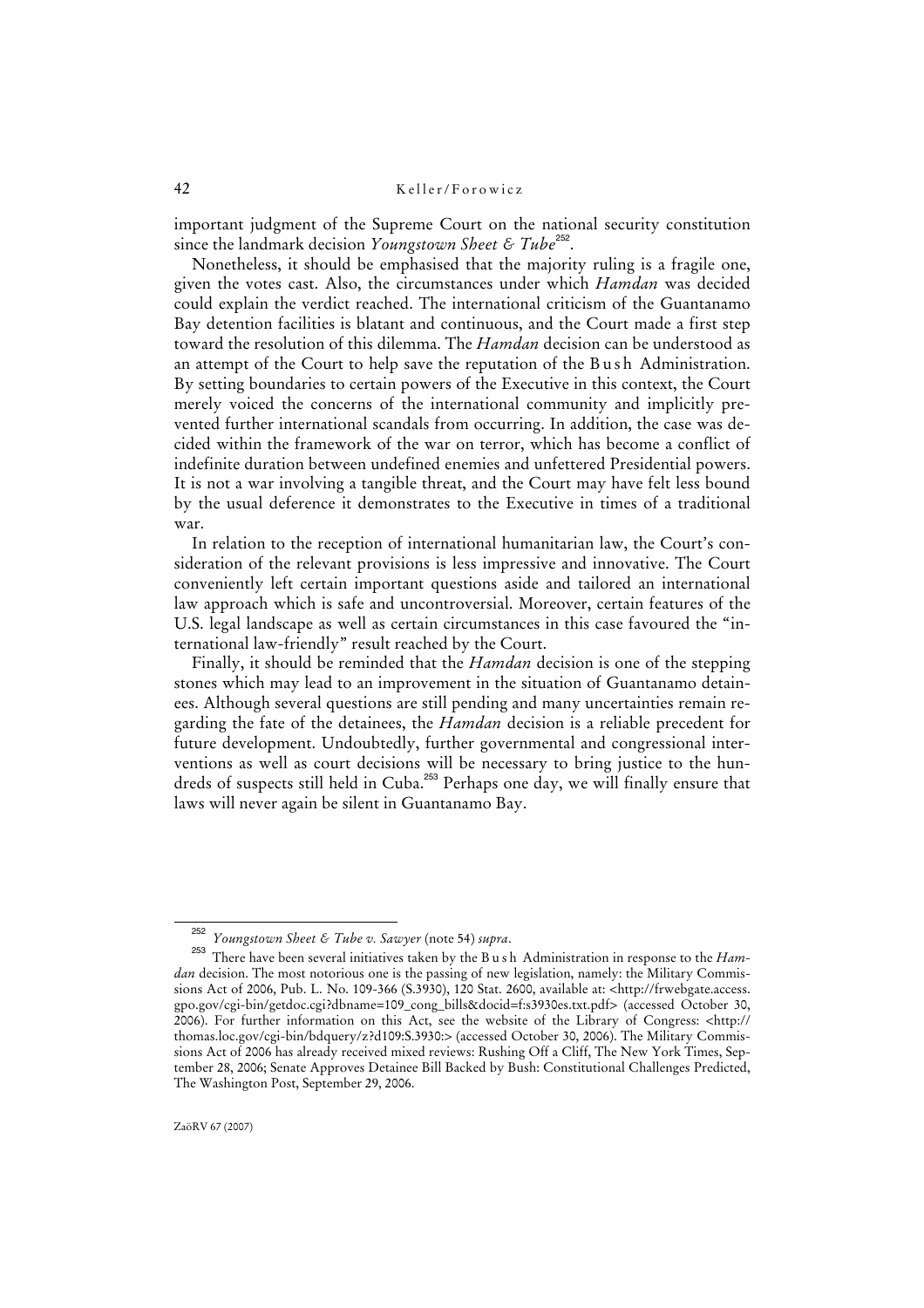important judgment of the Supreme Court on the national security constitution since the landmark decision *Youngstown Sheet & Tube*[252].

Nonetheless, it should be emphasised that the majority ruling is a fragile one, given the votes cast. Also, the circumstances under which *Hamdan* was decided could explain the verdict reached. The international criticism of the Guantanamo Bay detention facilities is blatant and continuous, and the Court made a first step toward the resolution of this dilemma. The *Hamdan* decision can be understood as an attempt of the Court to help save the reputation of the Bush Administration. By setting boundaries to certain powers of the Executive in this context, the Court merely voiced the concerns of the international community and implicitly prevented further international scandals from occurring. In addition, the case was decided within the framework of the war on terror, which has become a conflict of indefinite duration between undefined enemies and unfettered Presidential powers. It is not a war involving a tangible threat, and the Court may have felt less bound by the usual deference it demonstrates to the Executive in times of a traditional war.

In relation to the reception of international humanitarian law, the Court's consideration of the relevant provisions is less impressive and innovative. The Court conveniently left certain important questions aside and tailored an international law approach which is safe and uncontroversial. Moreover, certain features of the U.S. legal landscape as well as certain circumstances in this case favoured the "international law-friendly" result reached by the Court.

Finally, it should be reminded that the *Hamdan* decision is one of the stepping stones which may lead to an improvement in the situation of Guantanamo detainees. Although several questions are still pending and many uncertainties remain regarding the fate of the detainees, the *Hamdan* decision is a reliable precedent for future development. Undoubtedly, further governmental and congressional interventions as well as court decisions will be necessary to bring justice to the hundreds of suspects still held in Cuba.[253] Perhaps one day, we will finally ensure that laws will never again be silent in Guantanamo Bay.

---

[252] *Youngstown Sheet & Tube v. Sawyer* (note 54) *supra*.

[253] There have been several initiatives taken by the Bush Administration in response to the *Hamdan* decision. The most notorious one is the passing of new legislation, namely: the Military Commissions Act of 2006, Pub. L. No. 109-366 (S.3930), 120 Stat. 2600, available at: <http://frwebgate.access.gpo.gov/cgi-bin/getdoc.cgi?dbname=109_cong_bills&docid=f:s3930es.txt.pdf> (accessed October 30, 2006). For further information on this Act, see the website of the Library of Congress: <http://thomas.loc.gov/cgi-bin/bdquery/z?d109:S.3930:> (accessed October 30, 2006). The Military Commissions Act of 2006 has already received mixed reviews: Rushing Off a Cliff, The New York Times, September 28, 2006; Senate Approves Detainee Bill Backed by Bush: Constitutional Challenges Predicted, The Washington Post, September 29, 2006.